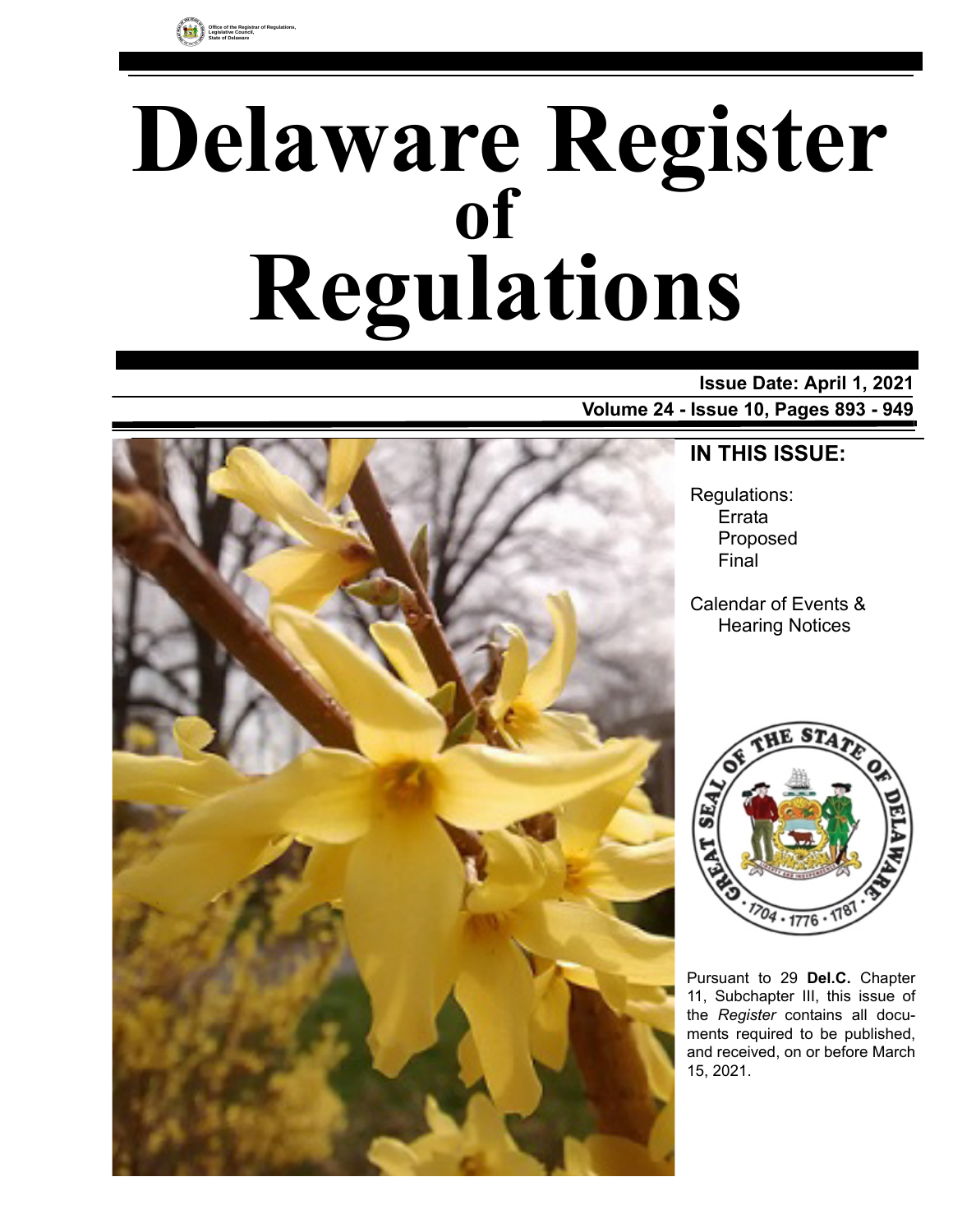Office of the Registrar of Regulations, Legislative Council, State of Delaware

# Delaware Register of Regulations

**Issue Date: April 1, 2021**

**Volume 24 - Issue 10, Pages 893 - 949**

## IN THIS ISSUE:

Regulations:
- Errata
- Proposed
- Final

Calendar of Events & Hearing Notices

Pursuant to 29 **Del.C.** Chapter 11, Subchapter III, this issue of the *Register* contains all documents required to be published, and received, on or before March 15, 2021.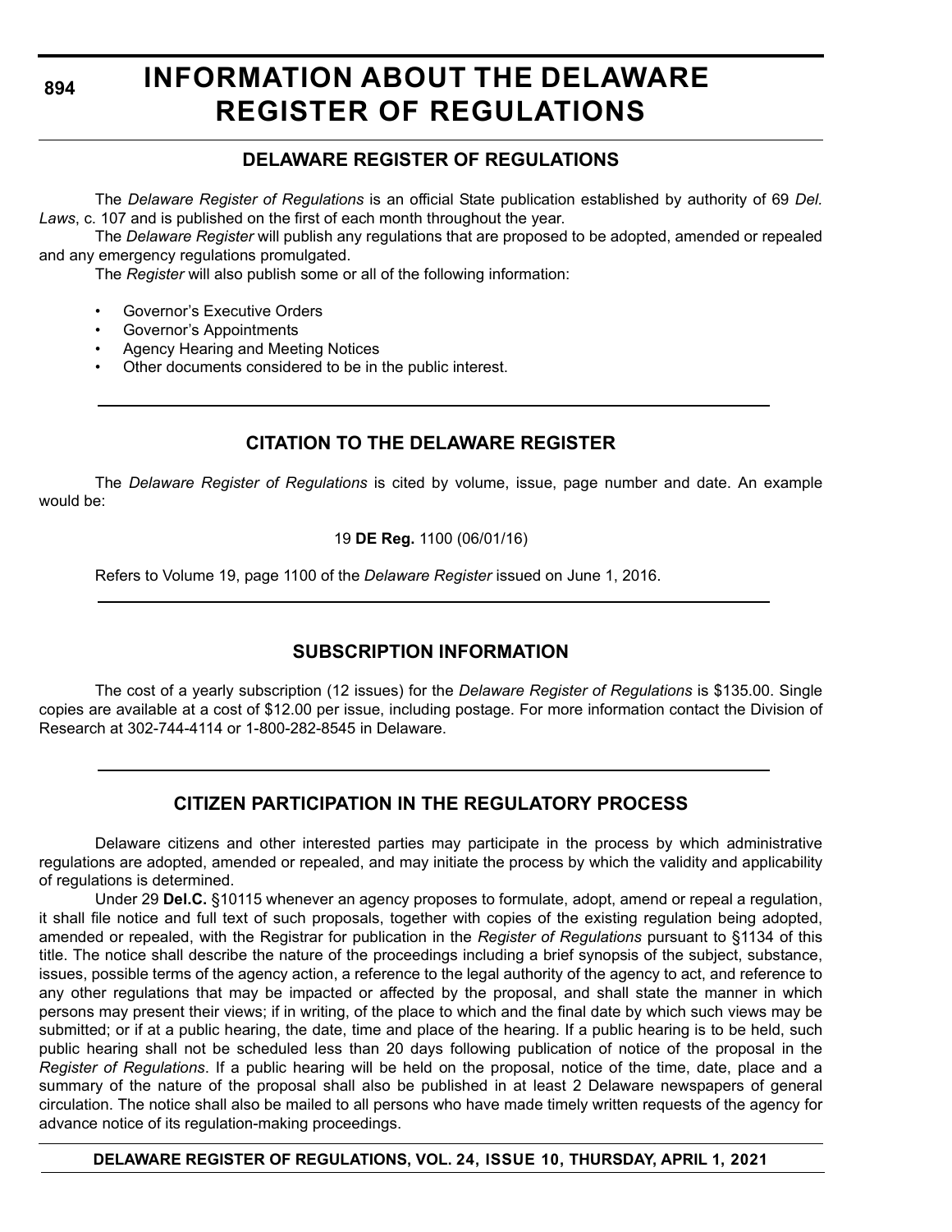# INFORMATION ABOUT THE DELAWARE REGISTER OF REGULATIONS

## DELAWARE REGISTER OF REGULATIONS

The *Delaware Register of Regulations* is an official State publication established by authority of 69 *Del. Laws*, c. 107 and is published on the first of each month throughout the year.

The *Delaware Register* will publish any regulations that are proposed to be adopted, amended or repealed and any emergency regulations promulgated.

The *Register* will also publish some or all of the following information:

- Governor's Executive Orders
- Governor's Appointments
- Agency Hearing and Meeting Notices
- Other documents considered to be in the public interest.

## CITATION TO THE DELAWARE REGISTER

The *Delaware Register of Regulations* is cited by volume, issue, page number and date. An example would be:

19 **DE Reg.** 1100 (06/01/16)

Refers to Volume 19, page 1100 of the *Delaware Register* issued on June 1, 2016.

## SUBSCRIPTION INFORMATION

The cost of a yearly subscription (12 issues) for the *Delaware Register of Regulations* is $135.00. Single copies are available at a cost of $12.00 per issue, including postage. For more information contact the Division of Research at 302-744-4114 or 1-800-282-8545 in Delaware.

## CITIZEN PARTICIPATION IN THE REGULATORY PROCESS

Delaware citizens and other interested parties may participate in the process by which administrative regulations are adopted, amended or repealed, and may initiate the process by which the validity and applicability of regulations is determined.

Under 29 **Del.C.** §10115 whenever an agency proposes to formulate, adopt, amend or repeal a regulation, it shall file notice and full text of such proposals, together with copies of the existing regulation being adopted, amended or repealed, with the Registrar for publication in the *Register of Regulations* pursuant to §1134 of this title. The notice shall describe the nature of the proceedings including a brief synopsis of the subject, substance, issues, possible terms of the agency action, a reference to the legal authority of the agency to act, and reference to any other regulations that may be impacted or affected by the proposal, and shall state the manner in which persons may present their views; if in writing, of the place to which and the final date by which such views may be submitted; or if at a public hearing, the date, time and place of the hearing. If a public hearing is to be held, such public hearing shall not be scheduled less than 20 days following publication of notice of the proposal in the *Register of Regulations*. If a public hearing will be held on the proposal, notice of the time, date, place and a summary of the nature of the proposal shall also be published in at least 2 Delaware newspapers of general circulation. The notice shall also be mailed to all persons who have made timely written requests of the agency for advance notice of its regulation-making proceedings.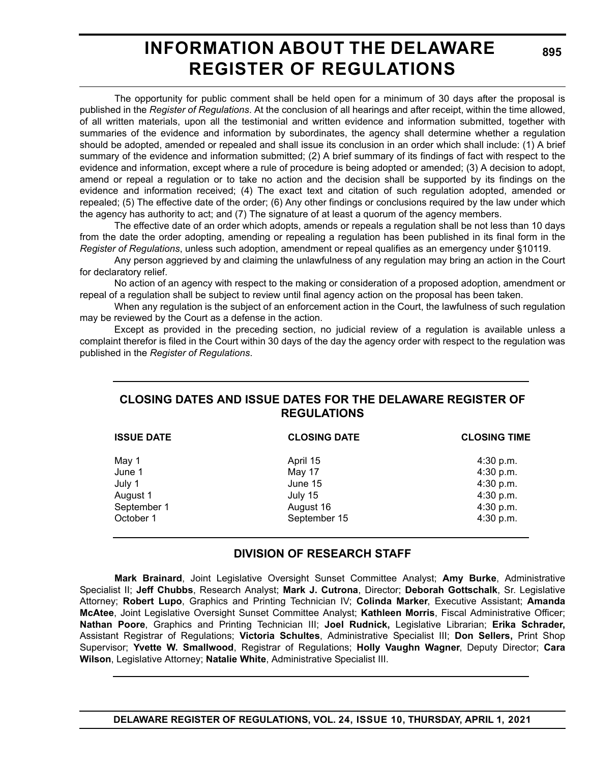# INFORMATION ABOUT THE DELAWARE REGISTER OF REGULATIONS

The opportunity for public comment shall be held open for a minimum of 30 days after the proposal is published in the *Register of Regulations*. At the conclusion of all hearings and after receipt, within the time allowed, of all written materials, upon all the testimonial and written evidence and information submitted, together with summaries of the evidence and information by subordinates, the agency shall determine whether a regulation should be adopted, amended or repealed and shall issue its conclusion in an order which shall include: (1) A brief summary of the evidence and information submitted; (2) A brief summary of its findings of fact with respect to the evidence and information, except where a rule of procedure is being adopted or amended; (3) A decision to adopt, amend or repeal a regulation or to take no action and the decision shall be supported by its findings on the evidence and information received; (4) The exact text and citation of such regulation adopted, amended or repealed; (5) The effective date of the order; (6) Any other findings or conclusions required by the law under which the agency has authority to act; and (7) The signature of at least a quorum of the agency members.

The effective date of an order which adopts, amends or repeals a regulation shall be not less than 10 days from the date the order adopting, amending or repealing a regulation has been published in its final form in the *Register of Regulations*, unless such adoption, amendment or repeal qualifies as an emergency under §10119.

Any person aggrieved by and claiming the unlawfulness of any regulation may bring an action in the Court for declaratory relief.

No action of an agency with respect to the making or consideration of a proposed adoption, amendment or repeal of a regulation shall be subject to review until final agency action on the proposal has been taken.

When any regulation is the subject of an enforcement action in the Court, the lawfulness of such regulation may be reviewed by the Court as a defense in the action.

Except as provided in the preceding section, no judicial review of a regulation is available unless a complaint therefor is filed in the Court within 30 days of the day the agency order with respect to the regulation was published in the *Register of Regulations*.

## CLOSING DATES AND ISSUE DATES FOR THE DELAWARE REGISTER OF REGULATIONS

| ISSUE DATE | CLOSING DATE | CLOSING TIME |
|---|---|---|
| May 1 | April 15 | 4:30 p.m. |
| June 1 | May 17 | 4:30 p.m. |
| July 1 | June 15 | 4:30 p.m. |
| August 1 | July 15 | 4:30 p.m. |
| September 1 | August 16 | 4:30 p.m. |
| October 1 | September 15 | 4:30 p.m. |

## DIVISION OF RESEARCH STAFF

**Mark Brainard**, Joint Legislative Oversight Sunset Committee Analyst; **Amy Burke**, Administrative Specialist II; **Jeff Chubbs**, Research Analyst; **Mark J. Cutrona**, Director; **Deborah Gottschalk**, Sr. Legislative Attorney; **Robert Lupo**, Graphics and Printing Technician IV; **Colinda Marker**, Executive Assistant; **Amanda McAtee**, Joint Legislative Oversight Sunset Committee Analyst; **Kathleen Morris**, Fiscal Administrative Officer; **Nathan Poore**, Graphics and Printing Technician III; **Joel Rudnick,** Legislative Librarian; **Erika Schrader,** Assistant Registrar of Regulations; **Victoria Schultes**, Administrative Specialist III; **Don Sellers,** Print Shop Supervisor; **Yvette W. Smallwood**, Registrar of Regulations; **Holly Vaughn Wagner**, Deputy Director; **Cara Wilson**, Legislative Attorney; **Natalie White**, Administrative Specialist III.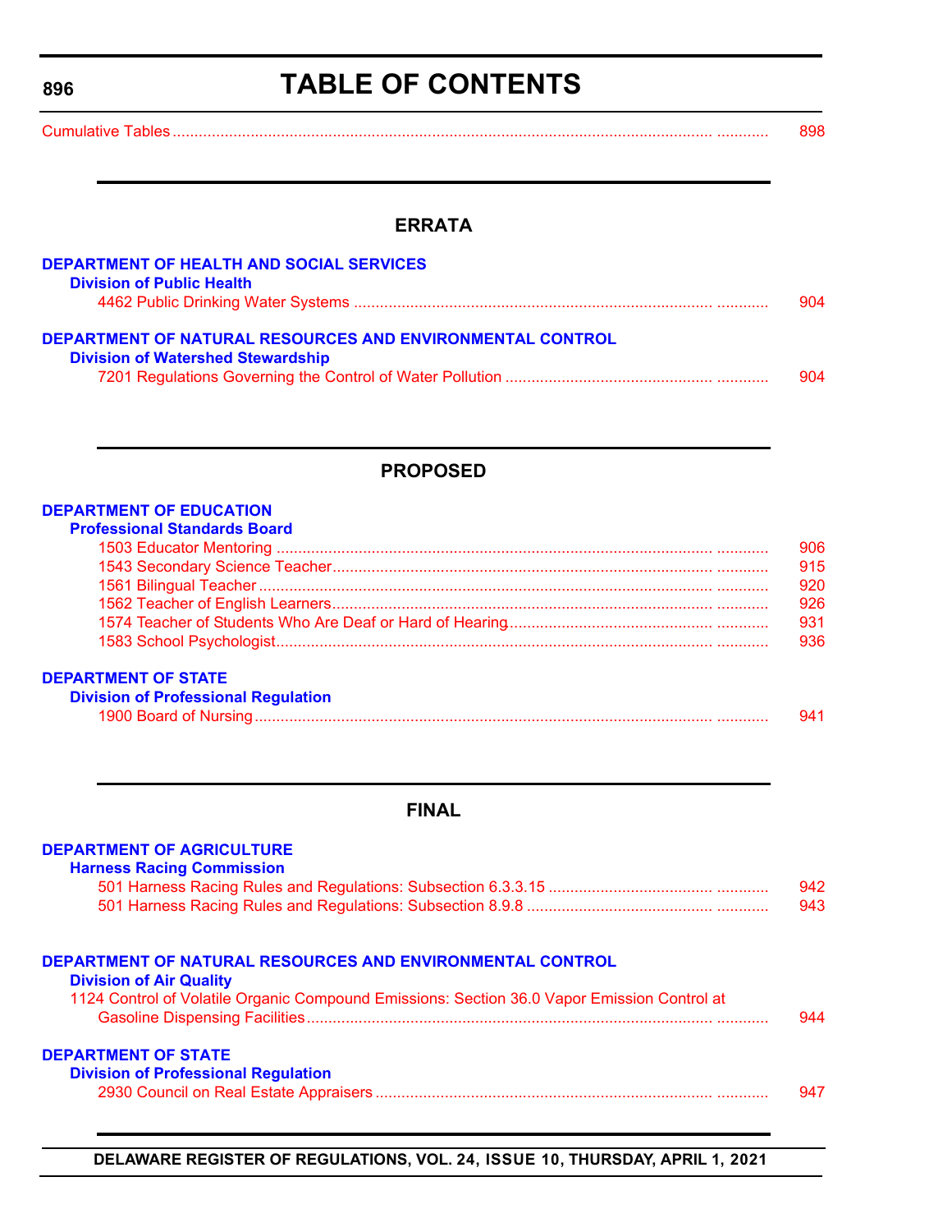# TABLE OF CONTENTS

Cumulative Tables ............ 898

## ERRATA

**DEPARTMENT OF HEALTH AND SOCIAL SERVICES**

**Division of Public Health**

4462 Public Drinking Water Systems ............ 904

**DEPARTMENT OF NATURAL RESOURCES AND ENVIRONMENTAL CONTROL**

**Division of Watershed Stewardship**

7201 Regulations Governing the Control of Water Pollution ............ 904

## PROPOSED

**DEPARTMENT OF EDUCATION**

**Professional Standards Board**

1503 Educator Mentoring ............ 906
1543 Secondary Science Teacher ............ 915
1561 Bilingual Teacher ............ 920
1562 Teacher of English Learners ............ 926
1574 Teacher of Students Who Are Deaf or Hard of Hearing ............ 931
1583 School Psychologist ............ 936

**DEPARTMENT OF STATE**

**Division of Professional Regulation**

1900 Board of Nursing ............ 941

## FINAL

**DEPARTMENT OF AGRICULTURE**

**Harness Racing Commission**

501 Harness Racing Rules and Regulations: Subsection 6.3.3.15 ............ 942
501 Harness Racing Rules and Regulations: Subsection 8.9.8 ............ 943

**DEPARTMENT OF NATURAL RESOURCES AND ENVIRONMENTAL CONTROL**

**Division of Air Quality**

1124 Control of Volatile Organic Compound Emissions: Section 36.0 Vapor Emission Control at Gasoline Dispensing Facilities ............ 944

**DEPARTMENT OF STATE**

**Division of Professional Regulation**

2930 Council on Real Estate Appraisers ............ 947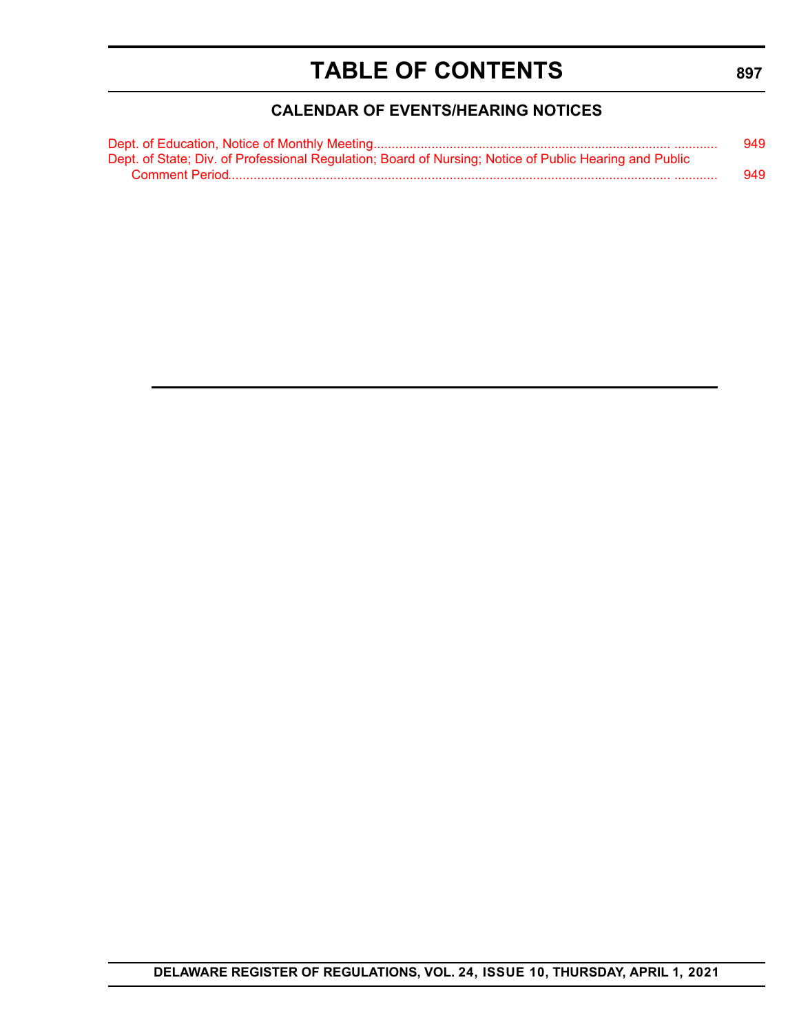# TABLE OF CONTENTS

## CALENDAR OF EVENTS/HEARING NOTICES

Dept. of Education, Notice of Monthly Meeting........................................................................................ 949

Dept. of State; Div. of Professional Regulation; Board of Nursing; Notice of Public Hearing and Public Comment Period........................................................................................................................ 949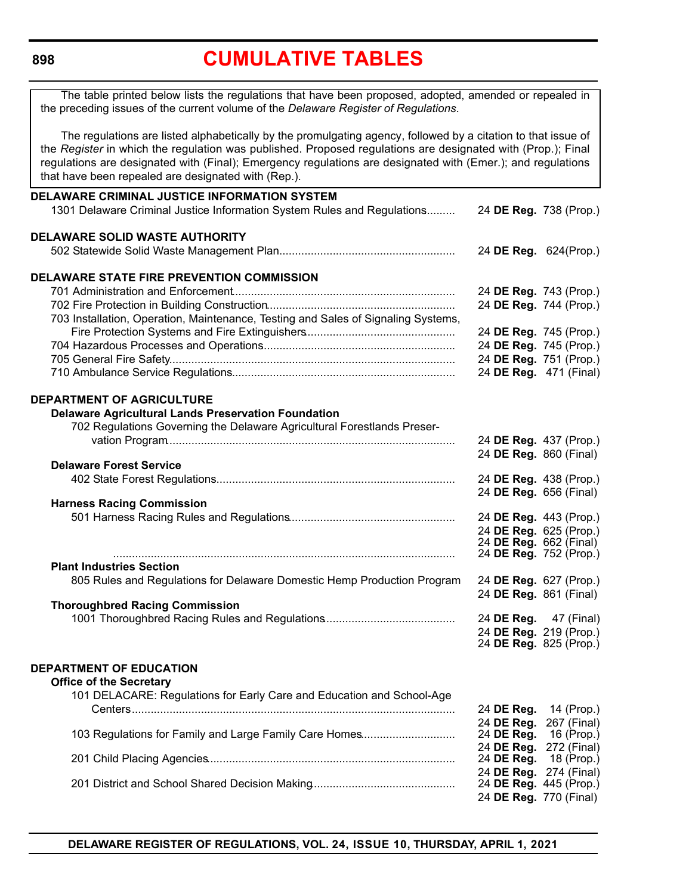# CUMULATIVE TABLES

The table printed below lists the regulations that have been proposed, adopted, amended or repealed in the preceding issues of the current volume of the *Delaware Register of Regulations*.

The regulations are listed alphabetically by the promulgating agency, followed by a citation to that issue of the *Register* in which the regulation was published. Proposed regulations are designated with (Prop.); Final regulations are designated with (Final); Emergency regulations are designated with (Emer.); and regulations that have been repealed are designated with (Rep.).

**DELAWARE CRIMINAL JUSTICE INFORMATION SYSTEM**

1301 Delaware Criminal Justice Information System Rules and Regulations......... 24 **DE Reg.** 738 (Prop.)

**DELAWARE SOLID WASTE AUTHORITY**

502 Statewide Solid Waste Management Plan........................................................ 24 **DE Reg.** 624(Prop.)

**DELAWARE STATE FIRE PREVENTION COMMISSION**

701 Administration and Enforcement...................................................................... 24 **DE Reg.** 743 (Prop.)
702 Fire Protection in Building Construction........................................................... 24 **DE Reg.** 744 (Prop.)
703 Installation, Operation, Maintenance, Testing and Sales of Signaling Systems, Fire Protection Systems and Fire Extinguishers............................................... 24 **DE Reg.** 745 (Prop.)
704 Hazardous Processes and Operations............................................................. 24 **DE Reg.** 745 (Prop.)
705 General Fire Safety........................................................................................... 24 **DE Reg.** 751 (Prop.)
710 Ambulance Service Regulations....................................................................... 24 **DE Reg.** 471 (Final)

**DEPARTMENT OF AGRICULTURE**

**Delaware Agricultural Lands Preservation Foundation**

702 Regulations Governing the Delaware Agricultural Forestlands Preservation Program........................................................................................... 24 **DE Reg.** 437 (Prop.)
24 **DE Reg.** 860 (Final)

**Delaware Forest Service**

402 State Forest Regulations............................................................................ 24 **DE Reg.** 438 (Prop.)
24 **DE Reg.** 656 (Final)

**Harness Racing Commission**

501 Harness Racing Rules and Regulations..................................................... 24 **DE Reg.** 443 (Prop.)
24 **DE Reg.** 625 (Prop.)
24 **DE Reg.** 662 (Final)
............................................................................................................ 24 **DE Reg.** 752 (Prop.)

**Plant Industries Section**

805 Rules and Regulations for Delaware Domestic Hemp Production Program 24 **DE Reg.** 627 (Prop.)
24 **DE Reg.** 861 (Final)

**Thoroughbred Racing Commission**

1001 Thoroughbred Racing Rules and Regulations.......................................... 24 **DE Reg.** 47 (Final)
24 **DE Reg.** 219 (Prop.)
24 **DE Reg.** 825 (Prop.)

**DEPARTMENT OF EDUCATION**

**Office of the Secretary**

101 DELACARE: Regulations for Early Care and Education and School-Age Centers....................................................................................................... 24 **DE Reg.** 14 (Prop.)
24 **DE Reg.** 267 (Final)
103 Regulations for Family and Large Family Care Homes............................. 24 **DE Reg.** 16 (Prop.)
24 **DE Reg.** 272 (Final)
201 Child Placing Agencies.............................................................................. 24 **DE Reg.** 18 (Prop.)
24 **DE Reg.** 274 (Final)
201 District and School Shared Decision Making............................................. 24 **DE Reg.** 445 (Prop.)
24 **DE Reg.** 770 (Final)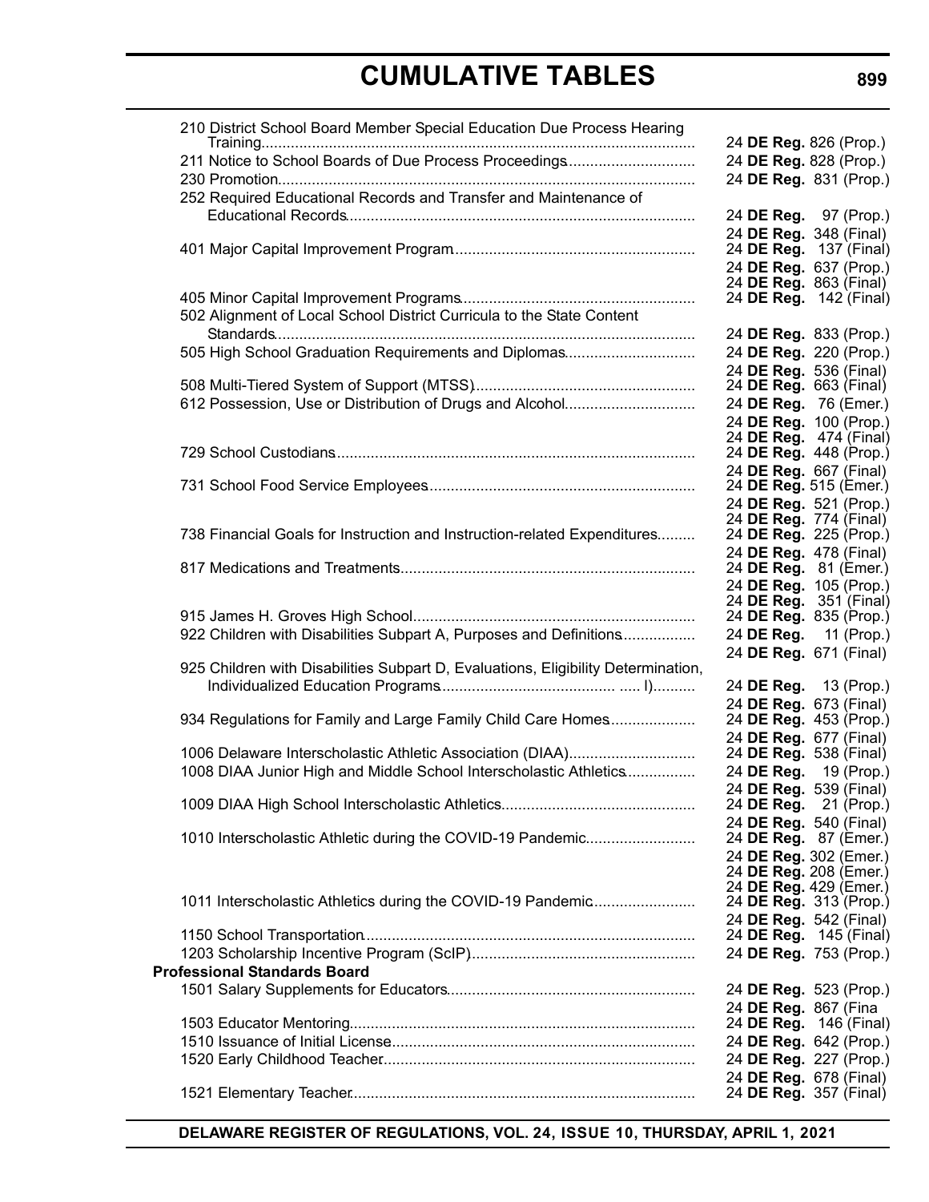| Regulation | Citation |
|---|---|
| 210 District School Board Member Special Education Due Process Hearing Training | 24 **DE Reg.** 826 (Prop.) |
| 211 Notice to School Boards of Due Process Proceedings | 24 **DE Reg.** 828 (Prop.) |
| 230 Promotion | 24 **DE Reg.** 831 (Prop.) |
| 252 Required Educational Records and Transfer and Maintenance of Educational Records | 24 **DE Reg.** 97 (Prop.) |
| | 24 **DE Reg.** 348 (Final) |
| 401 Major Capital Improvement Program | 24 **DE Reg.** 137 (Final) |
| | 24 **DE Reg.** 637 (Prop.) |
| | 24 **DE Reg.** 863 (Final) |
| 405 Minor Capital Improvement Programs | 24 **DE Reg.** 142 (Final) |
| 502 Alignment of Local School District Curricula to the State Content Standards | 24 **DE Reg.** 833 (Prop.) |
| 505 High School Graduation Requirements and Diplomas | 24 **DE Reg.** 220 (Prop.) |
| | 24 **DE Reg.** 536 (Final) |
| 508 Multi-Tiered System of Support (MTSS) | 24 **DE Reg.** 663 (Final) |
| 612 Possession, Use or Distribution of Drugs and Alcohol | 24 **DE Reg.** 76 (Emer.) |
| | 24 **DE Reg.** 100 (Prop.) |
| | 24 **DE Reg.** 474 (Final) |
| 729 School Custodians | 24 **DE Reg.** 448 (Prop.) |
| | 24 **DE Reg.** 667 (Final) |
| 731 School Food Service Employees | 24 **DE Reg.** 515 (Emer.) |
| | 24 **DE Reg.** 521 (Prop.) |
| | 24 **DE Reg.** 774 (Final) |
| 738 Financial Goals for Instruction and Instruction-related Expenditures | 24 **DE Reg.** 225 (Prop.) |
| | 24 **DE Reg.** 478 (Final) |
| 817 Medications and Treatments | 24 **DE Reg.** 81 (Emer.) |
| | 24 **DE Reg.** 105 (Prop.) |
| | 24 **DE Reg.** 351 (Final) |
| 915 James H. Groves High School | 24 **DE Reg.** 835 (Prop.) |
| 922 Children with Disabilities Subpart A, Purposes and Definitions | 24 **DE Reg.** 11 (Prop.) |
| | 24 **DE Reg.** 671 (Final) |
| 925 Children with Disabilities Subpart D, Evaluations, Eligibility Determination, Individualized Education Programs ..... I) | 24 **DE Reg.** 13 (Prop.) |
| | 24 **DE Reg.** 673 (Final) |
| 934 Regulations for Family and Large Family Child Care Homes | 24 **DE Reg.** 453 (Prop.) |
| | 24 **DE Reg.** 677 (Final) |
| 1006 Delaware Interscholastic Athletic Association (DIAA) | 24 **DE Reg.** 538 (Final) |
| 1008 DIAA Junior High and Middle School Interscholastic Athletics | 24 **DE Reg.** 19 (Prop.) |
| | 24 **DE Reg.** 539 (Final) |
| 1009 DIAA High School Interscholastic Athletics | 24 **DE Reg.** 21 (Prop.) |
| | 24 **DE Reg.** 540 (Final) |
| 1010 Interscholastic Athletic during the COVID-19 Pandemic | 24 **DE Reg.** 87 (Emer.) |
| | 24 **DE Reg.** 302 (Emer.) |
| | 24 **DE Reg.** 208 (Emer.) |
| | 24 **DE Reg.** 429 (Emer.) |
| 1011 Interscholastic Athletics during the COVID-19 Pandemic | 24 **DE Reg.** 313 (Prop.) |
| | 24 **DE Reg.** 542 (Final) |
| 1150 School Transportation | 24 **DE Reg.** 145 (Final) |
| 1203 Scholarship Incentive Program (ScIP) | 24 **DE Reg.** 753 (Prop.) |
| **Professional Standards Board** | |
| 1501 Salary Supplements for Educators | 24 **DE Reg.** 523 (Prop.) |
| | 24 **DE Reg.** 867 (Fina |
| 1503 Educator Mentoring | 24 **DE Reg.** 146 (Final) |
| 1510 Issuance of Initial License | 24 **DE Reg.** 642 (Prop.) |
| 1520 Early Childhood Teacher | 24 **DE Reg.** 227 (Prop.) |
| | 24 **DE Reg.** 678 (Final) |
| 1521 Elementary Teacher | 24 **DE Reg.** 357 (Final) |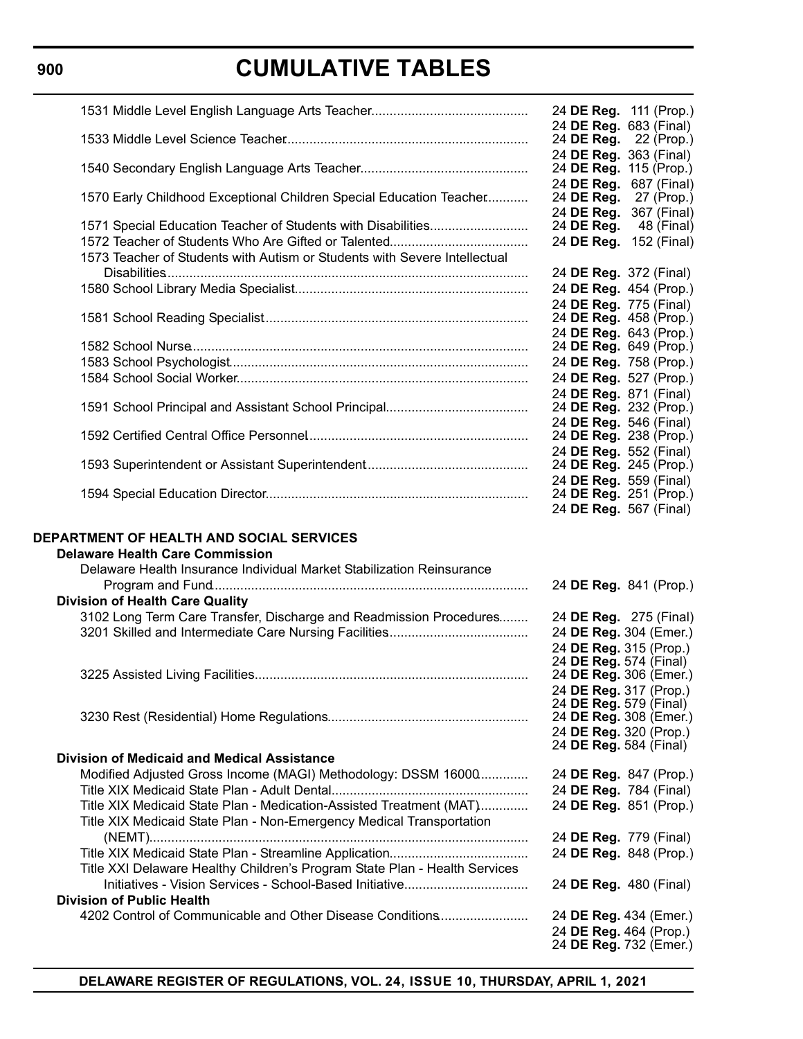| Regulation | Citation |
|---|---|
| 1531 Middle Level English Language Arts Teacher | 24 **DE Reg.** 111 (Prop.) |
| | 24 **DE Reg.** 683 (Final) |
| 1533 Middle Level Science Teacher | 24 **DE Reg.** 22 (Prop.) |
| | 24 **DE Reg.** 363 (Final) |
| 1540 Secondary English Language Arts Teacher | 24 **DE Reg.** 115 (Prop.) |
| | 24 **DE Reg.** 687 (Final) |
| 1570 Early Childhood Exceptional Children Special Education Teacher | 24 **DE Reg.** 27 (Prop.) |
| | 24 **DE Reg.** 367 (Final) |
| 1571 Special Education Teacher of Students with Disabilities | 24 **DE Reg.** 48 (Final) |
| 1572 Teacher of Students Who Are Gifted or Talented | 24 **DE Reg.** 152 (Final) |
| 1573 Teacher of Students with Autism or Students with Severe Intellectual Disabilities | 24 **DE Reg.** 372 (Final) |
| 1580 School Library Media Specialist | 24 **DE Reg.** 454 (Prop.) |
| | 24 **DE Reg.** 775 (Final) |
| 1581 School Reading Specialist | 24 **DE Reg.** 458 (Prop.) |
| | 24 **DE Reg.** 643 (Prop.) |
| 1582 School Nurse | 24 **DE Reg.** 649 (Prop.) |
| 1583 School Psychologist | 24 **DE Reg.** 758 (Prop.) |
| 1584 School Social Worker | 24 **DE Reg.** 527 (Prop.) |
| | 24 **DE Reg.** 871 (Final) |
| 1591 School Principal and Assistant School Principal | 24 **DE Reg.** 232 (Prop.) |
| | 24 **DE Reg.** 546 (Final) |
| 1592 Certified Central Office Personnel | 24 **DE Reg.** 238 (Prop.) |
| | 24 **DE Reg.** 552 (Final) |
| 1593 Superintendent or Assistant Superintendent | 24 **DE Reg.** 245 (Prop.) |
| | 24 **DE Reg.** 559 (Final) |
| 1594 Special Education Director | 24 **DE Reg.** 251 (Prop.) |
| | 24 **DE Reg.** 567 (Final) |

## DEPARTMENT OF HEALTH AND SOCIAL SERVICES

### Delaware Health Care Commission

| Regulation | Citation |
|---|---|
| Delaware Health Insurance Individual Market Stabilization Reinsurance Program and Fund | 24 **DE Reg.** 841 (Prop.) |

### Division of Health Care Quality

| Regulation | Citation |
|---|---|
| 3102 Long Term Care Transfer, Discharge and Readmission Procedures | 24 **DE Reg.** 275 (Final) |
| 3201 Skilled and Intermediate Care Nursing Facilities | 24 **DE Reg.** 304 (Emer.) |
| | 24 **DE Reg.** 315 (Prop.) |
| | 24 **DE Reg.** 574 (Final) |
| 3225 Assisted Living Facilities | 24 **DE Reg.** 306 (Emer.) |
| | 24 **DE Reg.** 317 (Prop.) |
| | 24 **DE Reg.** 579 (Final) |
| 3230 Rest (Residential) Home Regulations | 24 **DE Reg.** 308 (Emer.) |
| | 24 **DE Reg.** 320 (Prop.) |
| | 24 **DE Reg.** 584 (Final) |

### Division of Medicaid and Medical Assistance

| Regulation | Citation |
|---|---|
| Modified Adjusted Gross Income (MAGI) Methodology: DSSM 16000 | 24 **DE Reg.** 847 (Prop.) |
| Title XIX Medicaid State Plan - Adult Dental | 24 **DE Reg.** 784 (Final) |
| Title XIX Medicaid State Plan - Medication-Assisted Treatment (MAT) | 24 **DE Reg.** 851 (Prop.) |
| Title XIX Medicaid State Plan - Non-Emergency Medical Transportation (NEMT) | 24 **DE Reg.** 779 (Final) |
| Title XIX Medicaid State Plan - Streamline Application | 24 **DE Reg.** 848 (Prop.) |
| Title XXI Delaware Healthy Children's Program State Plan - Health Services Initiatives - Vision Services - School-Based Initiative | 24 **DE Reg.** 480 (Final) |

### Division of Public Health

| Regulation | Citation |
|---|---|
| 4202 Control of Communicable and Other Disease Conditions | 24 **DE Reg.** 434 (Emer.) |
| | 24 **DE Reg.** 464 (Prop.) |
| | 24 **DE Reg.** 732 (Emer.) |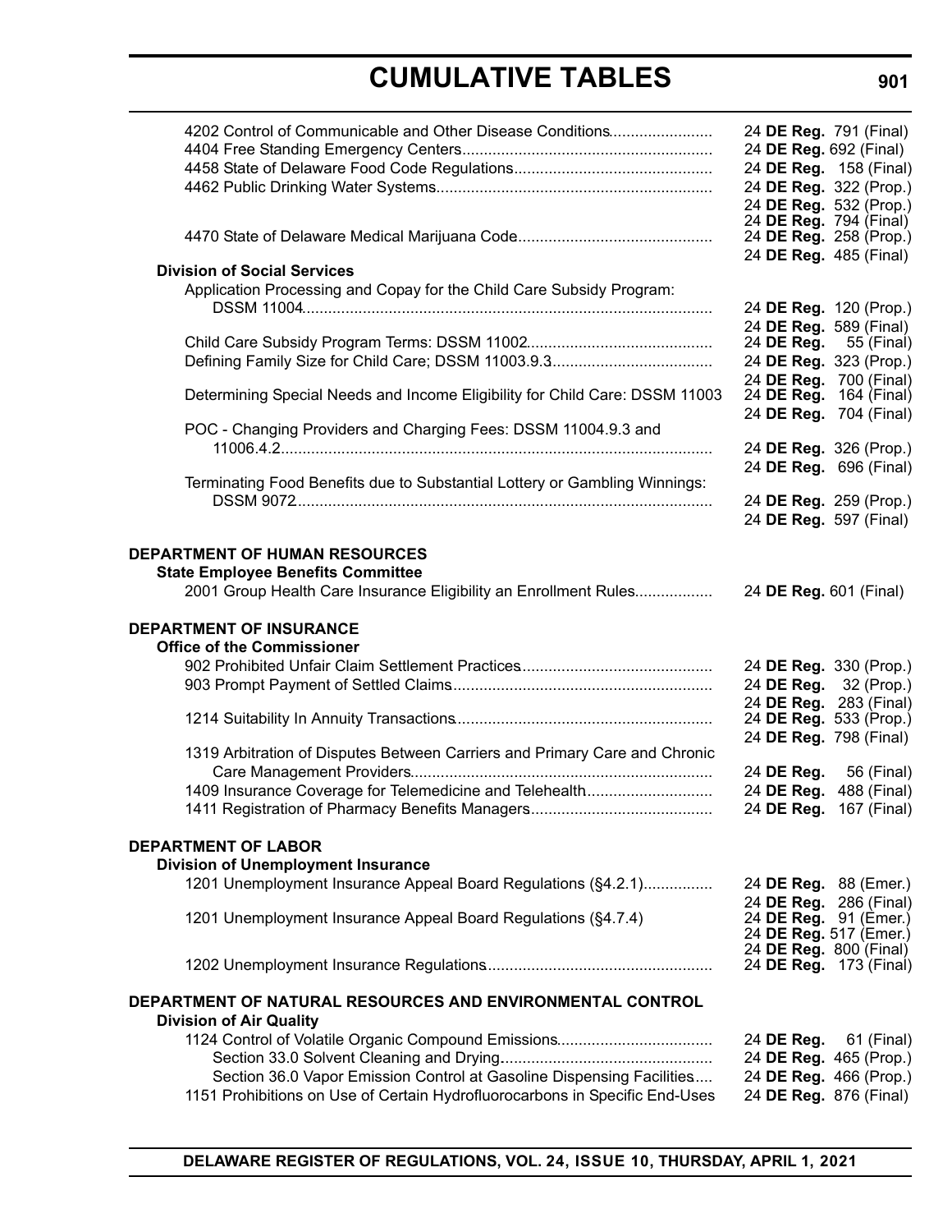# CUMULATIVE TABLES

| Regulation | Citation |
|---|---|
| 4202 Control of Communicable and Other Disease Conditions | 24 **DE Reg.** 791 (Final) |
| 4404 Free Standing Emergency Centers | 24 **DE Reg.** 692 (Final) |
| 4458 State of Delaware Food Code Regulations | 24 **DE Reg.** 158 (Final) |
| 4462 Public Drinking Water Systems | 24 **DE Reg.** 322 (Prop.) |
| | 24 **DE Reg.** 532 (Prop.) |
| | 24 **DE Reg.** 794 (Final) |
| 4470 State of Delaware Medical Marijuana Code | 24 **DE Reg.** 258 (Prop.) |
| | 24 **DE Reg.** 485 (Final) |
| **Division of Social Services** | |
| Application Processing and Copay for the Child Care Subsidy Program: DSSM 11004 | 24 **DE Reg.** 120 (Prop.) |
| | 24 **DE Reg.** 589 (Final) |
| Child Care Subsidy Program Terms: DSSM 11002 | 24 **DE Reg.** 55 (Final) |
| Defining Family Size for Child Care; DSSM 11003.9.3 | 24 **DE Reg.** 323 (Prop.) |
| | 24 **DE Reg.** 700 (Final) |
| Determining Special Needs and Income Eligibility for Child Care: DSSM 11003 | 24 **DE Reg.** 164 (Final) |
| | 24 **DE Reg.** 704 (Final) |
| POC - Changing Providers and Charging Fees: DSSM 11004.9.3 and 11006.4.2 | 24 **DE Reg.** 326 (Prop.) |
| | 24 **DE Reg.** 696 (Final) |
| Terminating Food Benefits due to Substantial Lottery or Gambling Winnings: DSSM 9072 | 24 **DE Reg.** 259 (Prop.) |
| | 24 **DE Reg.** 597 (Final) |

**DEPARTMENT OF HUMAN RESOURCES**

| Regulation | Citation |
|---|---|
| **State Employee Benefits Committee** | |
| 2001 Group Health Care Insurance Eligibility an Enrollment Rules | 24 **DE Reg.** 601 (Final) |

**DEPARTMENT OF INSURANCE**

| Regulation | Citation |
|---|---|
| **Office of the Commissioner** | |
| 902 Prohibited Unfair Claim Settlement Practices | 24 **DE Reg.** 330 (Prop.) |
| 903 Prompt Payment of Settled Claims | 24 **DE Reg.** 32 (Prop.) |
| | 24 **DE Reg.** 283 (Final) |
| 1214 Suitability In Annuity Transactions | 24 **DE Reg.** 533 (Prop.) |
| | 24 **DE Reg.** 798 (Final) |
| 1319 Arbitration of Disputes Between Carriers and Primary Care and Chronic Care Management Providers | 24 **DE Reg.** 56 (Final) |
| 1409 Insurance Coverage for Telemedicine and Telehealth | 24 **DE Reg.** 488 (Final) |
| 1411 Registration of Pharmacy Benefits Managers | 24 **DE Reg.** 167 (Final) |

**DEPARTMENT OF LABOR**

| Regulation | Citation |
|---|---|
| **Division of Unemployment Insurance** | |
| 1201 Unemployment Insurance Appeal Board Regulations (§4.2.1) | 24 **DE Reg.** 88 (Emer.) |
| | 24 **DE Reg.** 286 (Final) |
| 1201 Unemployment Insurance Appeal Board Regulations (§4.7.4) | 24 **DE Reg.** 91 (Emer.) |
| | 24 **DE Reg.** 517 (Emer.) |
| | 24 **DE Reg.** 800 (Final) |
| 1202 Unemployment Insurance Regulations | 24 **DE Reg.** 173 (Final) |

**DEPARTMENT OF NATURAL RESOURCES AND ENVIRONMENTAL CONTROL**

| Regulation | Citation |
|---|---|
| **Division of Air Quality** | |
| 1124 Control of Volatile Organic Compound Emissions | 24 **DE Reg.** 61 (Final) |
| Section 33.0 Solvent Cleaning and Drying | 24 **DE Reg.** 465 (Prop.) |
| Section 36.0 Vapor Emission Control at Gasoline Dispensing Facilities | 24 **DE Reg.** 466 (Prop.) |
| 1151 Prohibitions on Use of Certain Hydrofluorocarbons in Specific End-Uses | 24 **DE Reg.** 876 (Final) |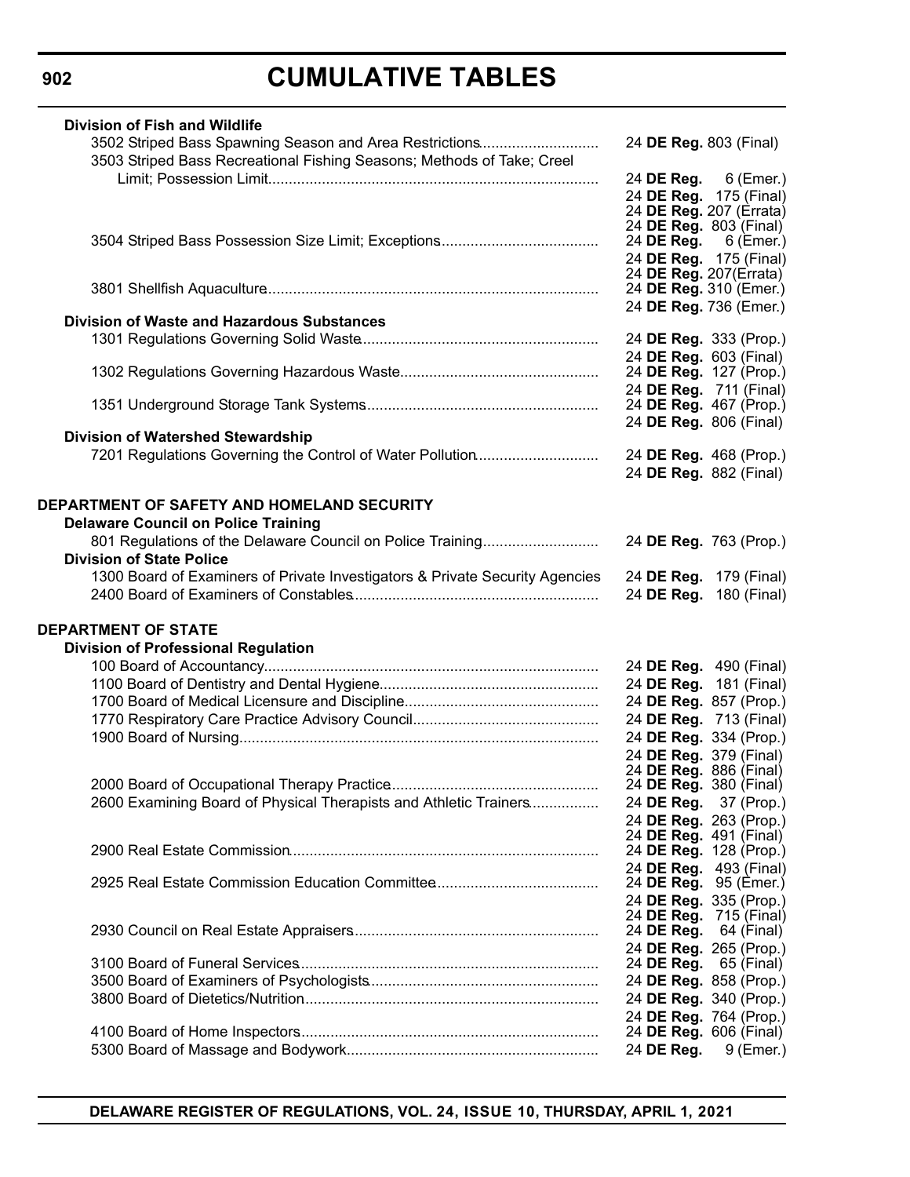## CUMULATIVE TABLES

**Division of Fish and Wildlife**

| | |
|---|---|
| 3502 Striped Bass Spawning Season and Area Restrictions | 24 **DE Reg.** 803 (Final) |
| 3503 Striped Bass Recreational Fishing Seasons; Methods of Take; Creel Limit; Possession Limit | 24 **DE Reg.** 6 (Emer.) |
| | 24 **DE Reg.** 175 (Final) |
| | 24 **DE Reg.** 207 (Errata) |
| | 24 **DE Reg.** 803 (Final) |
| 3504 Striped Bass Possession Size Limit; Exceptions | 24 **DE Reg.** 6 (Emer.) |
| | 24 **DE Reg.** 175 (Final) |
| | 24 **DE Reg.** 207(Errata) |
| 3801 Shellfish Aquaculture | 24 **DE Reg.** 310 (Emer.) |
| | 24 **DE Reg.** 736 (Emer.) |

**Division of Waste and Hazardous Substances**

| | |
|---|---|
| 1301 Regulations Governing Solid Waste | 24 **DE Reg.** 333 (Prop.) |
| | 24 **DE Reg.** 603 (Final) |
| 1302 Regulations Governing Hazardous Waste | 24 **DE Reg.** 127 (Prop.) |
| | 24 **DE Reg.** 711 (Final) |
| 1351 Underground Storage Tank Systems | 24 **DE Reg.** 467 (Prop.) |
| | 24 **DE Reg.** 806 (Final) |

**Division of Watershed Stewardship**

| | |
|---|---|
| 7201 Regulations Governing the Control of Water Pollution | 24 **DE Reg.** 468 (Prop.) |
| | 24 **DE Reg.** 882 (Final) |

### DEPARTMENT OF SAFETY AND HOMELAND SECURITY

**Delaware Council on Police Training**

| | |
|---|---|
| 801 Regulations of the Delaware Council on Police Training | 24 **DE Reg.** 763 (Prop.) |

**Division of State Police**

| | |
|---|---|
| 1300 Board of Examiners of Private Investigators & Private Security Agencies | 24 **DE Reg.** 179 (Final) |
| 2400 Board of Examiners of Constables | 24 **DE Reg.** 180 (Final) |

### DEPARTMENT OF STATE

**Division of Professional Regulation**

| | |
|---|---|
| 100 Board of Accountancy | 24 **DE Reg.** 490 (Final) |
| 1100 Board of Dentistry and Dental Hygiene | 24 **DE Reg.** 181 (Final) |
| 1700 Board of Medical Licensure and Discipline | 24 **DE Reg.** 857 (Prop.) |
| 1770 Respiratory Care Practice Advisory Council | 24 **DE Reg.** 713 (Final) |
| 1900 Board of Nursing | 24 **DE Reg.** 334 (Prop.) |
| | 24 **DE Reg.** 379 (Final) |
| | 24 **DE Reg.** 886 (Final) |
| 2000 Board of Occupational Therapy Practice | 24 **DE Reg.** 380 (Final) |
| 2600 Examining Board of Physical Therapists and Athletic Trainers | 24 **DE Reg.** 37 (Prop.) |
| | 24 **DE Reg.** 263 (Prop.) |
| | 24 **DE Reg.** 491 (Final) |
| 2900 Real Estate Commission | 24 **DE Reg.** 128 (Prop.) |
| | 24 **DE Reg.** 493 (Final) |
| 2925 Real Estate Commission Education Committee | 24 **DE Reg.** 95 (Emer.) |
| | 24 **DE Reg.** 335 (Prop.) |
| | 24 **DE Reg.** 715 (Final) |
| 2930 Council on Real Estate Appraisers | 24 **DE Reg.** 64 (Final) |
| | 24 **DE Reg.** 265 (Prop.) |
| 3100 Board of Funeral Services | 24 **DE Reg.** 65 (Final) |
| 3500 Board of Examiners of Psychologists | 24 **DE Reg.** 858 (Prop.) |
| 3800 Board of Dietetics/Nutrition | 24 **DE Reg.** 340 (Prop.) |
| | 24 **DE Reg.** 764 (Prop.) |
| 4100 Board of Home Inspectors | 24 **DE Reg.** 606 (Final) |
| 5300 Board of Massage and Bodywork | 24 **DE Reg.** 9 (Emer.) |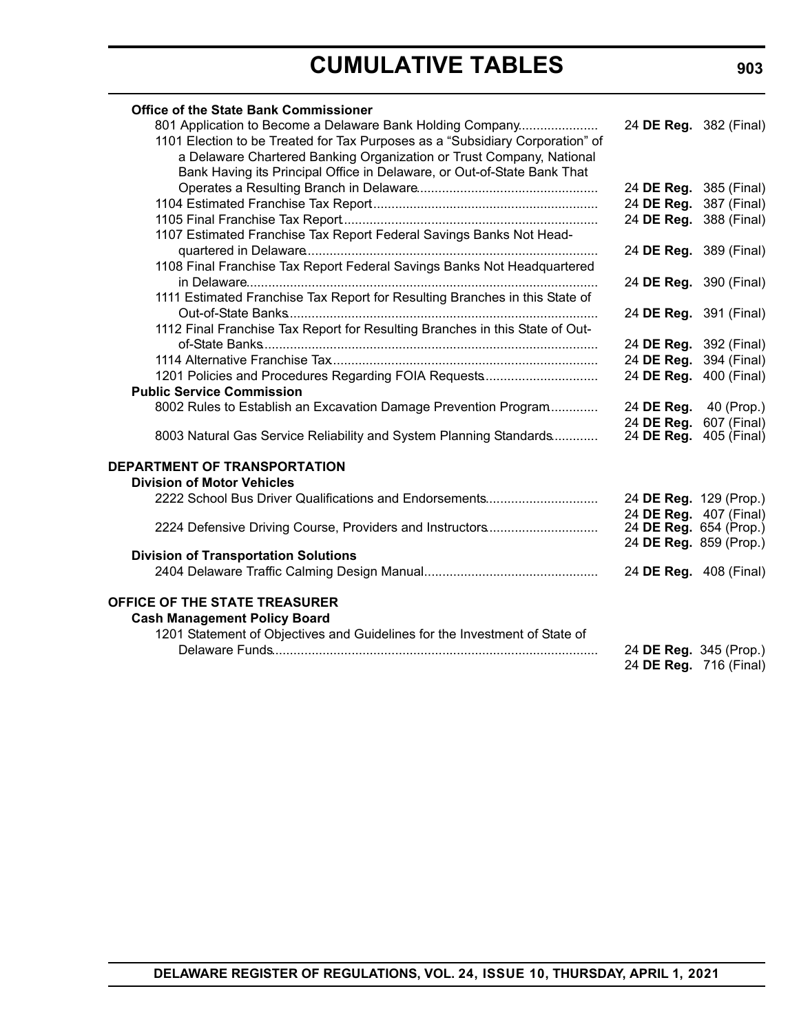**Office of the State Bank Commissioner**

| | |
|---|---|
| 801 Application to Become a Delaware Bank Holding Company | 24 **DE Reg.** 382 (Final) |
| 1101 Election to be Treated for Tax Purposes as a "Subsidiary Corporation" of a Delaware Chartered Banking Organization or Trust Company, National Bank Having its Principal Office in Delaware, or Out-of-State Bank That Operates a Resulting Branch in Delaware | 24 **DE Reg.** 385 (Final) |
| 1104 Estimated Franchise Tax Report | 24 **DE Reg.** 387 (Final) |
| 1105 Final Franchise Tax Report | 24 **DE Reg.** 388 (Final) |
| 1107 Estimated Franchise Tax Report Federal Savings Banks Not Headquartered in Delaware | 24 **DE Reg.** 389 (Final) |
| 1108 Final Franchise Tax Report Federal Savings Banks Not Headquartered in Delaware | 24 **DE Reg.** 390 (Final) |
| 1111 Estimated Franchise Tax Report for Resulting Branches in this State of Out-of-State Banks | 24 **DE Reg.** 391 (Final) |
| 1112 Final Franchise Tax Report for Resulting Branches in this State of Out-of-State Banks | 24 **DE Reg.** 392 (Final) |
| 1114 Alternative Franchise Tax | 24 **DE Reg.** 394 (Final) |
| 1201 Policies and Procedures Regarding FOIA Requests | 24 **DE Reg.** 400 (Final) |

**Public Service Commission**

| | |
|---|---|
| 8002 Rules to Establish an Excavation Damage Prevention Program | 24 **DE Reg.** 40 (Prop.) |
| | 24 **DE Reg.** 607 (Final) |
| 8003 Natural Gas Service Reliability and System Planning Standards | 24 **DE Reg.** 405 (Final) |

## DEPARTMENT OF TRANSPORTATION

**Division of Motor Vehicles**

| | |
|---|---|
| 2222 School Bus Driver Qualifications and Endorsements | 24 **DE Reg.** 129 (Prop.) |
| | 24 **DE Reg.** 407 (Final) |
| 2224 Defensive Driving Course, Providers and Instructors | 24 **DE Reg.** 654 (Prop.) |
| | 24 **DE Reg.** 859 (Prop.) |

**Division of Transportation Solutions**

| | |
|---|---|
| 2404 Delaware Traffic Calming Design Manual | 24 **DE Reg.** 408 (Final) |

## OFFICE OF THE STATE TREASURER

**Cash Management Policy Board**

| | |
|---|---|
| 1201 Statement of Objectives and Guidelines for the Investment of State of Delaware Funds | 24 **DE Reg.** 345 (Prop.) |
| | 24 **DE Reg.** 716 (Final) |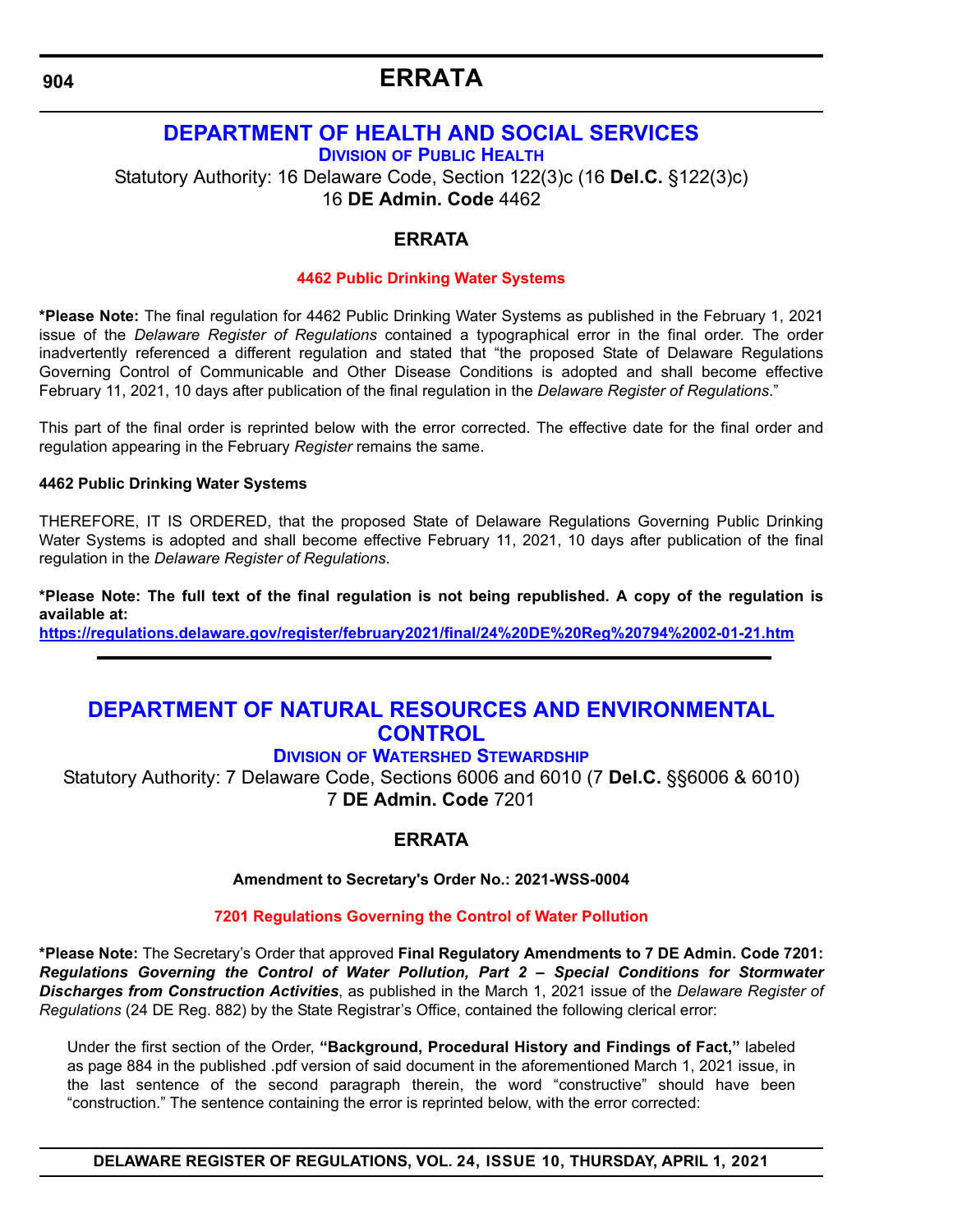# ERRATA

## DEPARTMENT OF HEALTH AND SOCIAL SERVICES

### DIVISION OF PUBLIC HEALTH

Statutory Authority: 16 Delaware Code, Section 122(3)c (16 **Del.C.** §122(3)c)
16 **DE Admin. Code** 4462

### ERRATA

#### 4462 Public Drinking Water Systems

**\*Please Note:** The final regulation for 4462 Public Drinking Water Systems as published in the February 1, 2021 issue of the *Delaware Register of Regulations* contained a typographical error in the final order. The order inadvertently referenced a different regulation and stated that "the proposed State of Delaware Regulations Governing Control of Communicable and Other Disease Conditions is adopted and shall become effective February 11, 2021, 10 days after publication of the final regulation in the *Delaware Register of Regulations*."

This part of the final order is reprinted below with the error corrected. The effective date for the final order and regulation appearing in the February *Register* remains the same.

**4462 Public Drinking Water Systems**

THEREFORE, IT IS ORDERED, that the proposed State of Delaware Regulations Governing Public Drinking Water Systems is adopted and shall become effective February 11, 2021, 10 days after publication of the final regulation in the *Delaware Register of Regulations*.

**\*Please Note: The full text of the final regulation is not being republished. A copy of the regulation is available at:**
**https://regulations.delaware.gov/register/february2021/final/24%20DE%20Reg%20794%2002-01-21.htm**

---

## DEPARTMENT OF NATURAL RESOURCES AND ENVIRONMENTAL CONTROL

### DIVISION OF WATERSHED STEWARDSHIP

Statutory Authority: 7 Delaware Code, Sections 6006 and 6010 (7 **Del.C.** §§6006 & 6010)
7 **DE Admin. Code** 7201

### ERRATA

**Amendment to Secretary's Order No.: 2021-WSS-0004**

#### 7201 Regulations Governing the Control of Water Pollution

**\*Please Note:** The Secretary's Order that approved **Final Regulatory Amendments to 7 DE Admin. Code 7201: *Regulations Governing the Control of Water Pollution, Part 2 – Special Conditions for Stormwater Discharges from Construction Activities***, as published in the March 1, 2021 issue of the *Delaware Register of Regulations* (24 DE Reg. 882) by the State Registrar's Office, contained the following clerical error:

> Under the first section of the Order, **"Background, Procedural History and Findings of Fact,"** labeled as page 884 in the published .pdf version of said document in the aforementioned March 1, 2021 issue, in the last sentence of the second paragraph therein, the word "constructive" should have been "construction." The sentence containing the error is reprinted below, with the error corrected: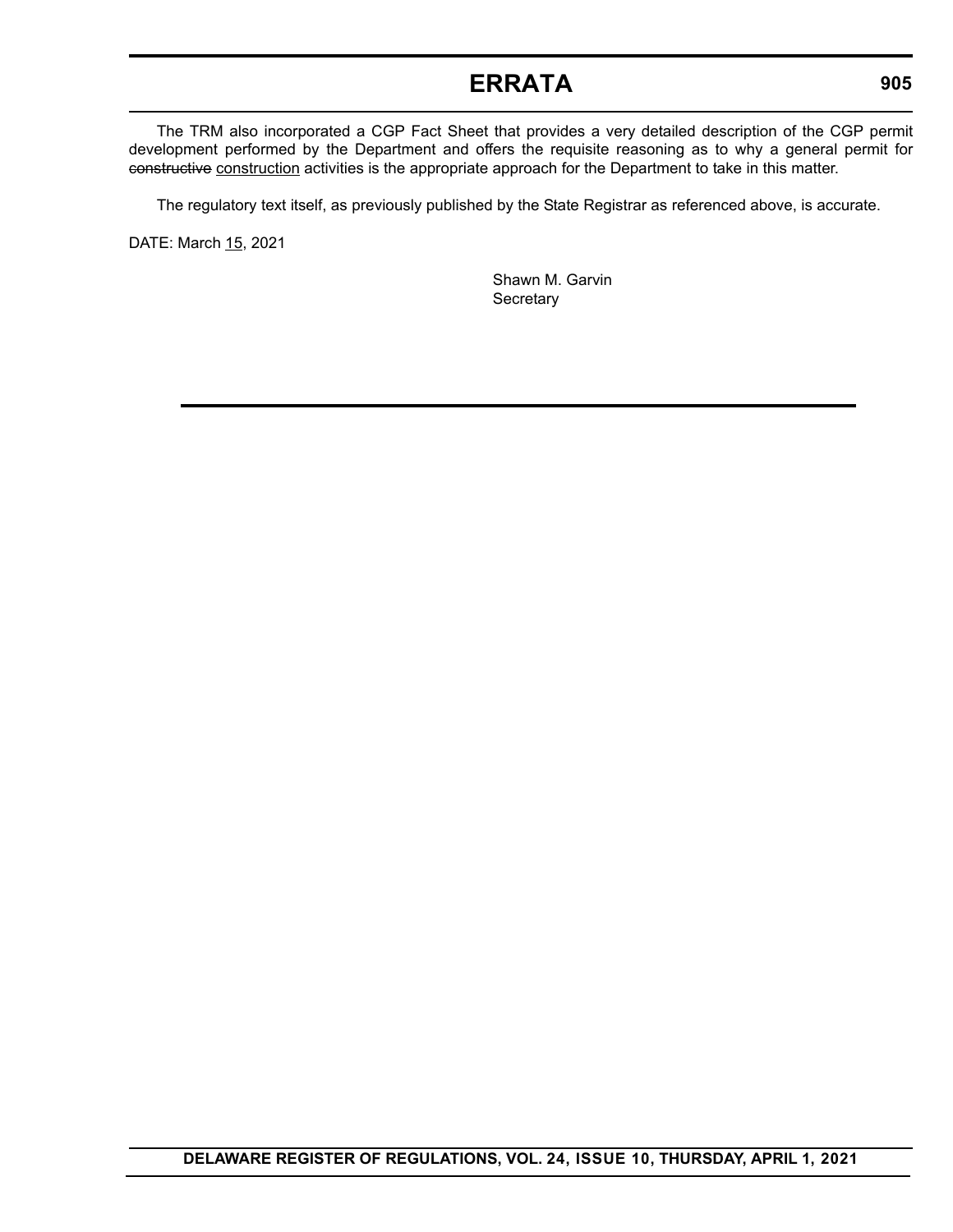The TRM also incorporated a CGP Fact Sheet that provides a very detailed description of the CGP permit development performed by the Department and offers the requisite reasoning as to why a general permit for ~~constructive~~ <u>construction</u> activities is the appropriate approach for the Department to take in this matter.

The regulatory text itself, as previously published by the State Registrar as referenced above, is accurate.

DATE: March <u>15</u>, 2021

Shawn M. Garvin
Secretary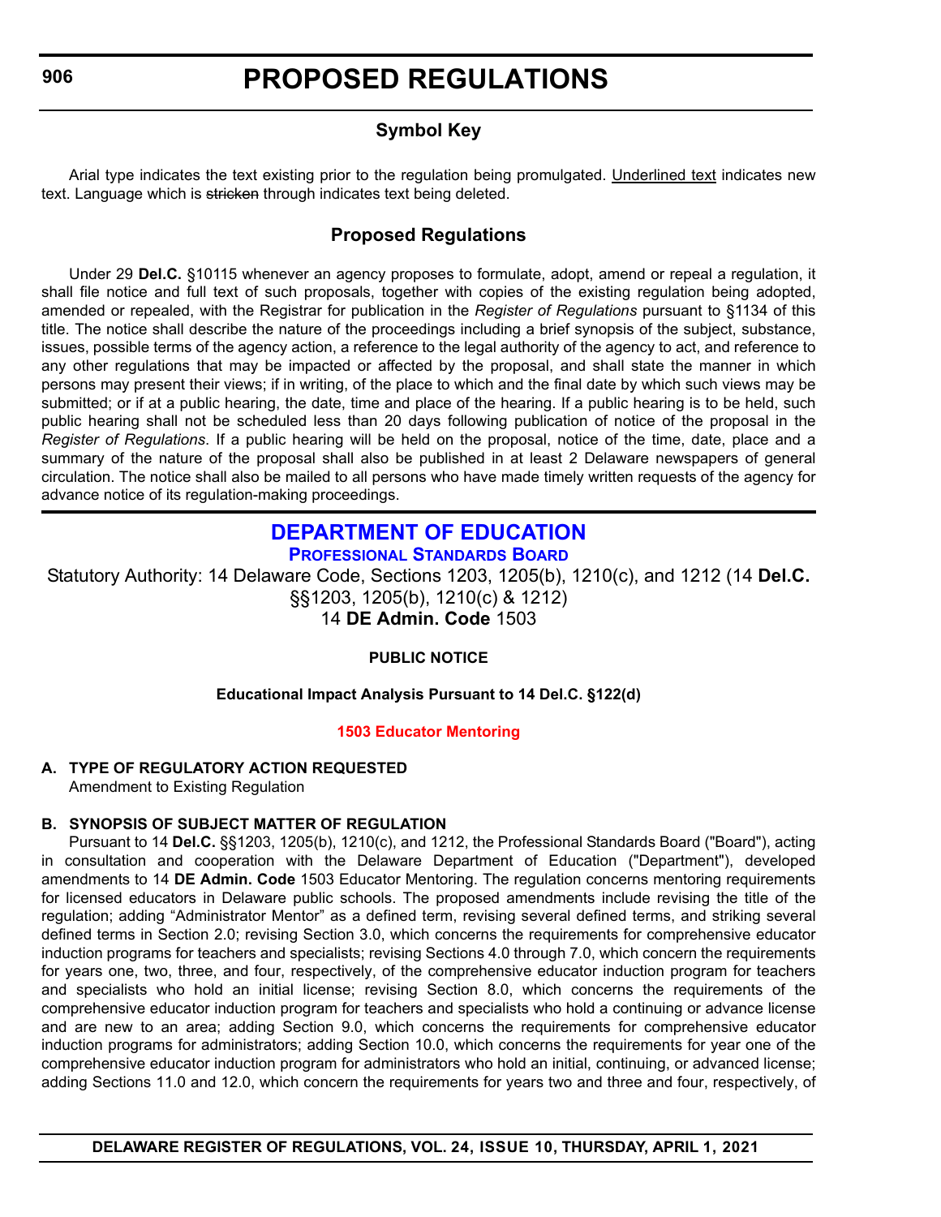# PROPOSED REGULATIONS

## Symbol Key

Arial type indicates the text existing prior to the regulation being promulgated. Underlined text indicates new text. Language which is ~~stricken~~ through indicates text being deleted.

## Proposed Regulations

Under 29 **Del.C.** §10115 whenever an agency proposes to formulate, adopt, amend or repeal a regulation, it shall file notice and full text of such proposals, together with copies of the existing regulation being adopted, amended or repealed, with the Registrar for publication in the *Register of Regulations* pursuant to §1134 of this title. The notice shall describe the nature of the proceedings including a brief synopsis of the subject, substance, issues, possible terms of the agency action, a reference to the legal authority of the agency to act, and reference to any other regulations that may be impacted or affected by the proposal, and shall state the manner in which persons may present their views; if in writing, of the place to which and the final date by which such views may be submitted; or if at a public hearing, the date, time and place of the hearing. If a public hearing is to be held, such public hearing shall not be scheduled less than 20 days following publication of notice of the proposal in the *Register of Regulations*. If a public hearing will be held on the proposal, notice of the time, date, place and a summary of the nature of the proposal shall also be published in at least 2 Delaware newspapers of general circulation. The notice shall also be mailed to all persons who have made timely written requests of the agency for advance notice of its regulation-making proceedings.

## DEPARTMENT OF EDUCATION

### Professional Standards Board

Statutory Authority: 14 Delaware Code, Sections 1203, 1205(b), 1210(c), and 1212 (14 **Del.C.** §§1203, 1205(b), 1210(c) & 1212)
14 **DE Admin. Code** 1503

**PUBLIC NOTICE**

**Educational Impact Analysis Pursuant to 14 Del.C. §122(d)**

**1503 Educator Mentoring**

**A. TYPE OF REGULATORY ACTION REQUESTED**

Amendment to Existing Regulation

**B. SYNOPSIS OF SUBJECT MATTER OF REGULATION**

Pursuant to 14 **Del.C.** §§1203, 1205(b), 1210(c), and 1212, the Professional Standards Board ("Board"), acting in consultation and cooperation with the Delaware Department of Education ("Department"), developed amendments to 14 **DE Admin. Code** 1503 Educator Mentoring. The regulation concerns mentoring requirements for licensed educators in Delaware public schools. The proposed amendments include revising the title of the regulation; adding "Administrator Mentor" as a defined term, revising several defined terms, and striking several defined terms in Section 2.0; revising Section 3.0, which concerns the requirements for comprehensive educator induction programs for teachers and specialists; revising Sections 4.0 through 7.0, which concern the requirements for years one, two, three, and four, respectively, of the comprehensive educator induction program for teachers and specialists who hold an initial license; revising Section 8.0, which concerns the requirements of the comprehensive educator induction program for teachers and specialists who hold a continuing or advance license and are new to an area; adding Section 9.0, which concerns the requirements for comprehensive educator induction programs for administrators; adding Section 10.0, which concerns the requirements for year one of the comprehensive educator induction program for administrators who hold an initial, continuing, or advanced license; adding Sections 11.0 and 12.0, which concern the requirements for years two and three and four, respectively, of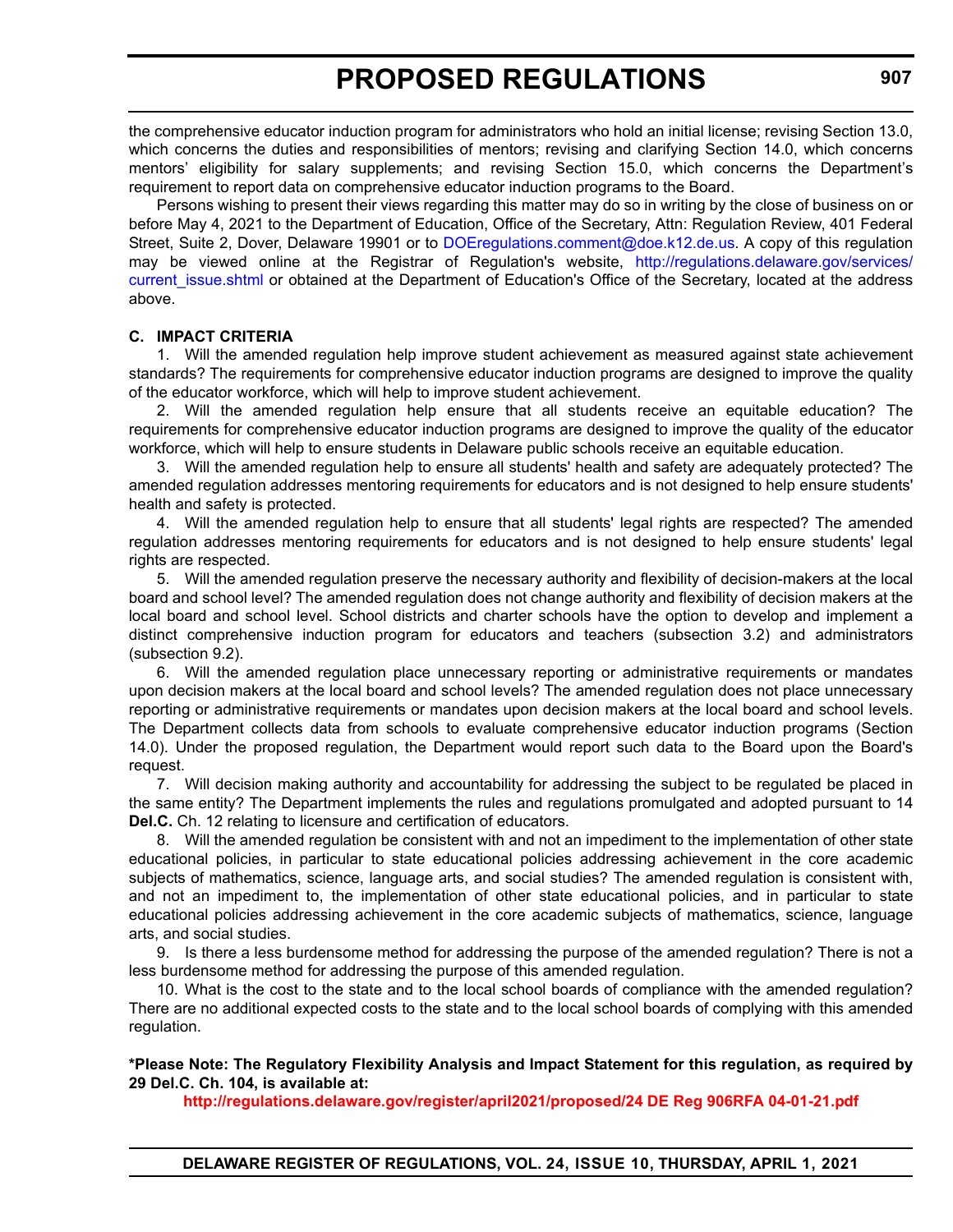the comprehensive educator induction program for administrators who hold an initial license; revising Section 13.0, which concerns the duties and responsibilities of mentors; revising and clarifying Section 14.0, which concerns mentors' eligibility for salary supplements; and revising Section 15.0, which concerns the Department's requirement to report data on comprehensive educator induction programs to the Board.

Persons wishing to present their views regarding this matter may do so in writing by the close of business on or before May 4, 2021 to the Department of Education, Office of the Secretary, Attn: Regulation Review, 401 Federal Street, Suite 2, Dover, Delaware 19901 or to DOEregulations.comment@doe.k12.de.us. A copy of this regulation may be viewed online at the Registrar of Regulation's website, http://regulations.delaware.gov/services/current_issue.shtml or obtained at the Department of Education's Office of the Secretary, located at the address above.

**C. IMPACT CRITERIA**

1. Will the amended regulation help improve student achievement as measured against state achievement standards? The requirements for comprehensive educator induction programs are designed to improve the quality of the educator workforce, which will help to improve student achievement.

2. Will the amended regulation help ensure that all students receive an equitable education? The requirements for comprehensive educator induction programs are designed to improve the quality of the educator workforce, which will help to ensure students in Delaware public schools receive an equitable education.

3. Will the amended regulation help to ensure all students' health and safety are adequately protected? The amended regulation addresses mentoring requirements for educators and is not designed to help ensure students' health and safety is protected.

4. Will the amended regulation help to ensure that all students' legal rights are respected? The amended regulation addresses mentoring requirements for educators and is not designed to help ensure students' legal rights are respected.

5. Will the amended regulation preserve the necessary authority and flexibility of decision-makers at the local board and school level? The amended regulation does not change authority and flexibility of decision makers at the local board and school level. School districts and charter schools have the option to develop and implement a distinct comprehensive induction program for educators and teachers (subsection 3.2) and administrators (subsection 9.2).

6. Will the amended regulation place unnecessary reporting or administrative requirements or mandates upon decision makers at the local board and school levels? The amended regulation does not place unnecessary reporting or administrative requirements or mandates upon decision makers at the local board and school levels. The Department collects data from schools to evaluate comprehensive educator induction programs (Section 14.0). Under the proposed regulation, the Department would report such data to the Board upon the Board's request.

7. Will decision making authority and accountability for addressing the subject to be regulated be placed in the same entity? The Department implements the rules and regulations promulgated and adopted pursuant to 14 **Del.C.** Ch. 12 relating to licensure and certification of educators.

8. Will the amended regulation be consistent with and not an impediment to the implementation of other state educational policies, in particular to state educational policies addressing achievement in the core academic subjects of mathematics, science, language arts, and social studies? The amended regulation is consistent with, and not an impediment to, the implementation of other state educational policies, and in particular to state educational policies addressing achievement in the core academic subjects of mathematics, science, language arts, and social studies.

9. Is there a less burdensome method for addressing the purpose of the amended regulation? There is not a less burdensome method for addressing the purpose of this amended regulation.

10. What is the cost to the state and to the local school boards of compliance with the amended regulation? There are no additional expected costs to the state and to the local school boards of complying with this amended regulation.

**\*Please Note: The Regulatory Flexibility Analysis and Impact Statement for this regulation, as required by 29 Del.C. Ch. 104, is available at:**

**http://regulations.delaware.gov/register/april2021/proposed/24 DE Reg 906RFA 04-01-21.pdf**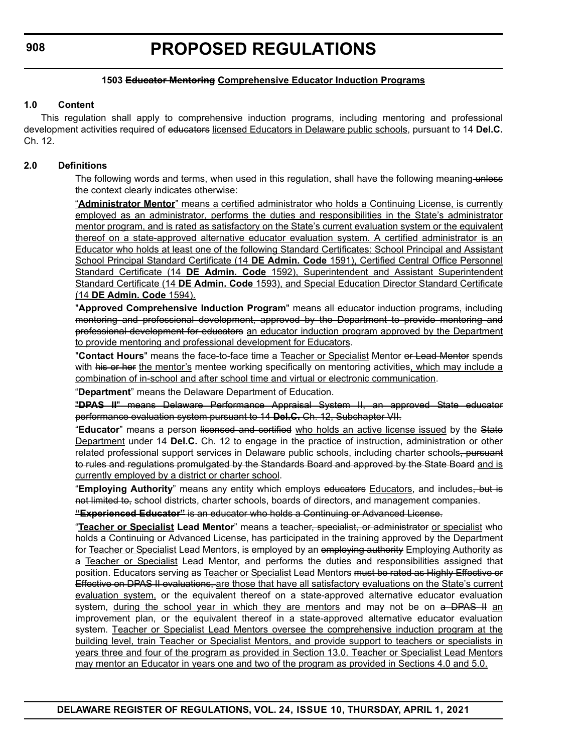**1503 ~~Educator Mentoring~~ <u>Comprehensive Educator Induction Programs</u>**

**1.0 Content**

This regulation shall apply to comprehensive induction programs, including mentoring and professional development activities required of ~~educators~~ <u>licensed Educators in Delaware public schools</u>, pursuant to 14 **Del.C.** Ch. 12.

**2.0 Definitions**

The following words and terms, when used in this regulation, shall have the following meaning~~ unless the context clearly indicates otherwise~~:

<u>"**Administrator Mentor**" means a certified administrator who holds a Continuing License, is currently employed as an administrator, performs the duties and responsibilities in the State's administrator mentor program, and is rated as satisfactory on the State's current evaluation system or the equivalent thereof on a state-approved alternative educator evaluation system. A certified administrator is an Educator who holds at least one of the following Standard Certificates: School Principal and Assistant School Principal Standard Certificate (14 **DE Admin. Code** 1591), Certified Central Office Personnel Standard Certificate (14 **DE Admin. Code** 1592), Superintendent and Assistant Superintendent Standard Certificate (14 **DE Admin. Code** 1593), and Special Education Director Standard Certificate (14 **DE Admin. Code** 1594).</u>

"**Approved Comprehensive Induction Program**" means ~~all educator induction programs, including mentoring and professional development, approved by the Department to provide mentoring and professional development for educators~~ <u>an educator induction program approved by the Department to provide mentoring and professional development for Educators</u>.

"**Contact Hours**" means the face-to-face time a <u>Teacher or Specialist</u> Mentor ~~or Lead Mentor~~ spends with ~~his or her~~ <u>the mentor's</u> mentee working specifically on mentoring activities<u>, which may include a combination of in-school and after school time and virtual or electronic communication</u>.

"**Department**" means the Delaware Department of Education.

~~"**DPAS II**" means Delaware Performance Appraisal System II, an approved State educator performance evaluation system pursuant to 14 **Del.C.** Ch. 12, Subchapter VII.~~

"**Educator**" means a person ~~licensed and certified~~ <u>who holds an active license issued</u> by the ~~State~~ <u>Department</u> under 14 **Del.C.** Ch. 12 to engage in the practice of instruction, administration or other related professional support services in Delaware public schools, including charter schools~~, pursuant to rules and regulations promulgated by the Standards Board and approved by the State Board~~ <u>and is currently employed by a district or charter school</u>.

"**Employing Authority**" means any entity which employs ~~educators~~ <u>Educators</u>, and includes~~, but is not limited to,~~ school districts, charter schools, boards of directors, and management companies.

~~**"Experienced Educator"** is an educator who holds a Continuing or Advanced License.~~

"<u>**Teacher or Specialist**</u> **Lead Mentor**" means a teacher~~, specialist, or administrator~~ <u>or specialist</u> who holds a Continuing or Advanced License, has participated in the training approved by the Department for <u>Teacher or Specialist</u> Lead Mentors, is employed by an ~~employing authority~~ <u>Employing Authority</u> as a <u>Teacher or Specialist</u> Lead Mentor, and performs the duties and responsibilities assigned that position. Educators serving as <u>Teacher or Specialist</u> Lead Mentors ~~must be rated as Highly Effective or Effective on DPAS II evaluations,~~ <u>are those that have all satisfactory evaluations on the State's current evaluation system,</u> or the equivalent thereof on a state-approved alternative educator evaluation system, <u>during the school year in which they are mentors</u> and may not be on ~~a DPAS II~~ <u>an</u> improvement plan, or the equivalent thereof in a state-approved alternative educator evaluation system. <u>Teacher or Specialist Lead Mentors oversee the comprehensive induction program at the building level, train Teacher or Specialist Mentors, and provide support to teachers or specialists in years three and four of the program as provided in Section 13.0. Teacher or Specialist Lead Mentors may mentor an Educator in years one and two of the program as provided in Sections 4.0 and 5.0.</u>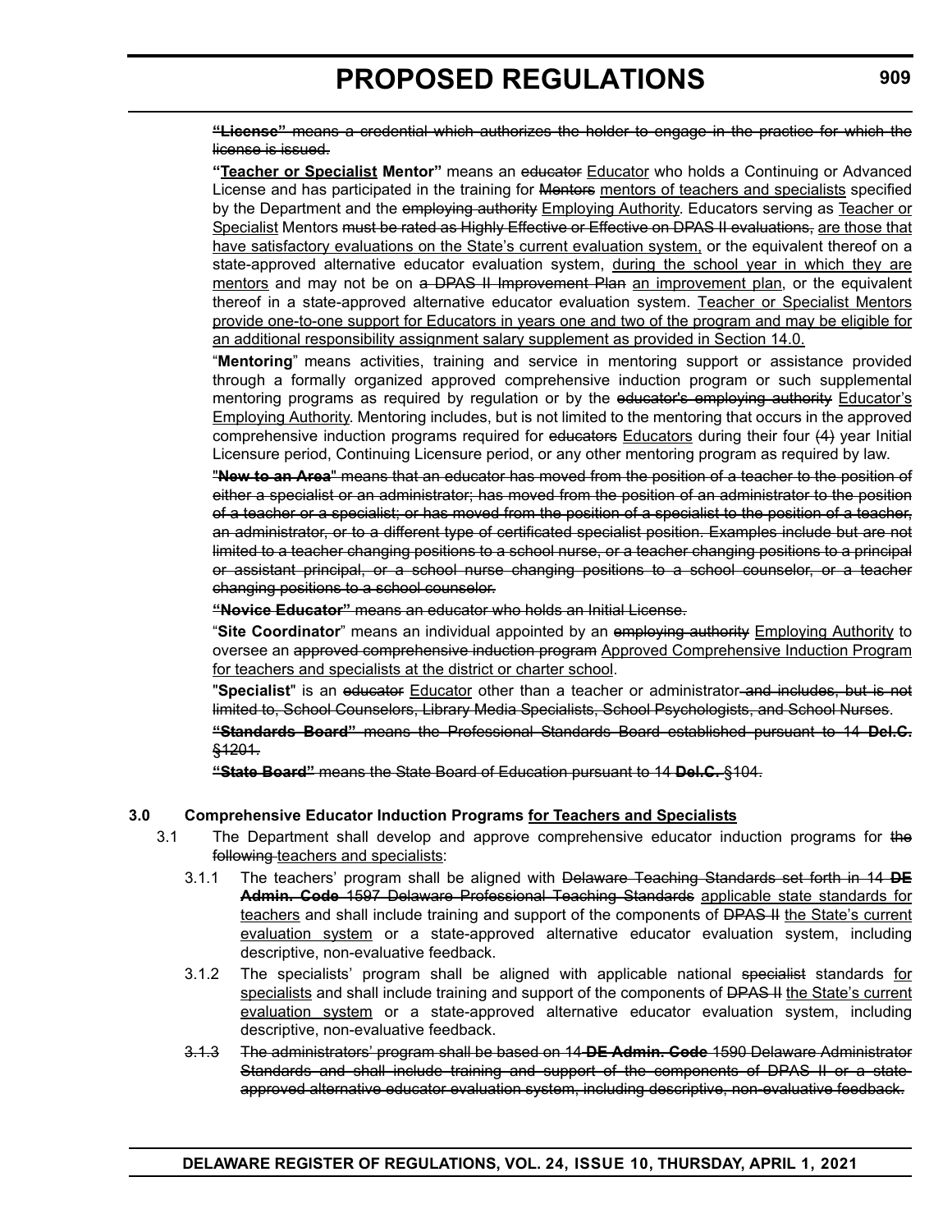~~**"License"** means a credential which authorizes the holder to engage in the practice for which the license is issued.~~

**"<u>Teacher or Specialist</u> Mentor"** means an ~~educator~~ <u>Educator</u> who holds a Continuing or Advanced License and has participated in the training for ~~Mentors~~ <u>mentors of teachers and specialists</u> specified by the Department and the ~~employing authority~~ <u>Employing Authority</u>. Educators serving as <u>Teacher or Specialist</u> Mentors ~~must be rated as Highly Effective or Effective on DPAS II evaluations,~~ <u>are those that have satisfactory evaluations on the State's current evaluation system,</u> or the equivalent thereof on a state-approved alternative educator evaluation system, <u>during the school year in which they are mentors</u> and may not be on ~~a DPAS II Improvement Plan~~ <u>an improvement plan</u>, or the equivalent thereof in a state-approved alternative educator evaluation system. <u>Teacher or Specialist Mentors provide one-to-one support for Educators in years one and two of the program and may be eligible for an additional responsibility assignment salary supplement as provided in Section 14.0.</u>

"**Mentoring**" means activities, training and service in mentoring support or assistance provided through a formally organized approved comprehensive induction program or such supplemental mentoring programs as required by regulation or by the ~~educator's employing authority~~ <u>Educator's Employing Authority</u>. Mentoring includes, but is not limited to the mentoring that occurs in the approved comprehensive induction programs required for ~~educators~~ <u>Educators</u> during their four ~~(4)~~ year Initial Licensure period, Continuing Licensure period, or any other mentoring program as required by law.

~~"**New to an Area**" means that an educator has moved from the position of a teacher to the position of either a specialist or an administrator; has moved from the position of an administrator to the position of a teacher or a specialist; or has moved from the position of a specialist to the position of a teacher, an administrator, or to a different type of certificated specialist position. Examples include but are not limited to a teacher changing positions to a school nurse, or a teacher changing positions to a principal or assistant principal, or a school nurse changing positions to a school counselor, or a teacher changing positions to a school counselor.~~

~~**"Novice Educator"** means an educator who holds an Initial License.~~

"**Site Coordinator**" means an individual appointed by an ~~employing authority~~ <u>Employing Authority</u> to oversee an ~~approved comprehensive induction program~~ <u>Approved Comprehensive Induction Program for teachers and specialists at the district or charter school</u>.

"**Specialist**" is an ~~educator~~ <u>Educator</u> other than a teacher or administrator~~ and includes, but is not limited to, School Counselors, Library Media Specialists, School Psychologists, and School Nurses~~.

~~**"Standards Board"** means the Professional Standards Board established pursuant to 14 **Del.C.** §1201.~~

~~**"State Board"** means the State Board of Education pursuant to 14 **Del.C.** §104.~~

**3.0 Comprehensive Educator Induction Programs <u>for Teachers and Specialists</u>**

3.1 The Department shall develop and approve comprehensive educator induction programs for ~~the following~~ <u>teachers and specialists</u>:

3.1.1 The teachers' program shall be aligned with ~~Delaware Teaching Standards set forth in 14 **DE Admin. Code** 1597 Delaware Professional Teaching Standards~~ <u>applicable state standards for teachers</u> and shall include training and support of the components of ~~DPAS II~~ <u>the State's current evaluation system</u> or a state-approved alternative educator evaluation system, including descriptive, non-evaluative feedback.

3.1.2 The specialists' program shall be aligned with applicable national ~~specialist~~ standards <u>for specialists</u> and shall include training and support of the components of ~~DPAS II~~ <u>the State's current evaluation system</u> or a state-approved alternative educator evaluation system, including descriptive, non-evaluative feedback.

~~3.1.3 The administrators' program shall be based on 14 **DE Admin. Code** 1590 Delaware Administrator Standards and shall include training and support of the components of DPAS II or a state-approved alternative educator evaluation system, including descriptive, non-evaluative feedback.~~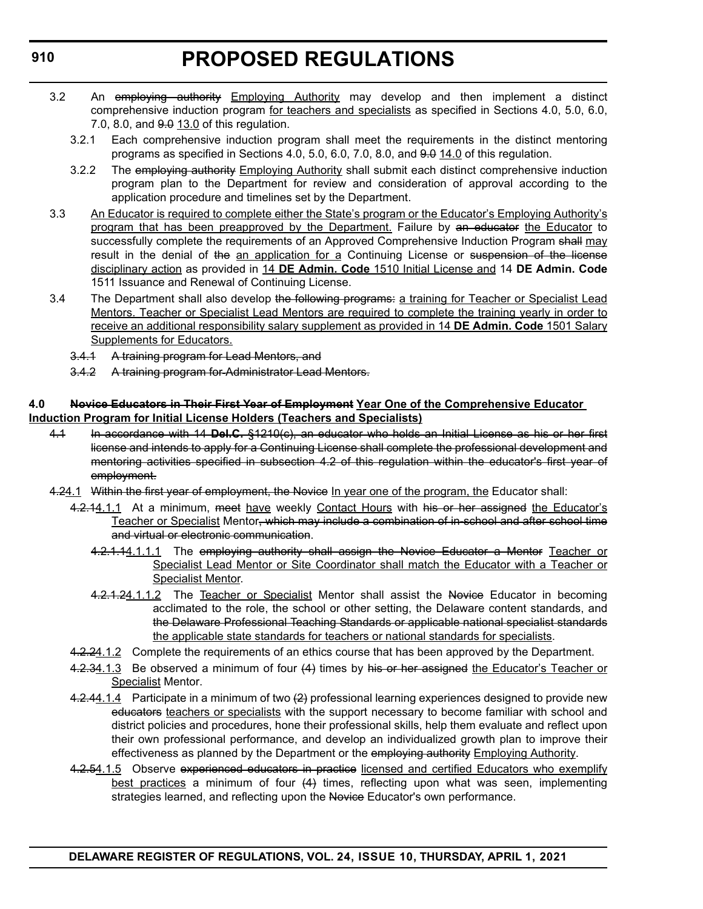3.2 An ~~employing authority~~ Employing Authority may develop and then implement a distinct comprehensive induction program for teachers and specialists as specified in Sections 4.0, 5.0, 6.0, 7.0, 8.0, and ~~9.0~~ 13.0 of this regulation.

3.2.1 Each comprehensive induction program shall meet the requirements in the distinct mentoring programs as specified in Sections 4.0, 5.0, 6.0, 7.0, 8.0, and ~~9.0~~ 14.0 of this regulation.

3.2.2 The ~~employing authority~~ Employing Authority shall submit each distinct comprehensive induction program plan to the Department for review and consideration of approval according to the application procedure and timelines set by the Department.

3.3 An Educator is required to complete either the State's program or the Educator's Employing Authority's program that has been preapproved by the Department. Failure by ~~an educator~~ the Educator to successfully complete the requirements of an Approved Comprehensive Induction Program ~~shall~~ may result in the denial of ~~the~~ an application for a Continuing License or ~~suspension of the license~~ disciplinary action as provided in 14 **DE Admin. Code** 1510 Initial License and 14 **DE Admin. Code** 1511 Issuance and Renewal of Continuing License.

3.4 The Department shall also develop ~~the following programs:~~ a training for Teacher or Specialist Lead Mentors. Teacher or Specialist Lead Mentors are required to complete the training yearly in order to receive an additional responsibility salary supplement as provided in 14 **DE Admin. Code** 1501 Salary Supplements for Educators.

~~3.4.1 A training program for Lead Mentors, and~~

~~3.4.2 A training program for Administrator Lead Mentors.~~

**4.0 ~~Novice Educators in Their First Year of Employment~~ Year One of the Comprehensive Educator Induction Program for Initial License Holders (Teachers and Specialists)**

~~4.1 In accordance with 14 **Del.C.** §1210(c), an educator who holds an Initial License as his or her first license and intends to apply for a Continuing License shall complete the professional development and mentoring activities specified in subsection 4.2 of this regulation within the educator's first year of employment.~~

~~4.2~~4.1 ~~Within the first year of employment, the Novice~~ In year one of the program, the Educator shall:

~~4.2.1~~4.1.1 At a minimum, ~~meet~~ have weekly Contact Hours with ~~his or her assigned~~ the Educator's Teacher or Specialist Mentor~~, which may include a combination of in-school and after school time and virtual or electronic communication~~.

~~4.2.1.1~~4.1.1.1 The ~~employing authority shall assign the Novice Educator a Mentor~~ Teacher or Specialist Lead Mentor or Site Coordinator shall match the Educator with a Teacher or Specialist Mentor.

~~4.2.1.2~~4.1.1.2 The Teacher or Specialist Mentor shall assist the ~~Novice~~ Educator in becoming acclimated to the role, the school or other setting, the Delaware content standards, and ~~the Delaware Professional Teaching Standards or applicable national specialist standards~~ the applicable state standards for teachers or national standards for specialists.

~~4.2.2~~4.1.2 Complete the requirements of an ethics course that has been approved by the Department.

~~4.2.3~~4.1.3 Be observed a minimum of four ~~(4)~~ times by ~~his or her assigned~~ the Educator's Teacher or Specialist Mentor.

~~4.2.4~~4.1.4 Participate in a minimum of two ~~(2)~~ professional learning experiences designed to provide new ~~educators~~ teachers or specialists with the support necessary to become familiar with school and district policies and procedures, hone their professional skills, help them evaluate and reflect upon their own professional performance, and develop an individualized growth plan to improve their effectiveness as planned by the Department or the ~~employing authority~~ Employing Authority.

~~4.2.5~~4.1.5 Observe ~~experienced educators in practice~~ licensed and certified Educators who exemplify best practices a minimum of four ~~(4)~~ times, reflecting upon what was seen, implementing strategies learned, and reflecting upon the ~~Novice~~ Educator's own performance.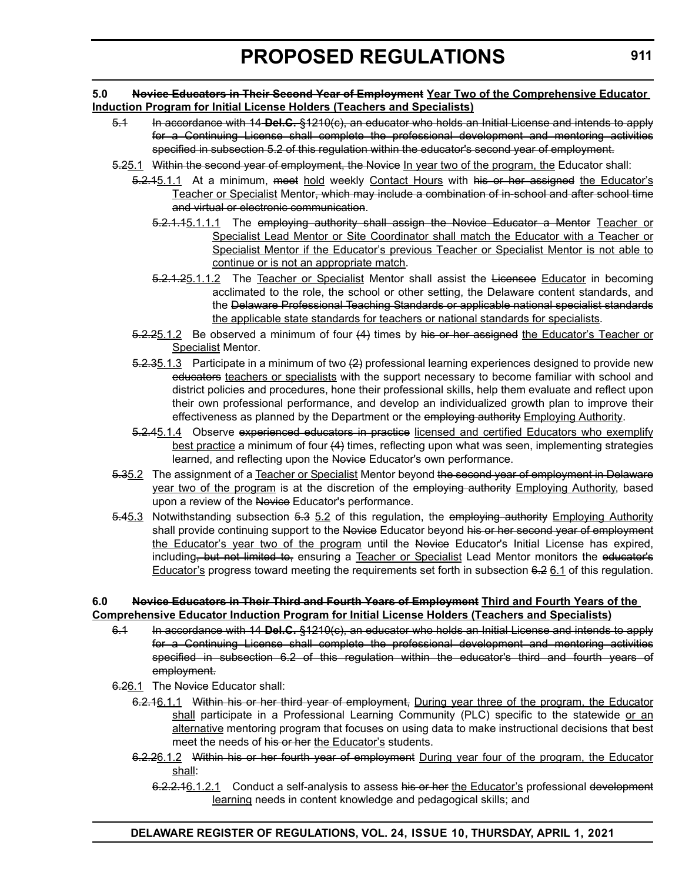**5.0 ~~Novice Educators in Their Second Year of Employment~~ <u>Year Two of the Comprehensive Educator Induction Program for Initial License Holders (Teachers and Specialists)</u>**

~~5.1 In accordance with 14 **Del.C.** §1210(c), an educator who holds an Initial License and intends to apply for a Continuing License shall complete the professional development and mentoring activities specified in subsection 5.2 of this regulation within the educator's second year of employment.~~

~~5.2~~<u>5.1</u> ~~Within the second year of employment, the Novice~~ <u>In year two of the program, the</u> Educator shall:

~~5.2.1~~<u>5.1.1</u> At a minimum, ~~meet~~ <u>hold</u> weekly <u>Contact Hours</u> with ~~his or her assigned~~ <u>the Educator's Teacher or Specialist</u> Mentor~~, which may include a combination of in-school and after school time and virtual or electronic communication~~.

~~5.2.1.1~~<u>5.1.1.1</u> The ~~employing authority shall assign the Novice Educator a Mentor~~ <u>Teacher or Specialist Lead Mentor or Site Coordinator shall match the Educator with a Teacher or Specialist Mentor if the Educator's previous Teacher or Specialist Mentor is not able to continue or is not an appropriate match</u>.

~~5.2.1.2~~<u>5.1.1.2</u> The <u>Teacher or Specialist</u> Mentor shall assist the ~~Licensee~~ <u>Educator</u> in becoming acclimated to the role, the school or other setting, the Delaware content standards, and the ~~Delaware Professional Teaching Standards or applicable national specialist standards~~ <u>the applicable state standards for teachers or national standards for specialists</u>.

~~5.2.2~~<u>5.1.2</u> Be observed a minimum of four ~~(4)~~ times by ~~his or her assigned~~ <u>the Educator's Teacher or Specialist</u> Mentor.

~~5.2.3~~<u>5.1.3</u> Participate in a minimum of two ~~(2)~~ professional learning experiences designed to provide new ~~educators~~ <u>teachers or specialists</u> with the support necessary to become familiar with school and district policies and procedures, hone their professional skills, help them evaluate and reflect upon their own professional performance, and develop an individualized growth plan to improve their effectiveness as planned by the Department or the ~~employing authority~~ <u>Employing Authority</u>.

~~5.2.4~~<u>5.1.4</u> Observe ~~experienced educators in practice~~ <u>licensed and certified Educators who exemplify best practice</u> a minimum of four ~~(4)~~ times, reflecting upon what was seen, implementing strategies learned, and reflecting upon the ~~Novice~~ Educator's own performance.

~~5.3~~<u>5.2</u> The assignment of a <u>Teacher or Specialist</u> Mentor beyond ~~the second year of employment in Delaware~~ <u>year two of the program</u> is at the discretion of the ~~employing authority~~ <u>Employing Authority</u>, based upon a review of the ~~Novice~~ Educator's performance.

~~5.4~~<u>5.3</u> Notwithstanding subsection ~~5.3~~ <u>5.2</u> of this regulation, the ~~employing authority~~ <u>Employing Authority</u> shall provide continuing support to the ~~Novice~~ Educator beyond ~~his or her second year of employment~~ <u>the Educator's year two of the program</u> until the ~~Novice~~ Educator's Initial License has expired, including~~, but not limited to,~~ ensuring a <u>Teacher or Specialist</u> Lead Mentor monitors the ~~educator's~~ <u>Educator's</u> progress toward meeting the requirements set forth in subsection ~~6.2~~ <u>6.1</u> of this regulation.

**6.0 ~~Novice Educators in Their Third and Fourth Years of Employment~~ <u>Third and Fourth Years of the Comprehensive Educator Induction Program for Initial License Holders (Teachers and Specialists)</u>**

~~6.1 In accordance with 14 **Del.C.** §1210(c), an educator who holds an Initial License and intends to apply for a Continuing License shall complete the professional development and mentoring activities specified in subsection 6.2 of this regulation within the educator's third and fourth years of employment.~~

~~6.2~~<u>6.1</u> The ~~Novice~~ Educator shall:

~~6.2.1~~<u>6.1.1</u> ~~Within his or her third year of employment,~~ <u>During year three of the program, the Educator shall</u> participate in a Professional Learning Community (PLC) specific to the statewide <u>or an alternative</u> mentoring program that focuses on using data to make instructional decisions that best meet the needs of ~~his or her~~ <u>the Educator's</u> students.

~~6.2.2~~<u>6.1.2</u> ~~Within his or her fourth year of employment~~ <u>During year four of the program, the Educator shall</u>:

~~6.2.2.1~~<u>6.1.2.1</u> Conduct a self-analysis to assess ~~his or her~~ <u>the Educator's</u> professional ~~development~~ <u>learning</u> needs in content knowledge and pedagogical skills; and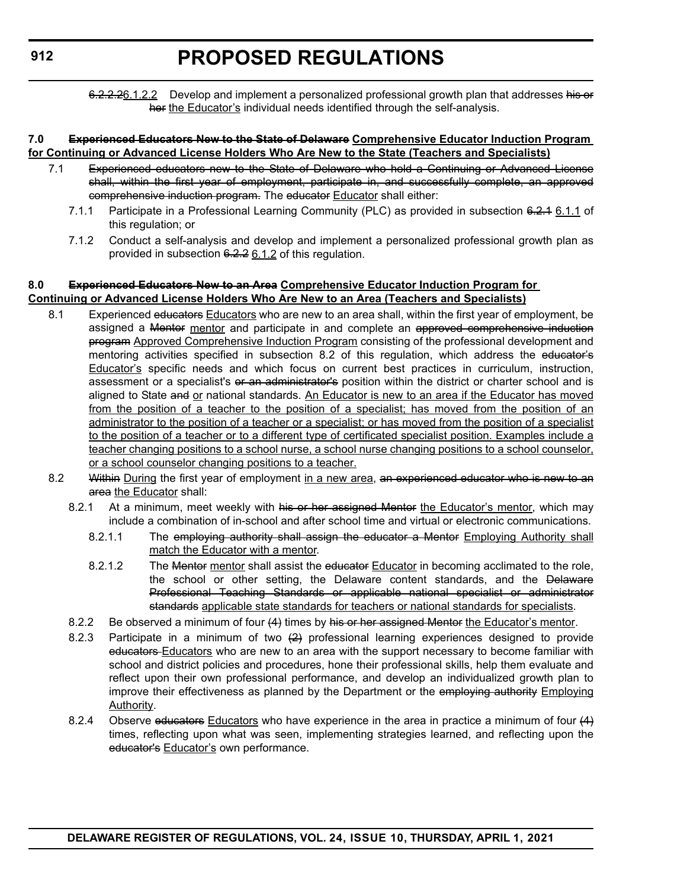~~6.2.2.2~~6.1.2.2 Develop and implement a personalized professional growth plan that addresses ~~his or her~~ the Educator's individual needs identified through the self-analysis.

**7.0 ~~Experienced Educators New to the State of Delaware~~ Comprehensive Educator Induction Program for Continuing or Advanced License Holders Who Are New to the State (Teachers and Specialists)**

7.1 ~~Experienced educators new to the State of Delaware who hold a Continuing or Advanced License shall, within the first year of employment, participate in, and successfully complete, an approved comprehensive induction program.~~ The ~~educator~~ Educator shall either:

7.1.1 Participate in a Professional Learning Community (PLC) as provided in subsection ~~6.2.1~~ 6.1.1 of this regulation; or

7.1.2 Conduct a self-analysis and develop and implement a personalized professional growth plan as provided in subsection ~~6.2.2~~ 6.1.2 of this regulation.

**8.0 ~~Experienced Educators New to an Area~~ Comprehensive Educator Induction Program for Continuing or Advanced License Holders Who Are New to an Area (Teachers and Specialists)**

8.1 Experienced ~~educators~~ Educators who are new to an area shall, within the first year of employment, be assigned a ~~Mentor~~ mentor and participate in and complete an ~~approved comprehensive induction program~~ Approved Comprehensive Induction Program consisting of the professional development and mentoring activities specified in subsection 8.2 of this regulation, which address the ~~educator's~~ Educator's specific needs and which focus on current best practices in curriculum, instruction, assessment or a specialist's ~~or an administrator's~~ position within the district or charter school and is aligned to State ~~and~~ or national standards. An Educator is new to an area if the Educator has moved from the position of a teacher to the position of a specialist; has moved from the position of an administrator to the position of a teacher or a specialist; or has moved from the position of a specialist to the position of a teacher or to a different type of certificated specialist position. Examples include a teacher changing positions to a school nurse, a school nurse changing positions to a school counselor, or a school counselor changing positions to a teacher.

8.2 ~~Within~~ During the first year of employment in a new area, ~~an experienced educator who is new to an area~~ the Educator shall:

8.2.1 At a minimum, meet weekly with ~~his or her assigned Mentor~~ the Educator's mentor, which may include a combination of in-school and after school time and virtual or electronic communications.

8.2.1.1 The ~~employing authority shall assign the educator a Mentor~~ Employing Authority shall match the Educator with a mentor.

8.2.1.2 The ~~Mentor~~ mentor shall assist the ~~educator~~ Educator in becoming acclimated to the role, the school or other setting, the Delaware content standards, and the ~~Delaware Professional Teaching Standards or applicable national specialist or administrator standards~~ applicable state standards for teachers or national standards for specialists.

8.2.2 Be observed a minimum of four ~~(4)~~ times by ~~his or her assigned Mentor~~ the Educator's mentor.

8.2.3 Participate in a minimum of two ~~(2)~~ professional learning experiences designed to provide ~~educators~~ Educators who are new to an area with the support necessary to become familiar with school and district policies and procedures, hone their professional skills, help them evaluate and reflect upon their own professional performance, and develop an individualized growth plan to improve their effectiveness as planned by the Department or the ~~employing authority~~ Employing Authority.

8.2.4 Observe ~~educators~~ Educators who have experience in the area in practice a minimum of four ~~(4)~~ times, reflecting upon what was seen, implementing strategies learned, and reflecting upon the ~~educator's~~ Educator's own performance.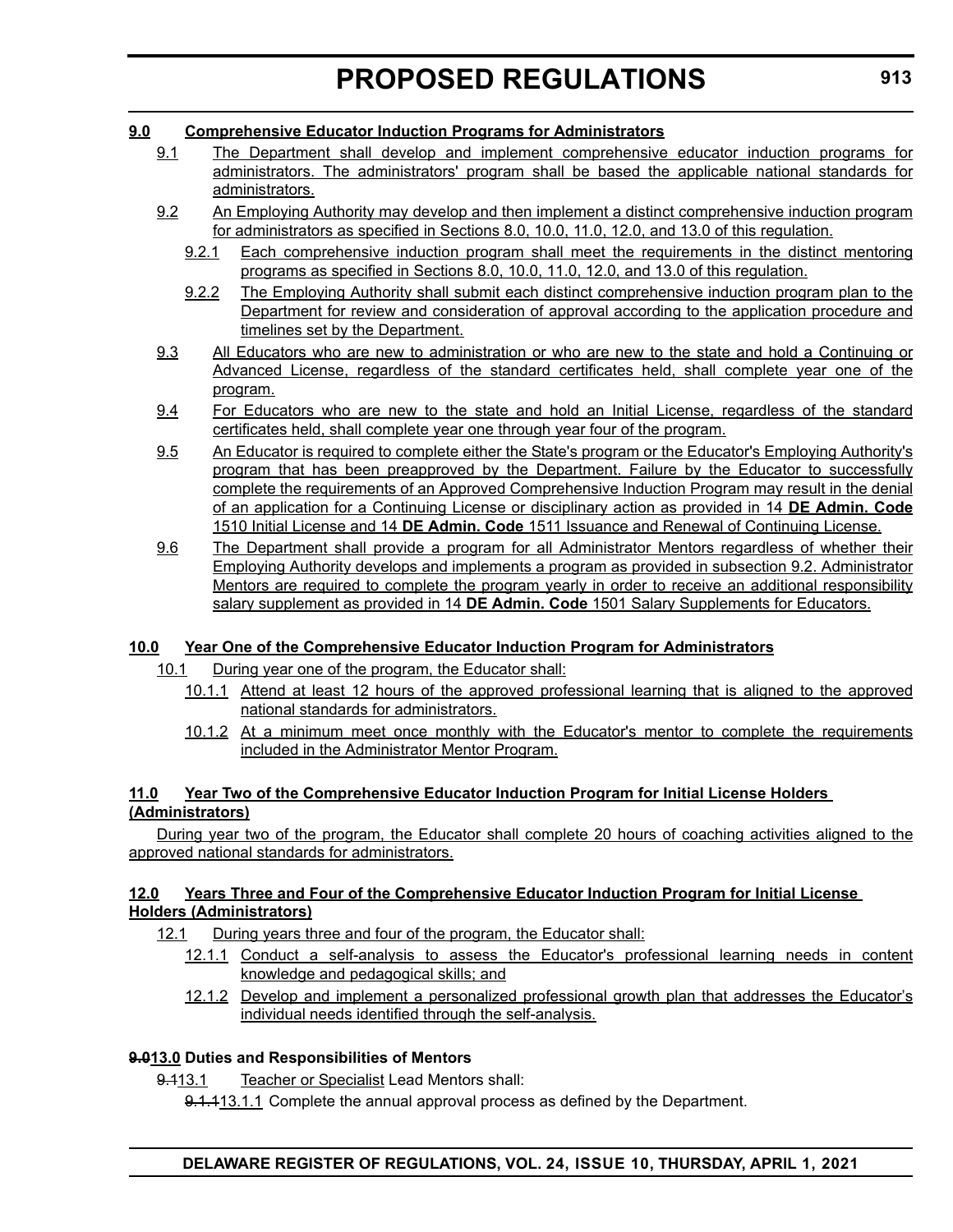**9.0 Comprehensive Educator Induction Programs for Administrators**

9.1 The Department shall develop and implement comprehensive educator induction programs for administrators. The administrators' program shall be based the applicable national standards for administrators.

9.2 An Employing Authority may develop and then implement a distinct comprehensive induction program for administrators as specified in Sections 8.0, 10.0, 11.0, 12.0, and 13.0 of this regulation.

9.2.1 Each comprehensive induction program shall meet the requirements in the distinct mentoring programs as specified in Sections 8.0, 10.0, 11.0, 12.0, and 13.0 of this regulation.

9.2.2 The Employing Authority shall submit each distinct comprehensive induction program plan to the Department for review and consideration of approval according to the application procedure and timelines set by the Department.

9.3 All Educators who are new to administration or who are new to the state and hold a Continuing or Advanced License, regardless of the standard certificates held, shall complete year one of the program.

9.4 For Educators who are new to the state and hold an Initial License, regardless of the standard certificates held, shall complete year one through year four of the program.

9.5 An Educator is required to complete either the State's program or the Educator's Employing Authority's program that has been preapproved by the Department. Failure by the Educator to successfully complete the requirements of an Approved Comprehensive Induction Program may result in the denial of an application for a Continuing License or disciplinary action as provided in 14 **DE Admin. Code** 1510 Initial License and 14 **DE Admin. Code** 1511 Issuance and Renewal of Continuing License.

9.6 The Department shall provide a program for all Administrator Mentors regardless of whether their Employing Authority develops and implements a program as provided in subsection 9.2. Administrator Mentors are required to complete the program yearly in order to receive an additional responsibility salary supplement as provided in 14 **DE Admin. Code** 1501 Salary Supplements for Educators.

**10.0 Year One of the Comprehensive Educator Induction Program for Administrators**

10.1 During year one of the program, the Educator shall:

10.1.1 Attend at least 12 hours of the approved professional learning that is aligned to the approved national standards for administrators.

10.1.2 At a minimum meet once monthly with the Educator's mentor to complete the requirements included in the Administrator Mentor Program.

**11.0 Year Two of the Comprehensive Educator Induction Program for Initial License Holders (Administrators)**

During year two of the program, the Educator shall complete 20 hours of coaching activities aligned to the approved national standards for administrators.

**12.0 Years Three and Four of the Comprehensive Educator Induction Program for Initial License Holders (Administrators)**

12.1 During years three and four of the program, the Educator shall:

12.1.1 Conduct a self-analysis to assess the Educator's professional learning needs in content knowledge and pedagogical skills; and

12.1.2 Develop and implement a personalized professional growth plan that addresses the Educator's individual needs identified through the self-analysis.

**~~9.0~~13.0 Duties and Responsibilities of Mentors**

~~9.1~~13.1 Teacher or Specialist Lead Mentors shall:

~~9.1.1~~13.1.1 Complete the annual approval process as defined by the Department.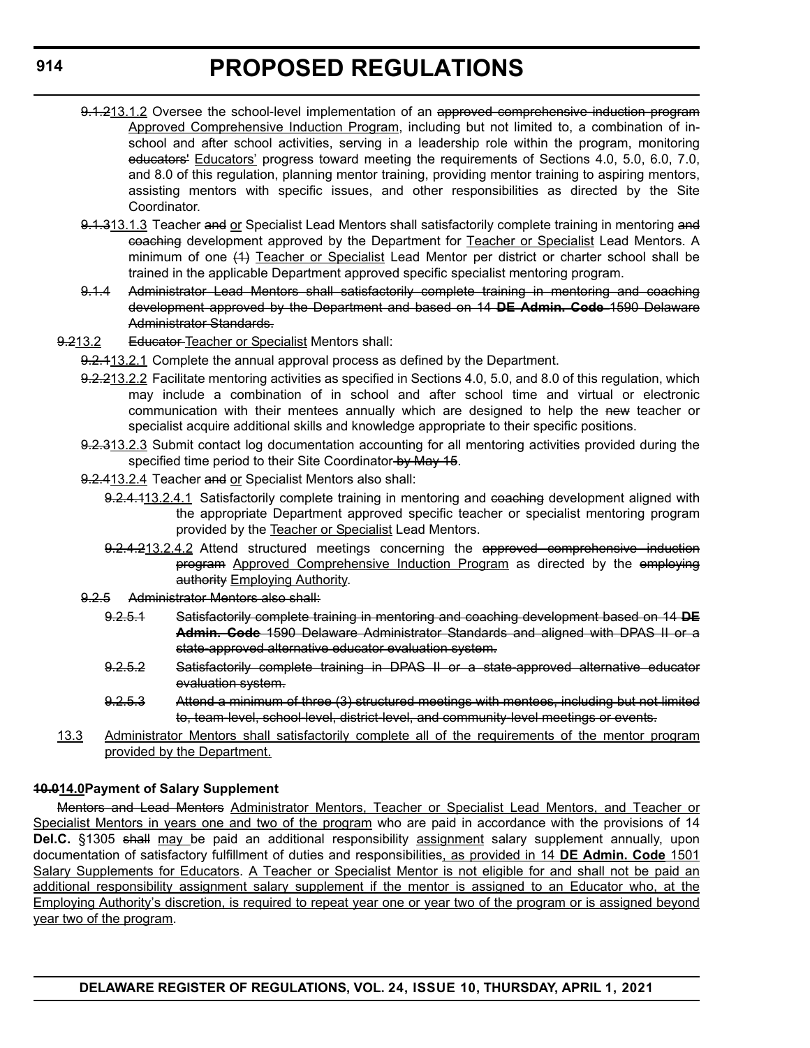9.1.213.1.2 Oversee the school-level implementation of an approved comprehensive induction program Approved Comprehensive Induction Program, including but not limited to, a combination of in-school and after school activities, serving in a leadership role within the program, monitoring educators' Educators' progress toward meeting the requirements of Sections 4.0, 5.0, 6.0, 7.0, and 8.0 of this regulation, planning mentor training, providing mentor training to aspiring mentors, assisting mentors with specific issues, and other responsibilities as directed by the Site Coordinator.

9.1.313.1.3 Teacher and or Specialist Lead Mentors shall satisfactorily complete training in mentoring and coaching development approved by the Department for Teacher or Specialist Lead Mentors. A minimum of one (1) Teacher or Specialist Lead Mentor per district or charter school shall be trained in the applicable Department approved specific specialist mentoring program.

9.1.4 Administrator Lead Mentors shall satisfactorily complete training in mentoring and coaching development approved by the Department and based on 14 **DE Admin. Code** 1590 Delaware Administrator Standards.

9.213.2 Educator Teacher or Specialist Mentors shall:

9.2.113.2.1 Complete the annual approval process as defined by the Department.

9.2.213.2.2 Facilitate mentoring activities as specified in Sections 4.0, 5.0, and 8.0 of this regulation, which may include a combination of in school and after school time and virtual or electronic communication with their mentees annually which are designed to help the new teacher or specialist acquire additional skills and knowledge appropriate to their specific positions.

9.2.313.2.3 Submit contact log documentation accounting for all mentoring activities provided during the specified time period to their Site Coordinator by May 15.

9.2.413.2.4 Teacher and or Specialist Mentors also shall:

9.2.4.113.2.4.1 Satisfactorily complete training in mentoring and coaching development aligned with the appropriate Department approved specific teacher or specialist mentoring program provided by the Teacher or Specialist Lead Mentors.

9.2.4.213.2.4.2 Attend structured meetings concerning the approved comprehensive induction program Approved Comprehensive Induction Program as directed by the employing authority Employing Authority.

9.2.5 Administrator Mentors also shall:

9.2.5.1 Satisfactorily complete training in mentoring and coaching development based on 14 **DE Admin. Code** 1590 Delaware Administrator Standards and aligned with DPAS II or a state-approved alternative educator evaluation system.

9.2.5.2 Satisfactorily complete training in DPAS II or a state-approved alternative educator evaluation system.

9.2.5.3 Attend a minimum of three (3) structured meetings with mentees, including but not limited to, team-level, school-level, district-level, and community-level meetings or events.

13.3 Administrator Mentors shall satisfactorily complete all of the requirements of the mentor program provided by the Department.

**10.014.0Payment of Salary Supplement**

Mentors and Lead Mentors Administrator Mentors, Teacher or Specialist Lead Mentors, and Teacher or Specialist Mentors in years one and two of the program who are paid in accordance with the provisions of 14 **Del.C.** §1305 shall may be paid an additional responsibility assignment salary supplement annually, upon documentation of satisfactory fulfillment of duties and responsibilities, as provided in 14 **DE Admin. Code** 1501 Salary Supplements for Educators. A Teacher or Specialist Mentor is not eligible for and shall not be paid an additional responsibility assignment salary supplement if the mentor is assigned to an Educator who, at the Employing Authority's discretion, is required to repeat year one or year two of the program or is assigned beyond year two of the program.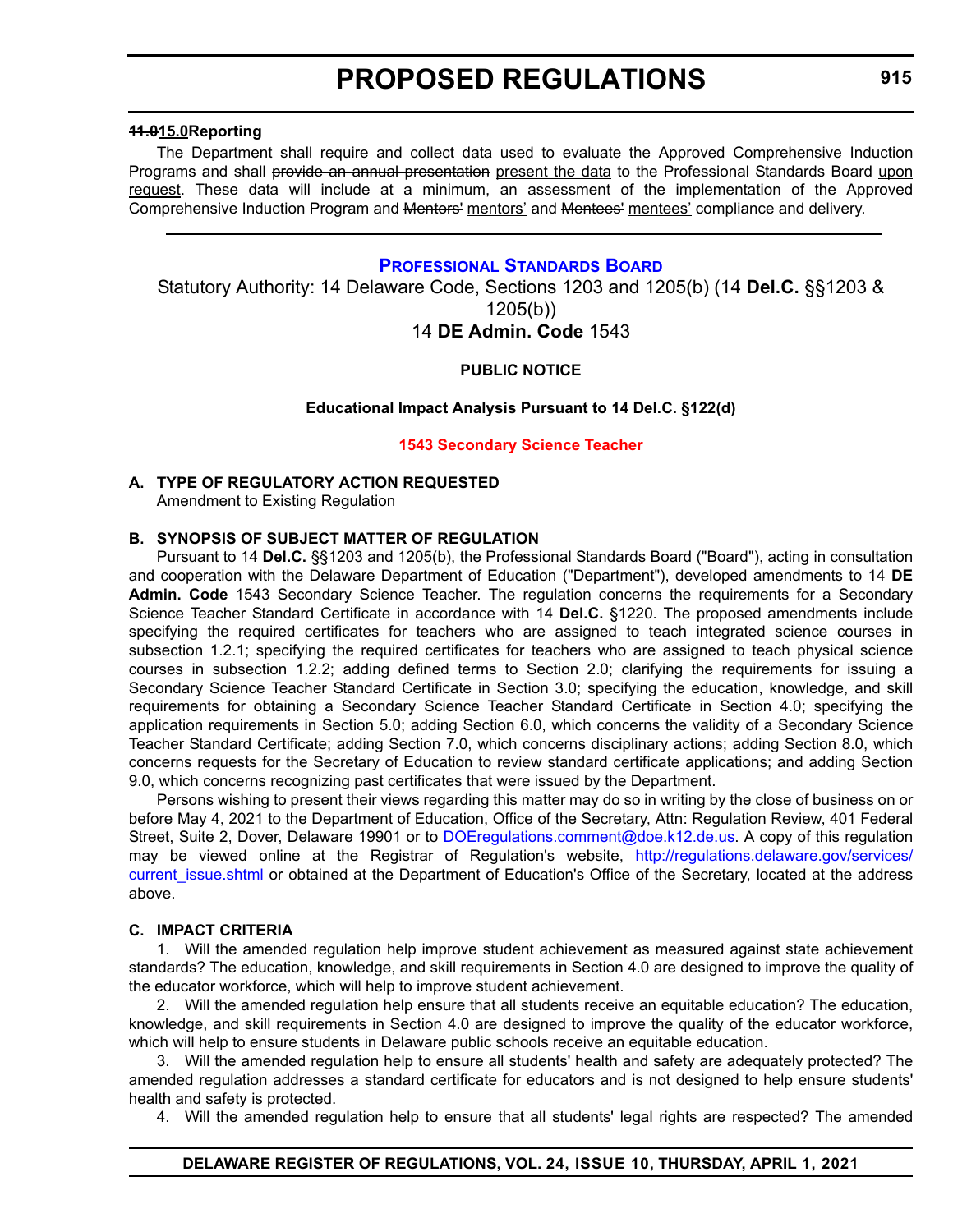**~~11.0~~15.0 Reporting**

The Department shall require and collect data used to evaluate the Approved Comprehensive Induction Programs and shall ~~provide an annual presentation~~ present the data to the Professional Standards Board upon request. These data will include at a minimum, an assessment of the implementation of the Approved Comprehensive Induction Program and ~~Mentors'~~ mentors' and ~~Mentees'~~ mentees' compliance and delivery.

---

## PROFESSIONAL STANDARDS BOARD

Statutory Authority: 14 Delaware Code, Sections 1203 and 1205(b) (14 **Del.C.** §§1203 & 1205(b))

14 **DE Admin. Code** 1543

**PUBLIC NOTICE**

**Educational Impact Analysis Pursuant to 14 Del.C. §122(d)**

**1543 Secondary Science Teacher**

**A. TYPE OF REGULATORY ACTION REQUESTED**

Amendment to Existing Regulation

**B. SYNOPSIS OF SUBJECT MATTER OF REGULATION**

Pursuant to 14 **Del.C.** §§1203 and 1205(b), the Professional Standards Board ("Board"), acting in consultation and cooperation with the Delaware Department of Education ("Department"), developed amendments to 14 **DE Admin. Code** 1543 Secondary Science Teacher. The regulation concerns the requirements for a Secondary Science Teacher Standard Certificate in accordance with 14 **Del.C.** §1220. The proposed amendments include specifying the required certificates for teachers who are assigned to teach integrated science courses in subsection 1.2.1; specifying the required certificates for teachers who are assigned to teach physical science courses in subsection 1.2.2; adding defined terms to Section 2.0; clarifying the requirements for issuing a Secondary Science Teacher Standard Certificate in Section 3.0; specifying the education, knowledge, and skill requirements for obtaining a Secondary Science Teacher Standard Certificate in Section 4.0; specifying the application requirements in Section 5.0; adding Section 6.0, which concerns the validity of a Secondary Science Teacher Standard Certificate; adding Section 7.0, which concerns disciplinary actions; adding Section 8.0, which concerns requests for the Secretary of Education to review standard certificate applications; and adding Section 9.0, which concerns recognizing past certificates that were issued by the Department.

Persons wishing to present their views regarding this matter may do so in writing by the close of business on or before May 4, 2021 to the Department of Education, Office of the Secretary, Attn: Regulation Review, 401 Federal Street, Suite 2, Dover, Delaware 19901 or to DOEregulations.comment@doe.k12.de.us. A copy of this regulation may be viewed online at the Registrar of Regulation's website, http://regulations.delaware.gov/services/current_issue.shtml or obtained at the Department of Education's Office of the Secretary, located at the address above.

**C. IMPACT CRITERIA**

1. Will the amended regulation help improve student achievement as measured against state achievement standards? The education, knowledge, and skill requirements in Section 4.0 are designed to improve the quality of the educator workforce, which will help to improve student achievement.

2. Will the amended regulation help ensure that all students receive an equitable education? The education, knowledge, and skill requirements in Section 4.0 are designed to improve the quality of the educator workforce, which will help to ensure students in Delaware public schools receive an equitable education.

3. Will the amended regulation help to ensure all students' health and safety are adequately protected? The amended regulation addresses a standard certificate for educators and is not designed to help ensure students' health and safety is protected.

4. Will the amended regulation help to ensure that all students' legal rights are respected? The amended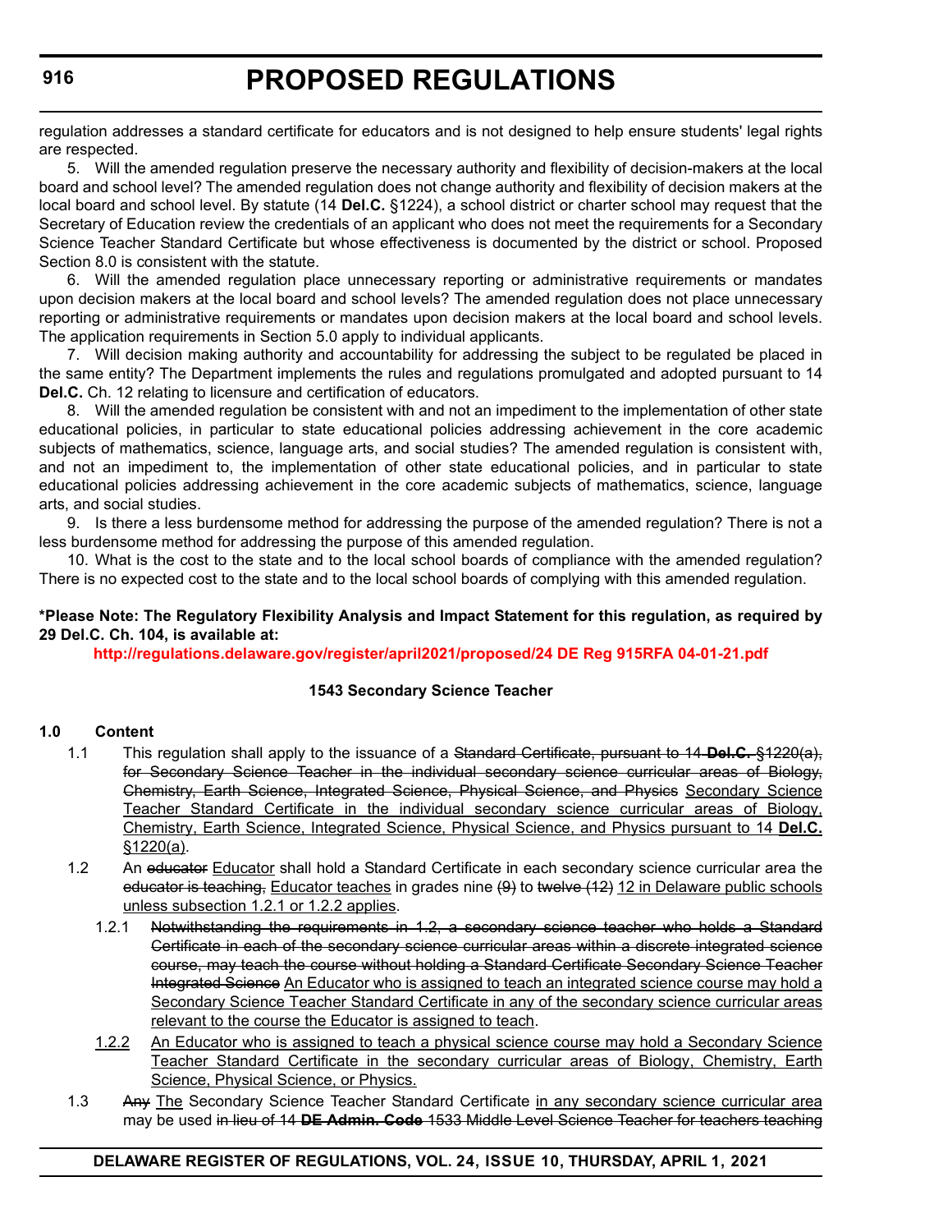regulation addresses a standard certificate for educators and is not designed to help ensure students' legal rights are respected.

5. Will the amended regulation preserve the necessary authority and flexibility of decision-makers at the local board and school level? The amended regulation does not change authority and flexibility of decision makers at the local board and school level. By statute (14 **Del.C.** §1224), a school district or charter school may request that the Secretary of Education review the credentials of an applicant who does not meet the requirements for a Secondary Science Teacher Standard Certificate but whose effectiveness is documented by the district or school. Proposed Section 8.0 is consistent with the statute.

6. Will the amended regulation place unnecessary reporting or administrative requirements or mandates upon decision makers at the local board and school levels? The amended regulation does not place unnecessary reporting or administrative requirements or mandates upon decision makers at the local board and school levels. The application requirements in Section 5.0 apply to individual applicants.

7. Will decision making authority and accountability for addressing the subject to be regulated be placed in the same entity? The Department implements the rules and regulations promulgated and adopted pursuant to 14 **Del.C.** Ch. 12 relating to licensure and certification of educators.

8. Will the amended regulation be consistent with and not an impediment to the implementation of other state educational policies, in particular to state educational policies addressing achievement in the core academic subjects of mathematics, science, language arts, and social studies? The amended regulation is consistent with, and not an impediment to, the implementation of other state educational policies, and in particular to state educational policies addressing achievement in the core academic subjects of mathematics, science, language arts, and social studies.

9. Is there a less burdensome method for addressing the purpose of the amended regulation? There is not a less burdensome method for addressing the purpose of this amended regulation.

10. What is the cost to the state and to the local school boards of compliance with the amended regulation? There is no expected cost to the state and to the local school boards of complying with this amended regulation.

**\*Please Note: The Regulatory Flexibility Analysis and Impact Statement for this regulation, as required by 29 Del.C. Ch. 104, is available at:**

**http://regulations.delaware.gov/register/april2021/proposed/24 DE Reg 915RFA 04-01-21.pdf**

**1543 Secondary Science Teacher**

**1.0 Content**

1.1 This regulation shall apply to the issuance of a ~~Standard Certificate, pursuant to 14 **Del.C.** §1220(a), for Secondary Science Teacher in the individual secondary science curricular areas of Biology, Chemistry, Earth Science, Integrated Science, Physical Science, and Physics~~ <u>Secondary Science Teacher Standard Certificate in the individual secondary science curricular areas of Biology, Chemistry, Earth Science, Integrated Science, Physical Science, and Physics pursuant to 14 **Del.C.** §1220(a)</u>.

1.2 An ~~educator~~ <u>Educator</u> shall hold a Standard Certificate in each secondary science curricular area the ~~educator is teaching,~~ <u>Educator teaches</u> in grades nine ~~(9)~~ to ~~twelve (12)~~ <u>12 in Delaware public schools unless subsection 1.2.1 or 1.2.2 applies</u>.

1.2.1 ~~Notwithstanding the requirements in 1.2, a secondary science teacher who holds a Standard Certificate in each of the secondary science curricular areas within a discrete integrated science course, may teach the course without holding a Standard Certificate Secondary Science Teacher Integrated Science~~ <u>An Educator who is assigned to teach an integrated science course may hold a Secondary Science Teacher Standard Certificate in any of the secondary science curricular areas relevant to the course the Educator is assigned to teach</u>.

<u>1.2.2</u> <u>An Educator who is assigned to teach a physical science course may hold a Secondary Science Teacher Standard Certificate in the secondary curricular areas of Biology, Chemistry, Earth Science, Physical Science, or Physics.</u>

1.3 ~~Any~~ <u>The</u> Secondary Science Teacher Standard Certificate <u>in any secondary science curricular area</u> may be used ~~in lieu of 14 **DE Admin. Code** 1533 Middle Level Science Teacher for teachers teaching~~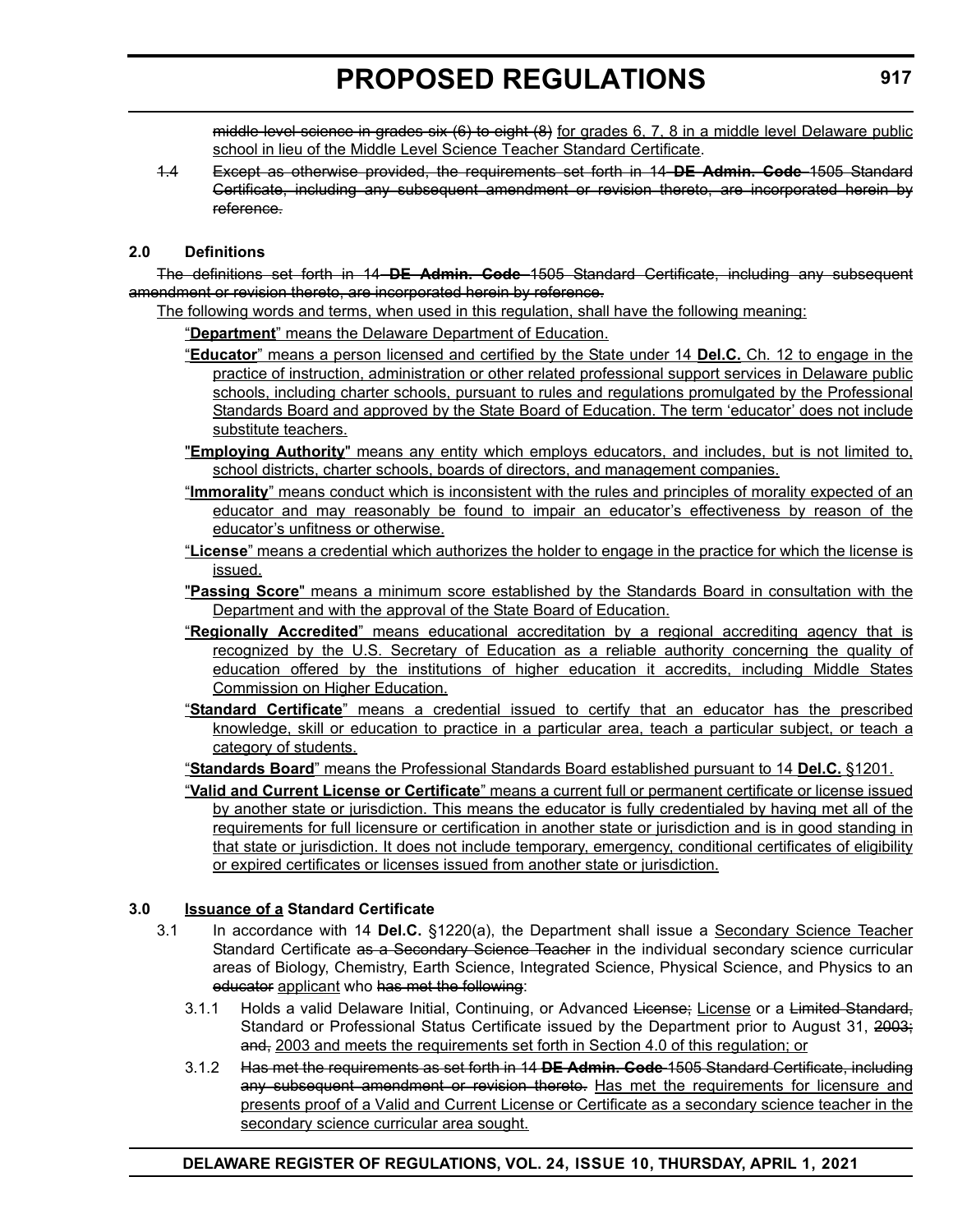~~middle level science in grades six (6) to eight (8)~~ <u>for grades 6, 7, 8 in a middle level Delaware public school in lieu of the Middle Level Science Teacher Standard Certificate</u>.

~~1.4 Except as otherwise provided, the requirements set forth in 14 **DE Admin. Code** 1505 Standard Certificate, including any subsequent amendment or revision thereto, are incorporated herein by reference.~~

**2.0 Definitions**

~~The definitions set forth in 14 **DE Admin. Code** 1505 Standard Certificate, including any subsequent amendment or revision thereto, are incorporated herein by reference.~~

<u>The following words and terms, when used in this regulation, shall have the following meaning:</u>

<u>"**Department**" means the Delaware Department of Education.</u>

<u>"**Educator**" means a person licensed and certified by the State under 14 **Del.C.** Ch. 12 to engage in the practice of instruction, administration or other related professional support services in Delaware public schools, including charter schools, pursuant to rules and regulations promulgated by the Professional Standards Board and approved by the State Board of Education. The term 'educator' does not include substitute teachers.</u>

<u>"**Employing Authority**" means any entity which employs educators, and includes, but is not limited to, school districts, charter schools, boards of directors, and management companies.</u>

<u>"**Immorality**" means conduct which is inconsistent with the rules and principles of morality expected of an educator and may reasonably be found to impair an educator's effectiveness by reason of the educator's unfitness or otherwise.</u>

<u>"**License**" means a credential which authorizes the holder to engage in the practice for which the license is issued.</u>

<u>"**Passing Score**" means a minimum score established by the Standards Board in consultation with the Department and with the approval of the State Board of Education.</u>

<u>"**Regionally Accredited**" means educational accreditation by a regional accrediting agency that is recognized by the U.S. Secretary of Education as a reliable authority concerning the quality of education offered by the institutions of higher education it accredits, including Middle States Commission on Higher Education.</u>

<u>"**Standard Certificate**" means a credential issued to certify that an educator has the prescribed knowledge, skill or education to practice in a particular area, teach a particular subject, or teach a category of students.</u>

<u>"**Standards Board**" means the Professional Standards Board established pursuant to 14 **Del.C.** §1201.</u>

<u>"**Valid and Current License or Certificate**" means a current full or permanent certificate or license issued by another state or jurisdiction. This means the educator is fully credentialed by having met all of the requirements for full licensure or certification in another state or jurisdiction and is in good standing in that state or jurisdiction. It does not include temporary, emergency, conditional certificates of eligibility or expired certificates or licenses issued from another state or jurisdiction.</u>

**3.0 <u>Issuance of a</u> Standard Certificate**

3.1 In accordance with 14 **Del.C.** §1220(a), the Department shall issue a <u>Secondary Science Teacher</u> Standard Certificate ~~as a Secondary Science Teacher~~ in the individual secondary science curricular areas of Biology, Chemistry, Earth Science, Integrated Science, Physical Science, and Physics to an ~~educator~~ <u>applicant</u> who ~~has met the following~~:

3.1.1 Holds a valid Delaware Initial, Continuing, or Advanced ~~License;~~ <u>License</u> or a ~~Limited Standard,~~ Standard or Professional Status Certificate issued by the Department prior to August 31, ~~2003; and,~~ <u>2003 and meets the requirements set forth in Section 4.0 of this regulation; or</u>

3.1.2 ~~Has met the requirements as set forth in 14 **DE Admin. Code** 1505 Standard Certificate, including any subsequent amendment or revision thereto.~~ <u>Has met the requirements for licensure and presents proof of a Valid and Current License or Certificate as a secondary science teacher in the secondary science curricular area sought.</u>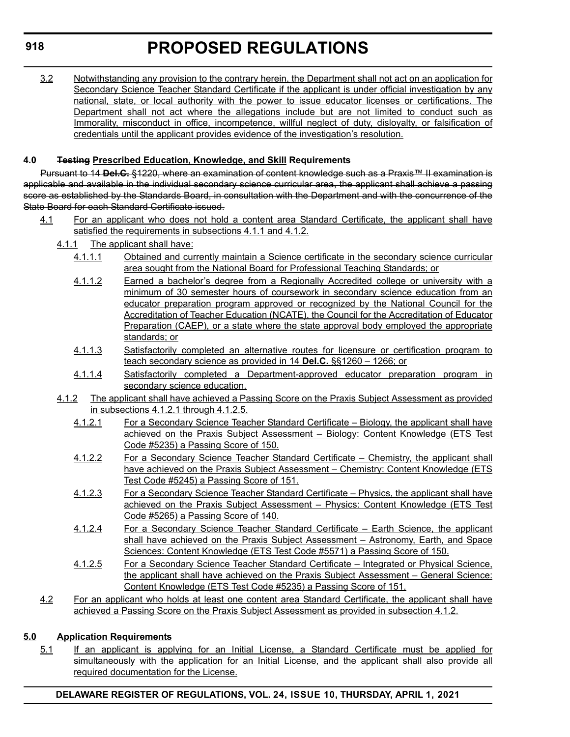3.2 Notwithstanding any provision to the contrary herein, the Department shall not act on an application for Secondary Science Teacher Standard Certificate if the applicant is under official investigation by any national, state, or local authority with the power to issue educator licenses or certifications. The Department shall not act where the allegations include but are not limited to conduct such as Immorality, misconduct in office, incompetence, willful neglect of duty, disloyalty, or falsification of credentials until the applicant provides evidence of the investigation's resolution.

**4.0 ~~Testing~~ Prescribed Education, Knowledge, and Skill Requirements**

~~Pursuant to 14 **Del.C.** §1220, where an examination of content knowledge such as a Praxis™ II examination is applicable and available in the individual secondary science curricular area, the applicant shall achieve a passing score as established by the Standards Board, in consultation with the Department and with the concurrence of the State Board for each Standard Certificate issued.~~

4.1 For an applicant who does not hold a content area Standard Certificate, the applicant shall have satisfied the requirements in subsections 4.1.1 and 4.1.2.

4.1.1 The applicant shall have:

4.1.1.1 Obtained and currently maintain a Science certificate in the secondary science curricular area sought from the National Board for Professional Teaching Standards; or

4.1.1.2 Earned a bachelor's degree from a Regionally Accredited college or university with a minimum of 30 semester hours of coursework in secondary science education from an educator preparation program approved or recognized by the National Council for the Accreditation of Teacher Education (NCATE), the Council for the Accreditation of Educator Preparation (CAEP), or a state where the state approval body employed the appropriate standards; or

4.1.1.3 Satisfactorily completed an alternative routes for licensure or certification program to teach secondary science as provided in 14 **Del.C.** §§1260 – 1266; or

4.1.1.4 Satisfactorily completed a Department-approved educator preparation program in secondary science education.

4.1.2 The applicant shall have achieved a Passing Score on the Praxis Subject Assessment as provided in subsections 4.1.2.1 through 4.1.2.5.

4.1.2.1 For a Secondary Science Teacher Standard Certificate – Biology, the applicant shall have achieved on the Praxis Subject Assessment – Biology: Content Knowledge (ETS Test Code #5235) a Passing Score of 150.

4.1.2.2 For a Secondary Science Teacher Standard Certificate – Chemistry, the applicant shall have achieved on the Praxis Subject Assessment – Chemistry: Content Knowledge (ETS Test Code #5245) a Passing Score of 151.

4.1.2.3 For a Secondary Science Teacher Standard Certificate – Physics, the applicant shall have achieved on the Praxis Subject Assessment – Physics: Content Knowledge (ETS Test Code #5265) a Passing Score of 140.

4.1.2.4 For a Secondary Science Teacher Standard Certificate – Earth Science, the applicant shall have achieved on the Praxis Subject Assessment – Astronomy, Earth, and Space Sciences: Content Knowledge (ETS Test Code #5571) a Passing Score of 150.

4.1.2.5 For a Secondary Science Teacher Standard Certificate – Integrated or Physical Science, the applicant shall have achieved on the Praxis Subject Assessment – General Science: Content Knowledge (ETS Test Code #5235) a Passing Score of 151.

4.2 For an applicant who holds at least one content area Standard Certificate, the applicant shall have achieved a Passing Score on the Praxis Subject Assessment as provided in subsection 4.1.2.

**5.0 Application Requirements**

5.1 If an applicant is applying for an Initial License, a Standard Certificate must be applied for simultaneously with the application for an Initial License, and the applicant shall also provide all required documentation for the License.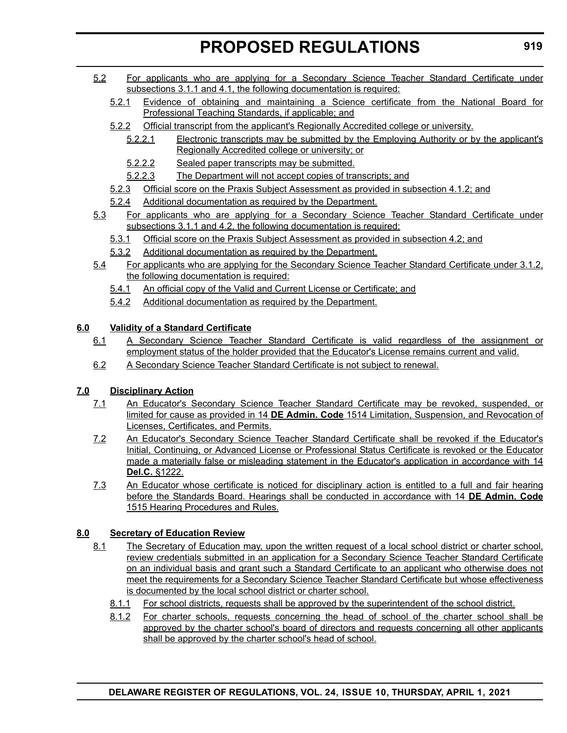5.2 For applicants who are applying for a Secondary Science Teacher Standard Certificate under subsections 3.1.1 and 4.1, the following documentation is required:

5.2.1 Evidence of obtaining and maintaining a Science certificate from the National Board for Professional Teaching Standards, if applicable; and

5.2.2 Official transcript from the applicant's Regionally Accredited college or university.

5.2.2.1 Electronic transcripts may be submitted by the Employing Authority or by the applicant's Regionally Accredited college or university; or

5.2.2.2 Sealed paper transcripts may be submitted.

5.2.2.3 The Department will not accept copies of transcripts; and

5.2.3 Official score on the Praxis Subject Assessment as provided in subsection 4.1.2; and

5.2.4 Additional documentation as required by the Department.

5.3 For applicants who are applying for a Secondary Science Teacher Standard Certificate under subsections 3.1.1 and 4.2, the following documentation is required:

5.3.1 Official score on the Praxis Subject Assessment as provided in subsection 4.2; and

5.3.2 Additional documentation as required by the Department.

5.4 For applicants who are applying for the Secondary Science Teacher Standard Certificate under 3.1.2, the following documentation is required:

5.4.1 An official copy of the Valid and Current License or Certificate; and

5.4.2 Additional documentation as required by the Department.

**6.0 Validity of a Standard Certificate**

6.1 A Secondary Science Teacher Standard Certificate is valid regardless of the assignment or employment status of the holder provided that the Educator's License remains current and valid.

6.2 A Secondary Science Teacher Standard Certificate is not subject to renewal.

**7.0 Disciplinary Action**

7.1 An Educator's Secondary Science Teacher Standard Certificate may be revoked, suspended, or limited for cause as provided in 14 **DE Admin. Code** 1514 Limitation, Suspension, and Revocation of Licenses, Certificates, and Permits.

7.2 An Educator's Secondary Science Teacher Standard Certificate shall be revoked if the Educator's Initial, Continuing, or Advanced License or Professional Status Certificate is revoked or the Educator made a materially false or misleading statement in the Educator's application in accordance with 14 **Del.C.** §1222.

7.3 An Educator whose certificate is noticed for disciplinary action is entitled to a full and fair hearing before the Standards Board. Hearings shall be conducted in accordance with 14 **DE Admin. Code** 1515 Hearing Procedures and Rules.

**8.0 Secretary of Education Review**

8.1 The Secretary of Education may, upon the written request of a local school district or charter school, review credentials submitted in an application for a Secondary Science Teacher Standard Certificate on an individual basis and grant such a Standard Certificate to an applicant who otherwise does not meet the requirements for a Secondary Science Teacher Standard Certificate but whose effectiveness is documented by the local school district or charter school.

8.1.1 For school districts, requests shall be approved by the superintendent of the school district.

8.1.2 For charter schools, requests concerning the head of school of the charter school shall be approved by the charter school's board of directors and requests concerning all other applicants shall be approved by the charter school's head of school.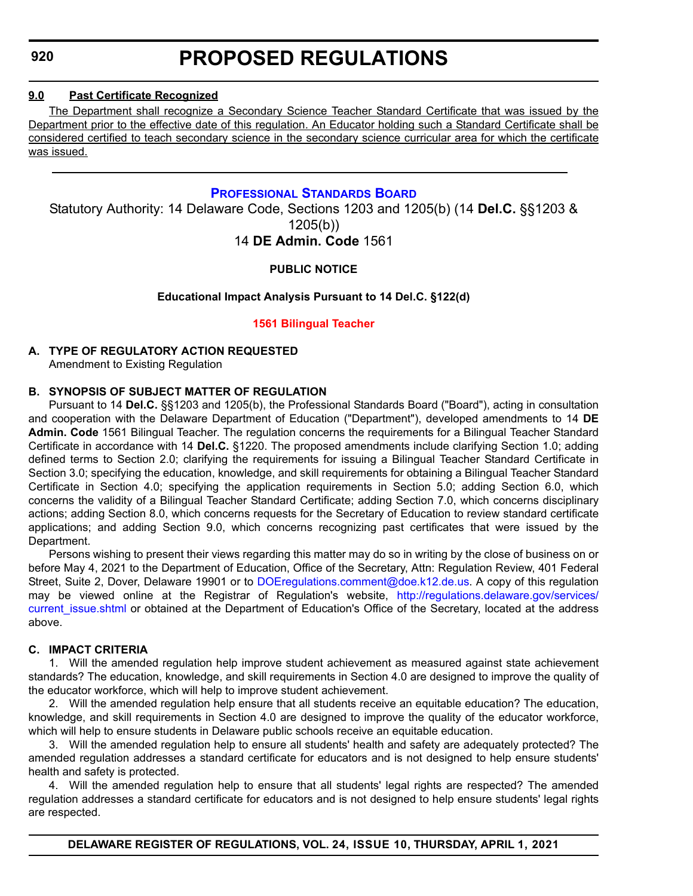**9.0 Past Certificate Recognized**

The Department shall recognize a Secondary Science Teacher Standard Certificate that was issued by the Department prior to the effective date of this regulation. An Educator holding such a Standard Certificate shall be considered certified to teach secondary science in the secondary science curricular area for which the certificate was issued.

---

## PROFESSIONAL STANDARDS BOARD

Statutory Authority: 14 Delaware Code, Sections 1203 and 1205(b) (14 **Del.C.** §§1203 & 1205(b))
14 **DE Admin. Code** 1561

**PUBLIC NOTICE**

**Educational Impact Analysis Pursuant to 14 Del.C. §122(d)**

**1561 Bilingual Teacher**

**A. TYPE OF REGULATORY ACTION REQUESTED**

Amendment to Existing Regulation

**B. SYNOPSIS OF SUBJECT MATTER OF REGULATION**

Pursuant to 14 **Del.C.** §§1203 and 1205(b), the Professional Standards Board ("Board"), acting in consultation and cooperation with the Delaware Department of Education ("Department"), developed amendments to 14 **DE Admin. Code** 1561 Bilingual Teacher. The regulation concerns the requirements for a Bilingual Teacher Standard Certificate in accordance with 14 **Del.C.** §1220. The proposed amendments include clarifying Section 1.0; adding defined terms to Section 2.0; clarifying the requirements for issuing a Bilingual Teacher Standard Certificate in Section 3.0; specifying the education, knowledge, and skill requirements for obtaining a Bilingual Teacher Standard Certificate in Section 4.0; specifying the application requirements in Section 5.0; adding Section 6.0, which concerns the validity of a Bilingual Teacher Standard Certificate; adding Section 7.0, which concerns disciplinary actions; adding Section 8.0, which concerns requests for the Secretary of Education to review standard certificate applications; and adding Section 9.0, which concerns recognizing past certificates that were issued by the Department.

Persons wishing to present their views regarding this matter may do so in writing by the close of business on or before May 4, 2021 to the Department of Education, Office of the Secretary, Attn: Regulation Review, 401 Federal Street, Suite 2, Dover, Delaware 19901 or to DOEregulations.comment@doe.k12.de.us. A copy of this regulation may be viewed online at the Registrar of Regulation's website, http://regulations.delaware.gov/services/current_issue.shtml or obtained at the Department of Education's Office of the Secretary, located at the address above.

**C. IMPACT CRITERIA**

1. Will the amended regulation help improve student achievement as measured against state achievement standards? The education, knowledge, and skill requirements in Section 4.0 are designed to improve the quality of the educator workforce, which will help to improve student achievement.

2. Will the amended regulation help ensure that all students receive an equitable education? The education, knowledge, and skill requirements in Section 4.0 are designed to improve the quality of the educator workforce, which will help to ensure students in Delaware public schools receive an equitable education.

3. Will the amended regulation help to ensure all students' health and safety are adequately protected? The amended regulation addresses a standard certificate for educators and is not designed to help ensure students' health and safety is protected.

4. Will the amended regulation help to ensure that all students' legal rights are respected? The amended regulation addresses a standard certificate for educators and is not designed to help ensure students' legal rights are respected.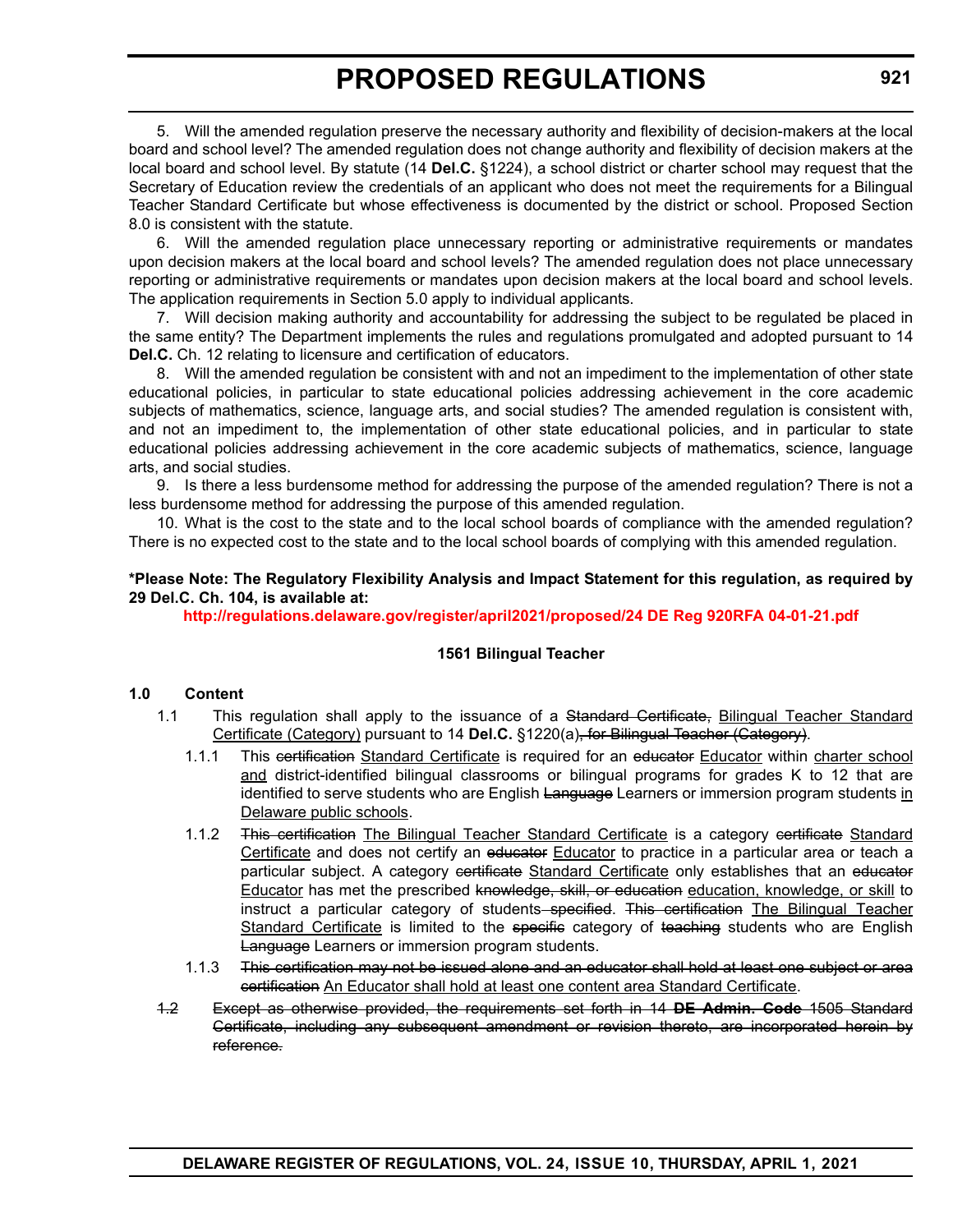5. Will the amended regulation preserve the necessary authority and flexibility of decision-makers at the local board and school level? The amended regulation does not change authority and flexibility of decision makers at the local board and school level. By statute (14 **Del.C.** §1224), a school district or charter school may request that the Secretary of Education review the credentials of an applicant who does not meet the requirements for a Bilingual Teacher Standard Certificate but whose effectiveness is documented by the district or school. Proposed Section 8.0 is consistent with the statute.

6. Will the amended regulation place unnecessary reporting or administrative requirements or mandates upon decision makers at the local board and school levels? The amended regulation does not place unnecessary reporting or administrative requirements or mandates upon decision makers at the local board and school levels. The application requirements in Section 5.0 apply to individual applicants.

7. Will decision making authority and accountability for addressing the subject to be regulated be placed in the same entity? The Department implements the rules and regulations promulgated and adopted pursuant to 14 **Del.C.** Ch. 12 relating to licensure and certification of educators.

8. Will the amended regulation be consistent with and not an impediment to the implementation of other state educational policies, in particular to state educational policies addressing achievement in the core academic subjects of mathematics, science, language arts, and social studies? The amended regulation is consistent with, and not an impediment to, the implementation of other state educational policies, and in particular to state educational policies addressing achievement in the core academic subjects of mathematics, science, language arts, and social studies.

9. Is there a less burdensome method for addressing the purpose of the amended regulation? There is not a less burdensome method for addressing the purpose of this amended regulation.

10. What is the cost to the state and to the local school boards of compliance with the amended regulation? There is no expected cost to the state and to the local school boards of complying with this amended regulation.

**\*Please Note: The Regulatory Flexibility Analysis and Impact Statement for this regulation, as required by 29 Del.C. Ch. 104, is available at:**

**http://regulations.delaware.gov/register/april2021/proposed/24 DE Reg 920RFA 04-01-21.pdf**

**1561 Bilingual Teacher**

**1.0 Content**

1.1 This regulation shall apply to the issuance of a ~~Standard Certificate,~~ <u>Bilingual Teacher Standard Certificate (Category)</u> pursuant to 14 **Del.C.** §1220(a)~~, for Bilingual Teacher (Category)~~.

1.1.1 This ~~certification~~ <u>Standard Certificate</u> is required for an ~~educator~~ <u>Educator</u> within <u>charter school and</u> district-identified bilingual classrooms or bilingual programs for grades K to 12 that are identified to serve students who are English ~~Language~~ Learners or immersion program students <u>in Delaware public schools</u>.

1.1.2 ~~This certification~~ <u>The Bilingual Teacher Standard Certificate</u> is a category ~~certificate~~ <u>Standard Certificate</u> and does not certify an ~~educator~~ <u>Educator</u> to practice in a particular area or teach a particular subject. A category ~~certificate~~ <u>Standard Certificate</u> only establishes that an ~~educator~~ <u>Educator</u> has met the prescribed ~~knowledge, skill, or education~~ <u>education, knowledge, or skill</u> to instruct a particular category of students~~ specified~~. ~~This certification~~ <u>The Bilingual Teacher Standard Certificate</u> is limited to the ~~specific~~ category of ~~teaching~~ students who are English ~~Language~~ Learners or immersion program students.

1.1.3 ~~This certification may not be issued alone and an educator shall hold at least one subject or area certification~~ <u>An Educator shall hold at least one content area Standard Certificate</u>.

~~1.2 Except as otherwise provided, the requirements set forth in 14 **DE Admin. Code** 1505 Standard Certificate, including any subsequent amendment or revision thereto, are incorporated herein by reference.~~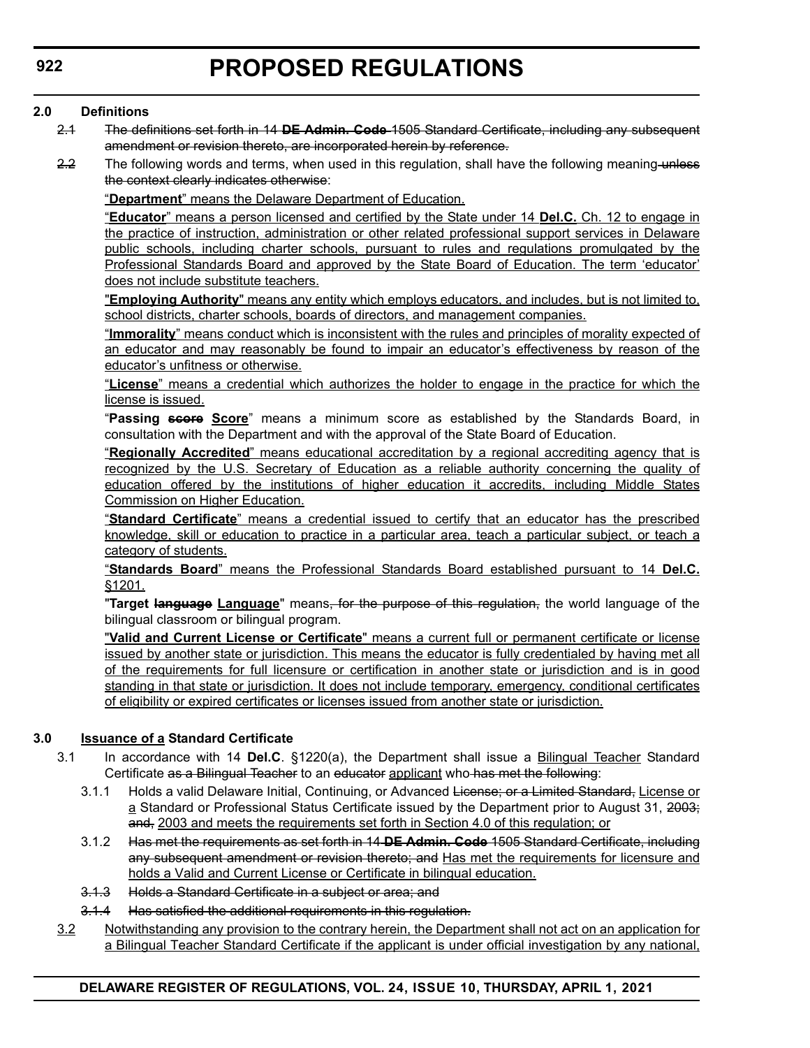**2.0 Definitions**

~~2.1 The definitions set forth in 14 **DE Admin. Code** 1505 Standard Certificate, including any subsequent amendment or revision thereto, are incorporated herein by reference.~~

~~2.2~~ The following words and terms, when used in this regulation, shall have the following meaning ~~unless the context clearly indicates otherwise~~:

"**Department**" means the Delaware Department of Education.

"**Educator**" means a person licensed and certified by the State under 14 **Del.C.** Ch. 12 to engage in the practice of instruction, administration or other related professional support services in Delaware public schools, including charter schools, pursuant to rules and regulations promulgated by the Professional Standards Board and approved by the State Board of Education. The term 'educator' does not include substitute teachers.

"**Employing Authority**" means any entity which employs educators, and includes, but is not limited to, school districts, charter schools, boards of directors, and management companies.

"**Immorality**" means conduct which is inconsistent with the rules and principles of morality expected of an educator and may reasonably be found to impair an educator's effectiveness by reason of the educator's unfitness or otherwise.

"**License**" means a credential which authorizes the holder to engage in the practice for which the license is issued.

"**Passing ~~score~~ Score**" means a minimum score as established by the Standards Board, in consultation with the Department and with the approval of the State Board of Education.

"**Regionally Accredited**" means educational accreditation by a regional accrediting agency that is recognized by the U.S. Secretary of Education as a reliable authority concerning the quality of education offered by the institutions of higher education it accredits, including Middle States Commission on Higher Education.

"**Standard Certificate**" means a credential issued to certify that an educator has the prescribed knowledge, skill or education to practice in a particular area, teach a particular subject, or teach a category of students.

"**Standards Board**" means the Professional Standards Board established pursuant to 14 **Del.C.** §1201.

"**Target ~~language~~ Language**" means~~, for the purpose of this regulation,~~ the world language of the bilingual classroom or bilingual program.

"**Valid and Current License or Certificate**" means a current full or permanent certificate or license issued by another state or jurisdiction. This means the educator is fully credentialed by having met all of the requirements for full licensure or certification in another state or jurisdiction and is in good standing in that state or jurisdiction. It does not include temporary, emergency, conditional certificates of eligibility or expired certificates or licenses issued from another state or jurisdiction.

**3.0 Issuance of a Standard Certificate**

3.1 In accordance with 14 **Del.C**. §1220(a), the Department shall issue a Bilingual Teacher Standard Certificate ~~as a Bilingual Teacher~~ to an ~~educator~~ applicant who ~~has met the following~~:

3.1.1 Holds a valid Delaware Initial, Continuing, or Advanced ~~License; or a Limited Standard,~~ License or a Standard or Professional Status Certificate issued by the Department prior to August 31, ~~2003; and,~~ 2003 and meets the requirements set forth in Section 4.0 of this regulation; or

3.1.2 ~~Has met the requirements as set forth in 14 **DE Admin. Code** 1505 Standard Certificate, including any subsequent amendment or revision thereto; and~~ Has met the requirements for licensure and holds a Valid and Current License or Certificate in bilingual education.

~~3.1.3 Holds a Standard Certificate in a subject or area; and~~

~~3.1.4 Has satisfied the additional requirements in this regulation.~~

3.2 Notwithstanding any provision to the contrary herein, the Department shall not act on an application for a Bilingual Teacher Standard Certificate if the applicant is under official investigation by any national,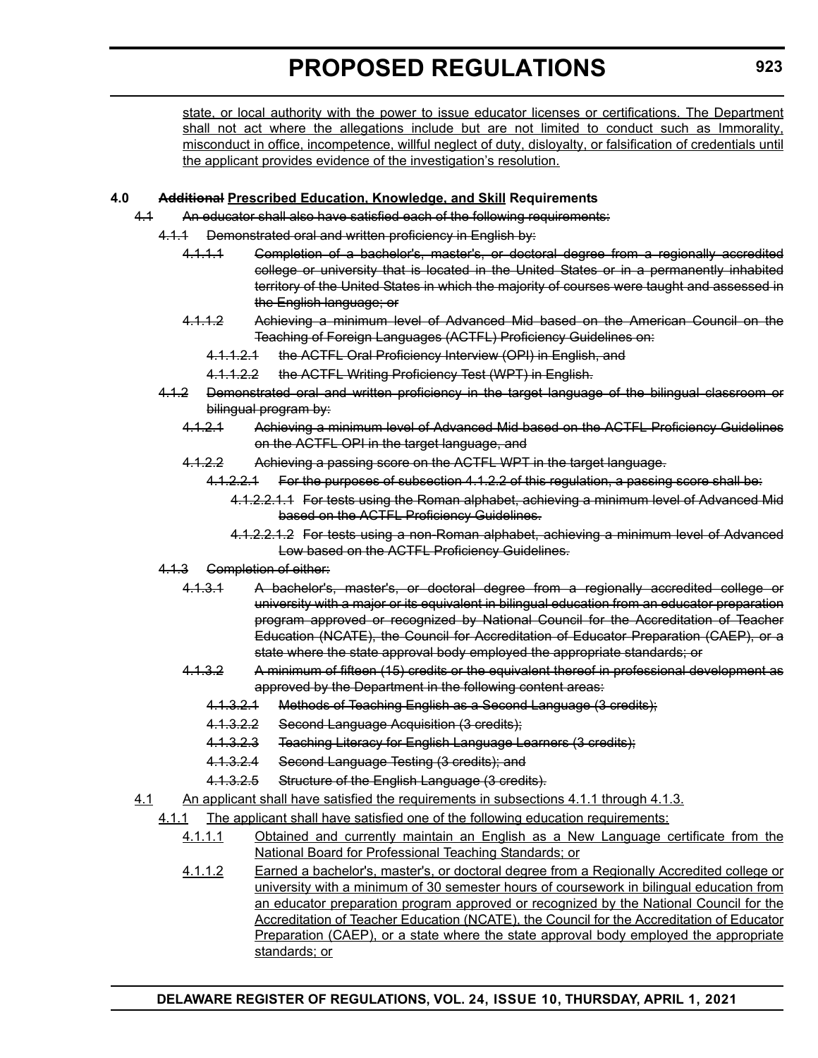state, or local authority with the power to issue educator licenses or certifications. The Department shall not act where the allegations include but are not limited to conduct such as Immorality, misconduct in office, incompetence, willful neglect of duty, disloyalty, or falsification of credentials until the applicant provides evidence of the investigation's resolution.

**4.0 ~~Additional~~ Prescribed Education, Knowledge, and Skill Requirements**

~~4.1 An educator shall also have satisfied each of the following requirements:~~

~~4.1.1 Demonstrated oral and written proficiency in English by:~~

~~4.1.1.1 Completion of a bachelor's, master's, or doctoral degree from a regionally accredited college or university that is located in the United States or in a permanently inhabited territory of the United States in which the majority of courses were taught and assessed in the English language; or~~

~~4.1.1.2 Achieving a minimum level of Advanced Mid based on the American Council on the Teaching of Foreign Languages (ACTFL) Proficiency Guidelines on:~~

~~4.1.1.2.1 the ACTFL Oral Proficiency Interview (OPI) in English, and~~

~~4.1.1.2.2 the ACTFL Writing Proficiency Test (WPT) in English.~~

~~4.1.2 Demonstrated oral and written proficiency in the target language of the bilingual classroom or bilingual program by:~~

~~4.1.2.1 Achieving a minimum level of Advanced Mid based on the ACTFL Proficiency Guidelines on the ACTFL OPI in the target language, and~~

~~4.1.2.2 Achieving a passing score on the ACTFL WPT in the target language.~~

~~4.1.2.2.1 For the purposes of subsection 4.1.2.2 of this regulation, a passing score shall be:~~

~~4.1.2.2.1.1 For tests using the Roman alphabet, achieving a minimum level of Advanced Mid based on the ACTFL Proficiency Guidelines.~~

~~4.1.2.2.1.2 For tests using a non-Roman alphabet, achieving a minimum level of Advanced Low based on the ACTFL Proficiency Guidelines.~~

~~4.1.3 Completion of either:~~

~~4.1.3.1 A bachelor's, master's, or doctoral degree from a regionally accredited college or university with a major or its equivalent in bilingual education from an educator preparation program approved or recognized by National Council for the Accreditation of Teacher Education (NCATE), the Council for Accreditation of Educator Preparation (CAEP), or a state where the state approval body employed the appropriate standards; or~~

~~4.1.3.2 A minimum of fifteen (15) credits or the equivalent thereof in professional development as approved by the Department in the following content areas:~~

~~4.1.3.2.1 Methods of Teaching English as a Second Language (3 credits);~~

~~4.1.3.2.2 Second Language Acquisition (3 credits);~~

~~4.1.3.2.3 Teaching Literacy for English Language Learners (3 credits);~~

~~4.1.3.2.4 Second Language Testing (3 credits); and~~

~~4.1.3.2.5 Structure of the English Language (3 credits).~~

4.1 An applicant shall have satisfied the requirements in subsections 4.1.1 through 4.1.3.

4.1.1 The applicant shall have satisfied one of the following education requirements:

4.1.1.1 Obtained and currently maintain an English as a New Language certificate from the National Board for Professional Teaching Standards; or

4.1.1.2 Earned a bachelor's, master's, or doctoral degree from a Regionally Accredited college or university with a minimum of 30 semester hours of coursework in bilingual education from an educator preparation program approved or recognized by the National Council for the Accreditation of Teacher Education (NCATE), the Council for the Accreditation of Educator Preparation (CAEP), or a state where the state approval body employed the appropriate standards; or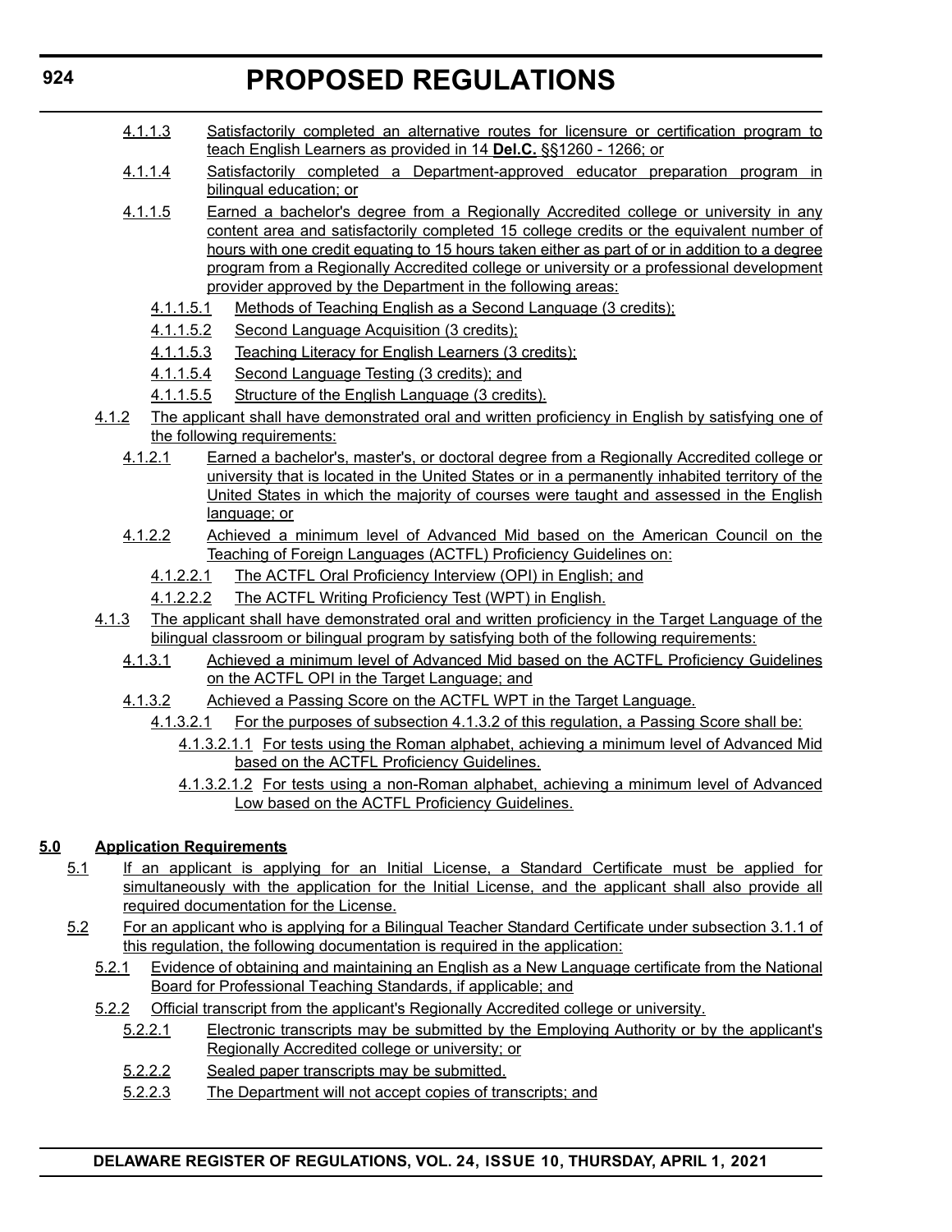4.1.1.3 Satisfactorily completed an alternative routes for licensure or certification program to teach English Learners as provided in 14 **Del.C.** §§1260 - 1266; or

4.1.1.4 Satisfactorily completed a Department-approved educator preparation program in bilingual education; or

4.1.1.5 Earned a bachelor's degree from a Regionally Accredited college or university in any content area and satisfactorily completed 15 college credits or the equivalent number of hours with one credit equating to 15 hours taken either as part of or in addition to a degree program from a Regionally Accredited college or university or a professional development provider approved by the Department in the following areas:

4.1.1.5.1 Methods of Teaching English as a Second Language (3 credits);

4.1.1.5.2 Second Language Acquisition (3 credits);

4.1.1.5.3 Teaching Literacy for English Learners (3 credits);

4.1.1.5.4 Second Language Testing (3 credits); and

4.1.1.5.5 Structure of the English Language (3 credits).

4.1.2 The applicant shall have demonstrated oral and written proficiency in English by satisfying one of the following requirements:

4.1.2.1 Earned a bachelor's, master's, or doctoral degree from a Regionally Accredited college or university that is located in the United States or in a permanently inhabited territory of the United States in which the majority of courses were taught and assessed in the English language; or

4.1.2.2 Achieved a minimum level of Advanced Mid based on the American Council on the Teaching of Foreign Languages (ACTFL) Proficiency Guidelines on:

4.1.2.2.1 The ACTFL Oral Proficiency Interview (OPI) in English; and

4.1.2.2.2 The ACTFL Writing Proficiency Test (WPT) in English.

4.1.3 The applicant shall have demonstrated oral and written proficiency in the Target Language of the bilingual classroom or bilingual program by satisfying both of the following requirements:

4.1.3.1 Achieved a minimum level of Advanced Mid based on the ACTFL Proficiency Guidelines on the ACTFL OPI in the Target Language; and

4.1.3.2 Achieved a Passing Score on the ACTFL WPT in the Target Language.

4.1.3.2.1 For the purposes of subsection 4.1.3.2 of this regulation, a Passing Score shall be:

4.1.3.2.1.1 For tests using the Roman alphabet, achieving a minimum level of Advanced Mid based on the ACTFL Proficiency Guidelines.

4.1.3.2.1.2 For tests using a non-Roman alphabet, achieving a minimum level of Advanced Low based on the ACTFL Proficiency Guidelines.

**5.0 Application Requirements**

5.1 If an applicant is applying for an Initial License, a Standard Certificate must be applied for simultaneously with the application for the Initial License, and the applicant shall also provide all required documentation for the License.

5.2 For an applicant who is applying for a Bilingual Teacher Standard Certificate under subsection 3.1.1 of this regulation, the following documentation is required in the application:

5.2.1 Evidence of obtaining and maintaining an English as a New Language certificate from the National Board for Professional Teaching Standards, if applicable; and

5.2.2 Official transcript from the applicant's Regionally Accredited college or university.

5.2.2.1 Electronic transcripts may be submitted by the Employing Authority or by the applicant's Regionally Accredited college or university; or

5.2.2.2 Sealed paper transcripts may be submitted.

5.2.2.3 The Department will not accept copies of transcripts; and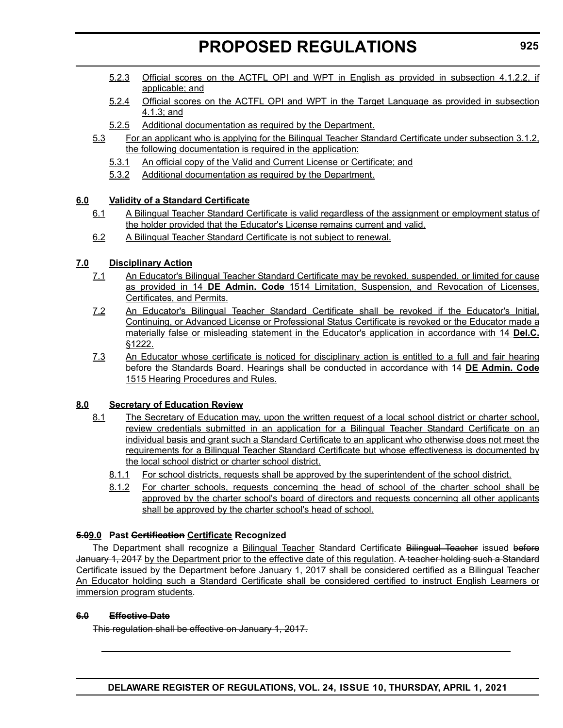5.2.3 Official scores on the ACTFL OPI and WPT in English as provided in subsection 4.1.2.2, if applicable; and

5.2.4 Official scores on the ACTFL OPI and WPT in the Target Language as provided in subsection 4.1.3; and

5.2.5 Additional documentation as required by the Department.

5.3 For an applicant who is applying for the Bilingual Teacher Standard Certificate under subsection 3.1.2, the following documentation is required in the application:

5.3.1 An official copy of the Valid and Current License or Certificate; and

5.3.2 Additional documentation as required by the Department.

**6.0 Validity of a Standard Certificate**

6.1 A Bilingual Teacher Standard Certificate is valid regardless of the assignment or employment status of the holder provided that the Educator's License remains current and valid.

6.2 A Bilingual Teacher Standard Certificate is not subject to renewal.

**7.0 Disciplinary Action**

7.1 An Educator's Bilingual Teacher Standard Certificate may be revoked, suspended, or limited for cause as provided in 14 **DE Admin. Code** 1514 Limitation, Suspension, and Revocation of Licenses, Certificates, and Permits.

7.2 An Educator's Bilingual Teacher Standard Certificate shall be revoked if the Educator's Initial, Continuing, or Advanced License or Professional Status Certificate is revoked or the Educator made a materially false or misleading statement in the Educator's application in accordance with 14 **Del.C.** §1222.

7.3 An Educator whose certificate is noticed for disciplinary action is entitled to a full and fair hearing before the Standards Board. Hearings shall be conducted in accordance with 14 **DE Admin. Code** 1515 Hearing Procedures and Rules.

**8.0 Secretary of Education Review**

8.1 The Secretary of Education may, upon the written request of a local school district or charter school, review credentials submitted in an application for a Bilingual Teacher Standard Certificate on an individual basis and grant such a Standard Certificate to an applicant who otherwise does not meet the requirements for a Bilingual Teacher Standard Certificate but whose effectiveness is documented by the local school district or charter school district.

8.1.1 For school districts, requests shall be approved by the superintendent of the school district.

8.1.2 For charter schools, requests concerning the head of school of the charter school shall be approved by the charter school's board of directors and requests concerning all other applicants shall be approved by the charter school's head of school.

**~~5.0~~9.0 Past ~~Certification~~ Certificate Recognized**

The Department shall recognize a Bilingual Teacher Standard Certificate ~~Bilingual Teacher~~ issued ~~before January 1, 2017~~ by the Department prior to the effective date of this regulation. ~~A teacher holding such a Standard Certificate issued by the Department before January 1, 2017 shall be considered certified as a Bilingual Teacher~~ An Educator holding such a Standard Certificate shall be considered certified to instruct English Learners or immersion program students.

~~**6.0 Effective Date**~~

~~This regulation shall be effective on January 1, 2017.~~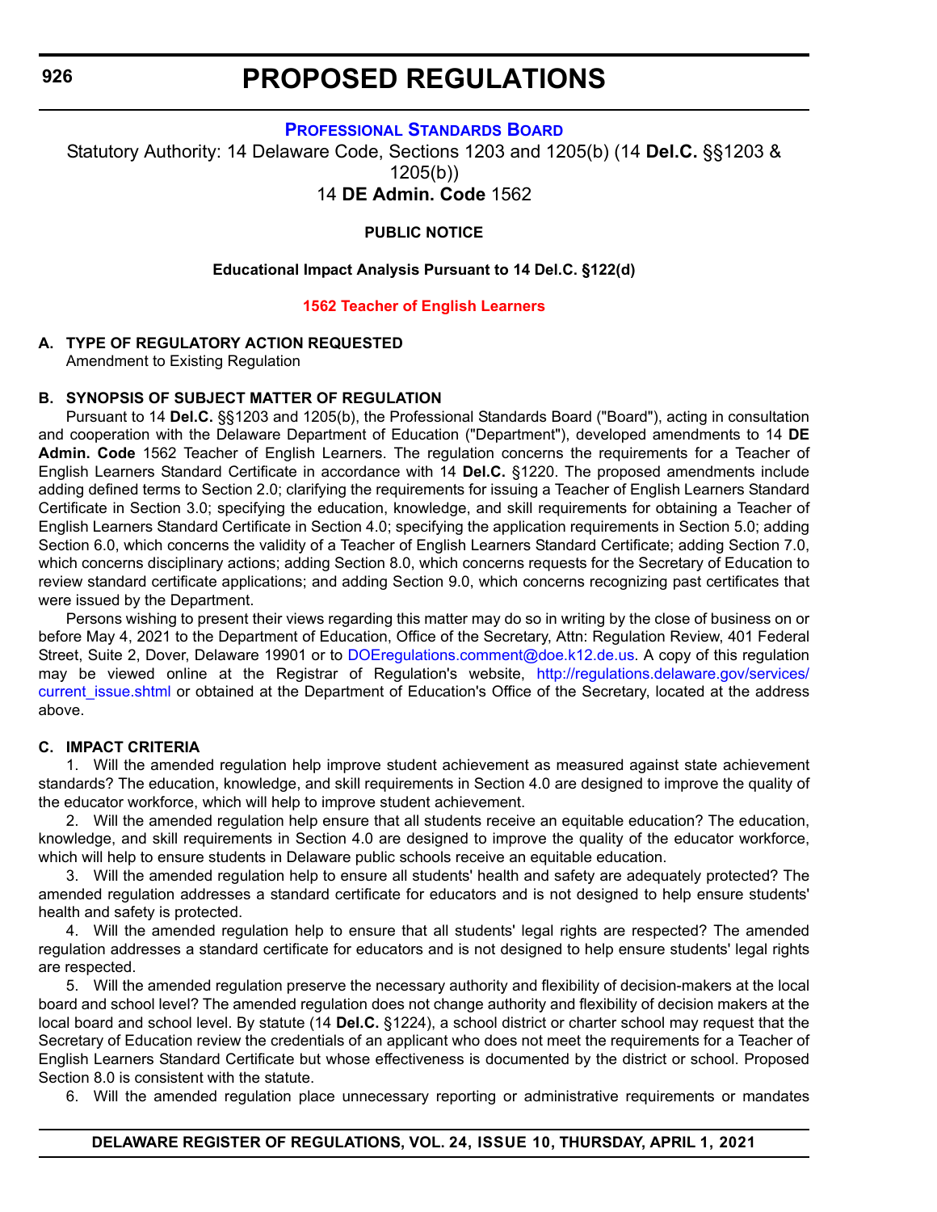# PROPOSED REGULATIONS

**[Professional Standards Board](#)**

Statutory Authority: 14 Delaware Code, Sections 1203 and 1205(b) (14 **Del.C.** §§1203 & 1205(b))

14 **DE Admin. Code** 1562

**PUBLIC NOTICE**

**Educational Impact Analysis Pursuant to 14 Del.C. §122(d)**

**[1562 Teacher of English Learners](#)**

**A. TYPE OF REGULATORY ACTION REQUESTED**

Amendment to Existing Regulation

**B. SYNOPSIS OF SUBJECT MATTER OF REGULATION**

Pursuant to 14 **Del.C.** §§1203 and 1205(b), the Professional Standards Board ("Board"), acting in consultation and cooperation with the Delaware Department of Education ("Department"), developed amendments to 14 **DE Admin. Code** 1562 Teacher of English Learners. The regulation concerns the requirements for a Teacher of English Learners Standard Certificate in accordance with 14 **Del.C.** §1220. The proposed amendments include adding defined terms to Section 2.0; clarifying the requirements for issuing a Teacher of English Learners Standard Certificate in Section 3.0; specifying the education, knowledge, and skill requirements for obtaining a Teacher of English Learners Standard Certificate in Section 4.0; specifying the application requirements in Section 5.0; adding Section 6.0, which concerns the validity of a Teacher of English Learners Standard Certificate; adding Section 7.0, which concerns disciplinary actions; adding Section 8.0, which concerns requests for the Secretary of Education to review standard certificate applications; and adding Section 9.0, which concerns recognizing past certificates that were issued by the Department.

Persons wishing to present their views regarding this matter may do so in writing by the close of business on or before May 4, 2021 to the Department of Education, Office of the Secretary, Attn: Regulation Review, 401 Federal Street, Suite 2, Dover, Delaware 19901 or to [DOEregulations.comment@doe.k12.de.us](mailto:DOEregulations.comment@doe.k12.de.us). A copy of this regulation may be viewed online at the Registrar of Regulation's website, [http://regulations.delaware.gov/services/current_issue.shtml](http://regulations.delaware.gov/services/current_issue.shtml) or obtained at the Department of Education's Office of the Secretary, located at the address above.

**C. IMPACT CRITERIA**

1. Will the amended regulation help improve student achievement as measured against state achievement standards? The education, knowledge, and skill requirements in Section 4.0 are designed to improve the quality of the educator workforce, which will help to improve student achievement.

2. Will the amended regulation help ensure that all students receive an equitable education? The education, knowledge, and skill requirements in Section 4.0 are designed to improve the quality of the educator workforce, which will help to ensure students in Delaware public schools receive an equitable education.

3. Will the amended regulation help to ensure all students' health and safety are adequately protected? The amended regulation addresses a standard certificate for educators and is not designed to help ensure students' health and safety is protected.

4. Will the amended regulation help to ensure that all students' legal rights are respected? The amended regulation addresses a standard certificate for educators and is not designed to help ensure students' legal rights are respected.

5. Will the amended regulation preserve the necessary authority and flexibility of decision-makers at the local board and school level? The amended regulation does not change authority and flexibility of decision makers at the local board and school level. By statute (14 **Del.C.** §1224), a school district or charter school may request that the Secretary of Education review the credentials of an applicant who does not meet the requirements for a Teacher of English Learners Standard Certificate but whose effectiveness is documented by the district or school. Proposed Section 8.0 is consistent with the statute.

6. Will the amended regulation place unnecessary reporting or administrative requirements or mandates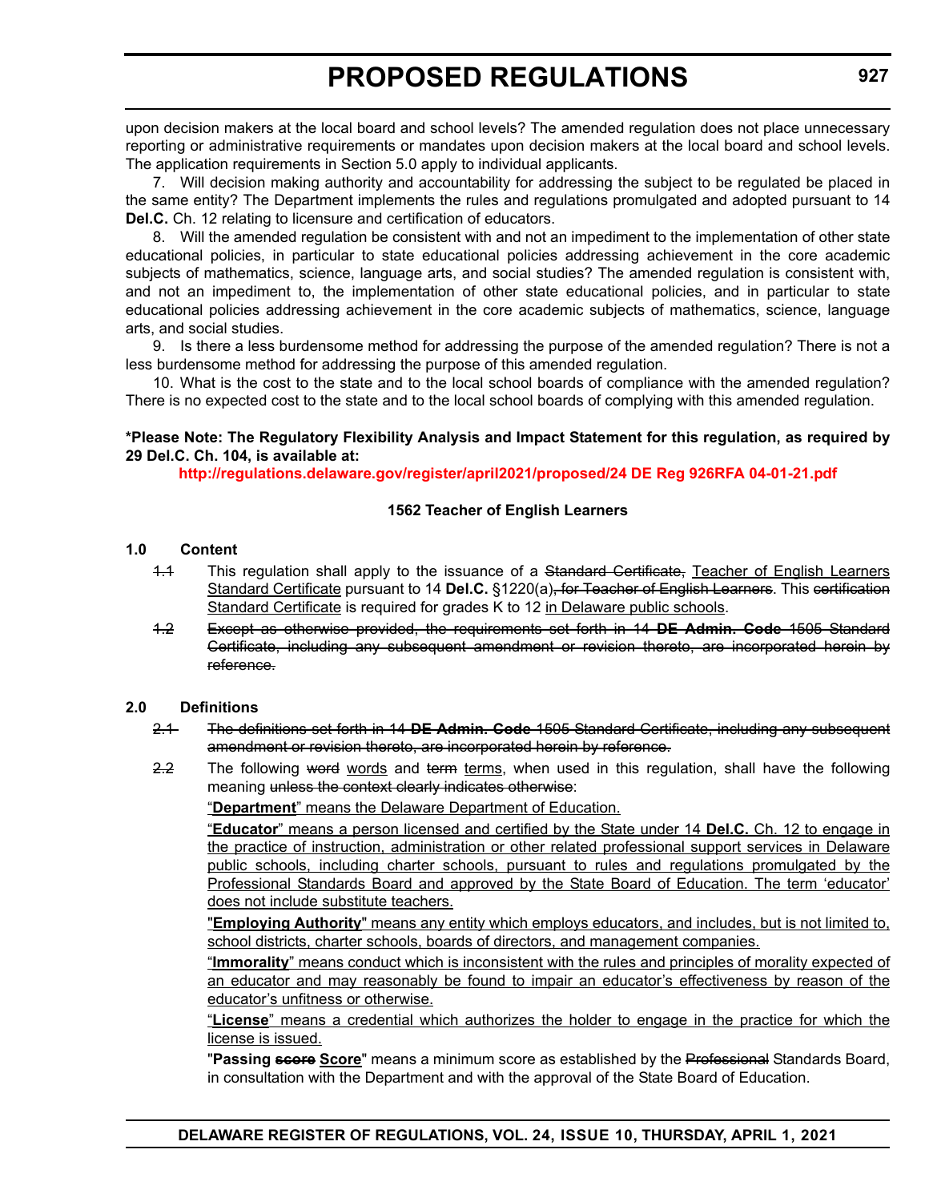upon decision makers at the local board and school levels? The amended regulation does not place unnecessary reporting or administrative requirements or mandates upon decision makers at the local board and school levels. The application requirements in Section 5.0 apply to individual applicants.

7. Will decision making authority and accountability for addressing the subject to be regulated be placed in the same entity? The Department implements the rules and regulations promulgated and adopted pursuant to 14 **Del.C.** Ch. 12 relating to licensure and certification of educators.

8. Will the amended regulation be consistent with and not an impediment to the implementation of other state educational policies, in particular to state educational policies addressing achievement in the core academic subjects of mathematics, science, language arts, and social studies? The amended regulation is consistent with, and not an impediment to, the implementation of other state educational policies, and in particular to state educational policies addressing achievement in the core academic subjects of mathematics, science, language arts, and social studies.

9. Is there a less burdensome method for addressing the purpose of the amended regulation? There is not a less burdensome method for addressing the purpose of this amended regulation.

10. What is the cost to the state and to the local school boards of compliance with the amended regulation? There is no expected cost to the state and to the local school boards of complying with this amended regulation.

**\*Please Note: The Regulatory Flexibility Analysis and Impact Statement for this regulation, as required by 29 Del.C. Ch. 104, is available at:**

**http://regulations.delaware.gov/register/april2021/proposed/24 DE Reg 926RFA 04-01-21.pdf**

### 1562 Teacher of English Learners

**1.0 Content**

~~1.1~~ This regulation shall apply to the issuance of a ~~Standard Certificate,~~ <u>Teacher of English Learners Standard Certificate</u> pursuant to 14 **Del.C.** §1220(a)~~, for Teacher of English Learners~~. This ~~certification~~ <u>Standard Certificate</u> is required for grades K to 12 <u>in Delaware public schools</u>.

~~1.2 Except as otherwise provided, the requirements set forth in 14 **DE Admin. Code** 1505 Standard Certificate, including any subsequent amendment or revision thereto, are incorporated herein by reference.~~

**2.0 Definitions**

~~2.1 The definitions set forth in 14 **DE Admin. Code** 1505 Standard Certificate, including any subsequent amendment or revision thereto, are incorporated herein by reference.~~

~~2.2~~ The following ~~word~~ <u>words</u> and ~~term~~ <u>terms</u>, when used in this regulation, shall have the following meaning ~~unless the context clearly indicates otherwise~~:

<u>"**Department**" means the Delaware Department of Education.</u>

<u>"**Educator**" means a person licensed and certified by the State under 14 **Del.C.** Ch. 12 to engage in the practice of instruction, administration or other related professional support services in Delaware public schools, including charter schools, pursuant to rules and regulations promulgated by the Professional Standards Board and approved by the State Board of Education. The term 'educator' does not include substitute teachers.</u>

<u>"**Employing Authority**" means any entity which employs educators, and includes, but is not limited to, school districts, charter schools, boards of directors, and management companies.</u>

<u>"**Immorality**" means conduct which is inconsistent with the rules and principles of morality expected of an educator and may reasonably be found to impair an educator's effectiveness by reason of the educator's unfitness or otherwise.</u>

<u>"**License**" means a credential which authorizes the holder to engage in the practice for which the license is issued.</u>

"**Passing ~~score~~ <u>Score</u>**" means a minimum score as established by the ~~Professional~~ Standards Board, in consultation with the Department and with the approval of the State Board of Education.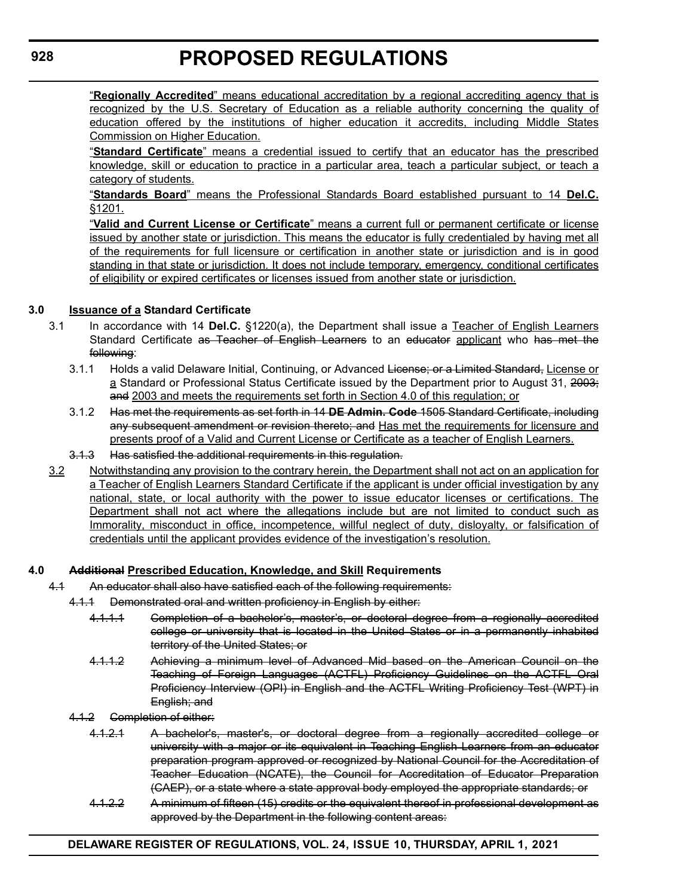"**Regionally Accredited**" means educational accreditation by a regional accrediting agency that is recognized by the U.S. Secretary of Education as a reliable authority concerning the quality of education offered by the institutions of higher education it accredits, including Middle States Commission on Higher Education.

"**Standard Certificate**" means a credential issued to certify that an educator has the prescribed knowledge, skill or education to practice in a particular area, teach a particular subject, or teach a category of students.

"**Standards Board**" means the Professional Standards Board established pursuant to 14 **Del.C.** §1201.

"**Valid and Current License or Certificate**" means a current full or permanent certificate or license issued by another state or jurisdiction. This means the educator is fully credentialed by having met all of the requirements for full licensure or certification in another state or jurisdiction and is in good standing in that state or jurisdiction. It does not include temporary, emergency, conditional certificates of eligibility or expired certificates or licenses issued from another state or jurisdiction.

**3.0 Issuance of a Standard Certificate**

3.1 In accordance with 14 **Del.C.** §1220(a), the Department shall issue a Teacher of English Learners Standard Certificate ~~as Teacher of English Learners~~ to an ~~educator~~ applicant who ~~has met the following~~:

3.1.1 Holds a valid Delaware Initial, Continuing, or Advanced ~~License; or a Limited Standard,~~ License or a Standard or Professional Status Certificate issued by the Department prior to August 31, ~~2003; and~~ 2003 and meets the requirements set forth in Section 4.0 of this regulation; or

3.1.2 ~~Has met the requirements as set forth in 14 **DE Admin. Code** 1505 Standard Certificate, including any subsequent amendment or revision thereto; and~~ Has met the requirements for licensure and presents proof of a Valid and Current License or Certificate as a teacher of English Learners.

~~3.1.3 Has satisfied the additional requirements in this regulation.~~

3.2 Notwithstanding any provision to the contrary herein, the Department shall not act on an application for a Teacher of English Learners Standard Certificate if the applicant is under official investigation by any national, state, or local authority with the power to issue educator licenses or certifications. The Department shall not act where the allegations include but are not limited to conduct such as Immorality, misconduct in office, incompetence, willful neglect of duty, disloyalty, or falsification of credentials until the applicant provides evidence of the investigation's resolution.

**4.0 ~~Additional~~ Prescribed Education, Knowledge, and Skill Requirements**

~~4.1 An educator shall also have satisfied each of the following requirements:~~

~~4.1.1 Demonstrated oral and written proficiency in English by either:~~

~~4.1.1.1 Completion of a bachelor's, master's, or doctoral degree from a regionally accredited college or university that is located in the United States or in a permanently inhabited territory of the United States; or~~

~~4.1.1.2 Achieving a minimum level of Advanced Mid based on the American Council on the Teaching of Foreign Languages (ACTFL) Proficiency Guidelines on the ACTFL Oral Proficiency Interview (OPI) in English and the ACTFL Writing Proficiency Test (WPT) in English; and~~

~~4.1.2 Completion of either:~~

~~4.1.2.1 A bachelor's, master's, or doctoral degree from a regionally accredited college or university with a major or its equivalent in Teaching English Learners from an educator preparation program approved or recognized by National Council for the Accreditation of Teacher Education (NCATE), the Council for Accreditation of Educator Preparation (CAEP), or a state where a state approval body employed the appropriate standards; or~~

~~4.1.2.2 A minimum of fifteen (15) credits or the equivalent thereof in professional development as approved by the Department in the following content areas:~~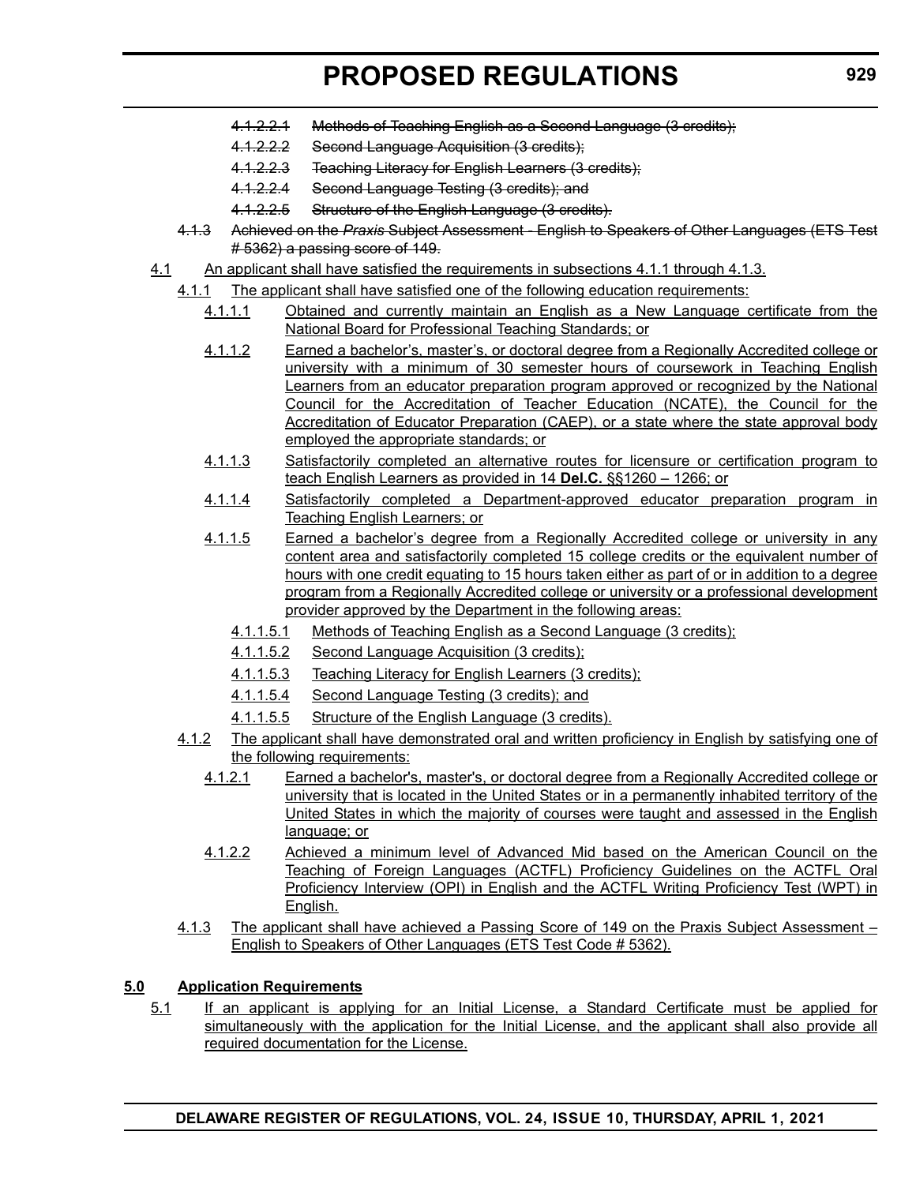~~4.1.2.2.1 Methods of Teaching English as a Second Language (3 credits);~~

~~4.1.2.2.2 Second Language Acquisition (3 credits);~~

~~4.1.2.2.3 Teaching Literacy for English Learners (3 credits);~~

~~4.1.2.2.4 Second Language Testing (3 credits); and~~

~~4.1.2.2.5 Structure of the English Language (3 credits).~~

~~4.1.3 Achieved on the *Praxis* Subject Assessment - English to Speakers of Other Languages (ETS Test # 5362) a passing score of 149.~~

<u>4.1 An applicant shall have satisfied the requirements in subsections 4.1.1 through 4.1.3.</u>

<u>4.1.1 The applicant shall have satisfied one of the following education requirements:</u>

<u>4.1.1.1 Obtained and currently maintain an English as a New Language certificate from the National Board for Professional Teaching Standards; or</u>

<u>4.1.1.2 Earned a bachelor's, master's, or doctoral degree from a Regionally Accredited college or university with a minimum of 30 semester hours of coursework in Teaching English Learners from an educator preparation program approved or recognized by the National Council for the Accreditation of Teacher Education (NCATE), the Council for the Accreditation of Educator Preparation (CAEP), or a state where the state approval body employed the appropriate standards; or</u>

<u>4.1.1.3 Satisfactorily completed an alternative routes for licensure or certification program to teach English Learners as provided in 14 **Del.C.** §§1260 – 1266; or</u>

<u>4.1.1.4 Satisfactorily completed a Department-approved educator preparation program in Teaching English Learners; or</u>

<u>4.1.1.5 Earned a bachelor's degree from a Regionally Accredited college or university in any content area and satisfactorily completed 15 college credits or the equivalent number of hours with one credit equating to 15 hours taken either as part of or in addition to a degree program from a Regionally Accredited college or university or a professional development provider approved by the Department in the following areas:</u>

<u>4.1.1.5.1 Methods of Teaching English as a Second Language (3 credits);</u>

<u>4.1.1.5.2 Second Language Acquisition (3 credits);</u>

<u>4.1.1.5.3 Teaching Literacy for English Learners (3 credits);</u>

<u>4.1.1.5.4 Second Language Testing (3 credits); and</u>

<u>4.1.1.5.5 Structure of the English Language (3 credits).</u>

<u>4.1.2 The applicant shall have demonstrated oral and written proficiency in English by satisfying one of the following requirements:</u>

<u>4.1.2.1 Earned a bachelor's, master's, or doctoral degree from a Regionally Accredited college or university that is located in the United States or in a permanently inhabited territory of the United States in which the majority of courses were taught and assessed in the English language; or</u>

<u>4.1.2.2 Achieved a minimum level of Advanced Mid based on the American Council on the Teaching of Foreign Languages (ACTFL) Proficiency Guidelines on the ACTFL Oral Proficiency Interview (OPI) in English and the ACTFL Writing Proficiency Test (WPT) in English.</u>

<u>4.1.3 The applicant shall have achieved a Passing Score of 149 on the Praxis Subject Assessment – English to Speakers of Other Languages (ETS Test Code # 5362).</u>

## <u>5.0 Application Requirements</u>

<u>5.1 If an applicant is applying for an Initial License, a Standard Certificate must be applied for simultaneously with the application for the Initial License, and the applicant shall also provide all required documentation for the License.</u>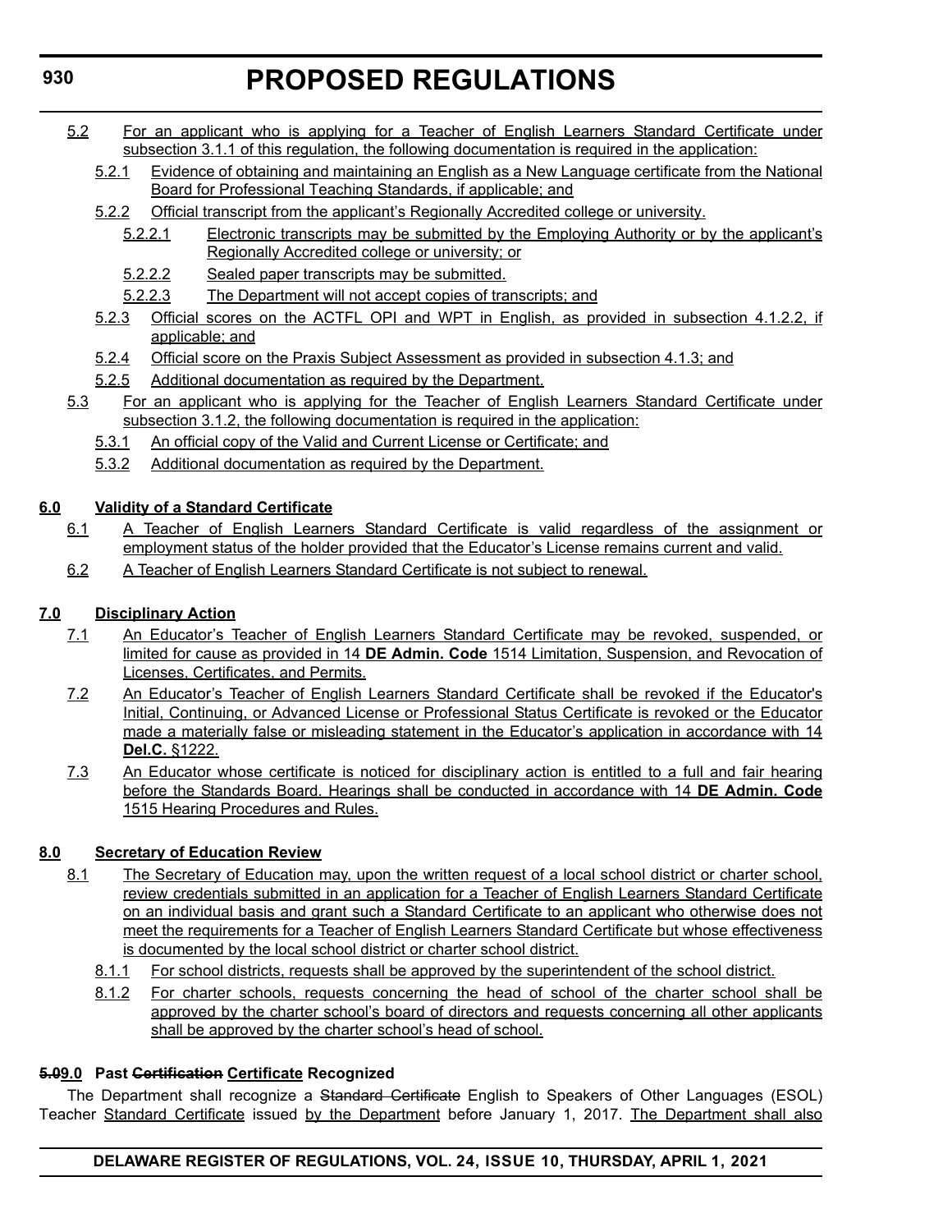5.2 For an applicant who is applying for a Teacher of English Learners Standard Certificate under subsection 3.1.1 of this regulation, the following documentation is required in the application:

5.2.1 Evidence of obtaining and maintaining an English as a New Language certificate from the National Board for Professional Teaching Standards, if applicable; and

5.2.2 Official transcript from the applicant's Regionally Accredited college or university.

5.2.2.1 Electronic transcripts may be submitted by the Employing Authority or by the applicant's Regionally Accredited college or university; or

5.2.2.2 Sealed paper transcripts may be submitted.

5.2.2.3 The Department will not accept copies of transcripts; and

5.2.3 Official scores on the ACTFL OPI and WPT in English, as provided in subsection 4.1.2.2, if applicable; and

5.2.4 Official score on the Praxis Subject Assessment as provided in subsection 4.1.3; and

5.2.5 Additional documentation as required by the Department.

5.3 For an applicant who is applying for the Teacher of English Learners Standard Certificate under subsection 3.1.2, the following documentation is required in the application:

5.3.1 An official copy of the Valid and Current License or Certificate; and

5.3.2 Additional documentation as required by the Department.

**6.0 Validity of a Standard Certificate**

6.1 A Teacher of English Learners Standard Certificate is valid regardless of the assignment or employment status of the holder provided that the Educator's License remains current and valid.

6.2 A Teacher of English Learners Standard Certificate is not subject to renewal.

**7.0 Disciplinary Action**

7.1 An Educator's Teacher of English Learners Standard Certificate may be revoked, suspended, or limited for cause as provided in 14 **DE Admin. Code** 1514 Limitation, Suspension, and Revocation of Licenses, Certificates, and Permits.

7.2 An Educator's Teacher of English Learners Standard Certificate shall be revoked if the Educator's Initial, Continuing, or Advanced License or Professional Status Certificate is revoked or the Educator made a materially false or misleading statement in the Educator's application in accordance with 14 **Del.C.** §1222.

7.3 An Educator whose certificate is noticed for disciplinary action is entitled to a full and fair hearing before the Standards Board. Hearings shall be conducted in accordance with 14 **DE Admin. Code** 1515 Hearing Procedures and Rules.

**8.0 Secretary of Education Review**

8.1 The Secretary of Education may, upon the written request of a local school district or charter school, review credentials submitted in an application for a Teacher of English Learners Standard Certificate on an individual basis and grant such a Standard Certificate to an applicant who otherwise does not meet the requirements for a Teacher of English Learners Standard Certificate but whose effectiveness is documented by the local school district or charter school district.

8.1.1 For school districts, requests shall be approved by the superintendent of the school district.

8.1.2 For charter schools, requests concerning the head of school of the charter school shall be approved by the charter school's board of directors and requests concerning all other applicants shall be approved by the charter school's head of school.

**~~5.0~~9.0 Past ~~Certification~~ Certificate Recognized**

The Department shall recognize a ~~Standard Certificate~~ English to Speakers of Other Languages (ESOL) Teacher Standard Certificate issued by the Department before January 1, 2017. The Department shall also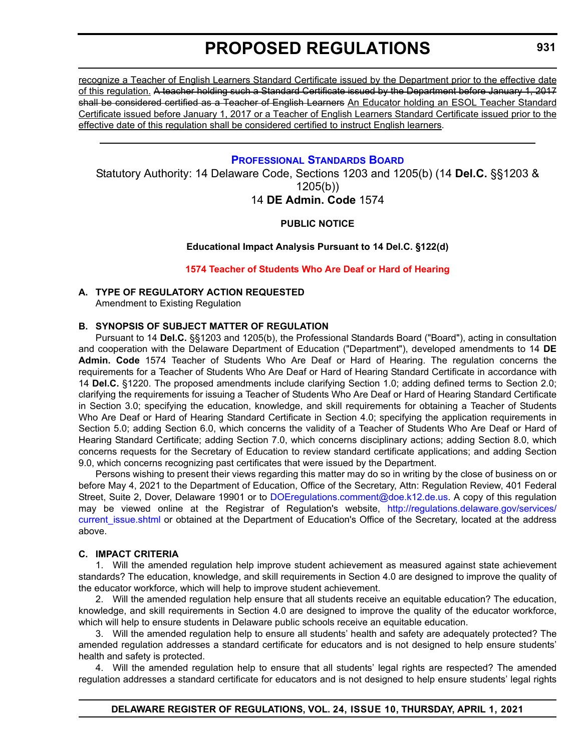recognize a Teacher of English Learners Standard Certificate issued by the Department prior to the effective date of this regulation. ~~A teacher holding such a Standard Certificate issued by the Department before January 1, 2017 shall be considered certified as a Teacher of English Learners~~ An Educator holding an ESOL Teacher Standard Certificate issued before January 1, 2017 or a Teacher of English Learners Standard Certificate issued prior to the effective date of this regulation shall be considered certified to instruct English learners.

---

## PROFESSIONAL STANDARDS BOARD

Statutory Authority: 14 Delaware Code, Sections 1203 and 1205(b) (14 **Del.C.** §§1203 & 1205(b))

14 **DE Admin. Code** 1574

**PUBLIC NOTICE**

**Educational Impact Analysis Pursuant to 14 Del.C. §122(d)**

### 1574 Teacher of Students Who Are Deaf or Hard of Hearing

**A. TYPE OF REGULATORY ACTION REQUESTED**

Amendment to Existing Regulation

**B. SYNOPSIS OF SUBJECT MATTER OF REGULATION**

Pursuant to 14 **Del.C.** §§1203 and 1205(b), the Professional Standards Board ("Board"), acting in consultation and cooperation with the Delaware Department of Education ("Department"), developed amendments to 14 **DE Admin. Code** 1574 Teacher of Students Who Are Deaf or Hard of Hearing. The regulation concerns the requirements for a Teacher of Students Who Are Deaf or Hard of Hearing Standard Certificate in accordance with 14 **Del.C.** §1220. The proposed amendments include clarifying Section 1.0; adding defined terms to Section 2.0; clarifying the requirements for issuing a Teacher of Students Who Are Deaf or Hard of Hearing Standard Certificate in Section 3.0; specifying the education, knowledge, and skill requirements for obtaining a Teacher of Students Who Are Deaf or Hard of Hearing Standard Certificate in Section 4.0; specifying the application requirements in Section 5.0; adding Section 6.0, which concerns the validity of a Teacher of Students Who Are Deaf or Hard of Hearing Standard Certificate; adding Section 7.0, which concerns disciplinary actions; adding Section 8.0, which concerns requests for the Secretary of Education to review standard certificate applications; and adding Section 9.0, which concerns recognizing past certificates that were issued by the Department.

Persons wishing to present their views regarding this matter may do so in writing by the close of business on or before May 4, 2021 to the Department of Education, Office of the Secretary, Attn: Regulation Review, 401 Federal Street, Suite 2, Dover, Delaware 19901 or to DOEregulations.comment@doe.k12.de.us. A copy of this regulation may be viewed online at the Registrar of Regulation's website, http://regulations.delaware.gov/services/current_issue.shtml or obtained at the Department of Education's Office of the Secretary, located at the address above.

**C. IMPACT CRITERIA**

1. Will the amended regulation help improve student achievement as measured against state achievement standards? The education, knowledge, and skill requirements in Section 4.0 are designed to improve the quality of the educator workforce, which will help to improve student achievement.

2. Will the amended regulation help ensure that all students receive an equitable education? The education, knowledge, and skill requirements in Section 4.0 are designed to improve the quality of the educator workforce, which will help to ensure students in Delaware public schools receive an equitable education.

3. Will the amended regulation help to ensure all students' health and safety are adequately protected? The amended regulation addresses a standard certificate for educators and is not designed to help ensure students' health and safety is protected.

4. Will the amended regulation help to ensure that all students' legal rights are respected? The amended regulation addresses a standard certificate for educators and is not designed to help ensure students' legal rights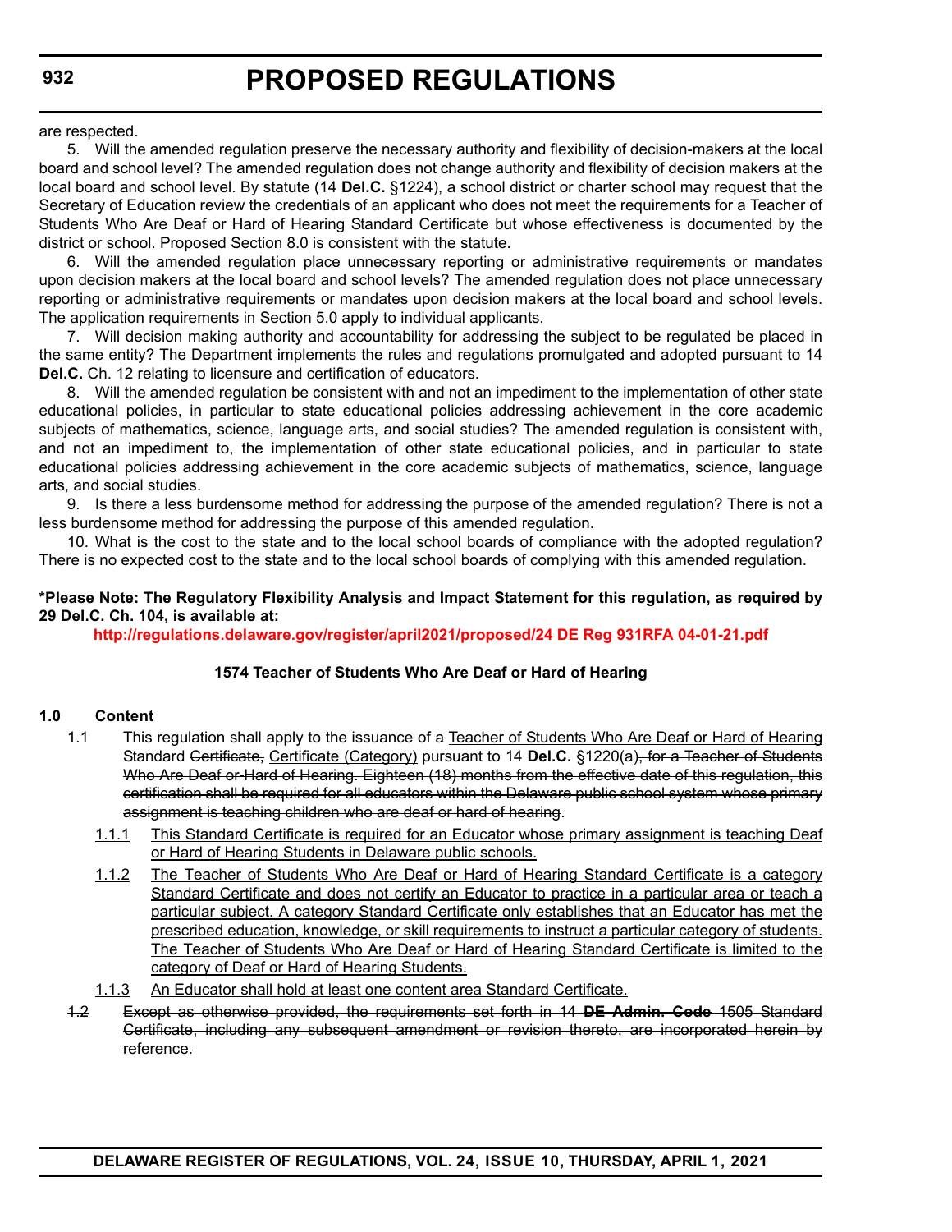are respected.

5. Will the amended regulation preserve the necessary authority and flexibility of decision-makers at the local board and school level? The amended regulation does not change authority and flexibility of decision makers at the local board and school level. By statute (14 **Del.C.** §1224), a school district or charter school may request that the Secretary of Education review the credentials of an applicant who does not meet the requirements for a Teacher of Students Who Are Deaf or Hard of Hearing Standard Certificate but whose effectiveness is documented by the district or school. Proposed Section 8.0 is consistent with the statute.

6. Will the amended regulation place unnecessary reporting or administrative requirements or mandates upon decision makers at the local board and school levels? The amended regulation does not place unnecessary reporting or administrative requirements or mandates upon decision makers at the local board and school levels. The application requirements in Section 5.0 apply to individual applicants.

7. Will decision making authority and accountability for addressing the subject to be regulated be placed in the same entity? The Department implements the rules and regulations promulgated and adopted pursuant to 14 **Del.C.** Ch. 12 relating to licensure and certification of educators.

8. Will the amended regulation be consistent with and not an impediment to the implementation of other state educational policies, in particular to state educational policies addressing achievement in the core academic subjects of mathematics, science, language arts, and social studies? The amended regulation is consistent with, and not an impediment to, the implementation of other state educational policies, and in particular to state educational policies addressing achievement in the core academic subjects of mathematics, science, language arts, and social studies.

9. Is there a less burdensome method for addressing the purpose of the amended regulation? There is not a less burdensome method for addressing the purpose of this amended regulation.

10. What is the cost to the state and to the local school boards of compliance with the adopted regulation? There is no expected cost to the state and to the local school boards of complying with this amended regulation.

**\*Please Note: The Regulatory Flexibility Analysis and Impact Statement for this regulation, as required by 29 Del.C. Ch. 104, is available at:**

**http://regulations.delaware.gov/register/april2021/proposed/24 DE Reg 931RFA 04-01-21.pdf**

**1574 Teacher of Students Who Are Deaf or Hard of Hearing**

**1.0 Content**

1.1 This regulation shall apply to the issuance of a Teacher of Students Who Are Deaf or Hard of Hearing Standard ~~Certificate,~~ Certificate (Category) pursuant to 14 **Del.C.** §1220(a)~~, for a Teacher of Students Who Are Deaf or Hard of Hearing. Eighteen (18) months from the effective date of this regulation, this certification shall be required for all educators within the Delaware public school system whose primary assignment is teaching children who are deaf or hard of hearing~~.

1.1.1 This Standard Certificate is required for an Educator whose primary assignment is teaching Deaf or Hard of Hearing Students in Delaware public schools.

1.1.2 The Teacher of Students Who Are Deaf or Hard of Hearing Standard Certificate is a category Standard Certificate and does not certify an Educator to practice in a particular area or teach a particular subject. A category Standard Certificate only establishes that an Educator has met the prescribed education, knowledge, or skill requirements to instruct a particular category of students. The Teacher of Students Who Are Deaf or Hard of Hearing Standard Certificate is limited to the category of Deaf or Hard of Hearing Students.

1.1.3 An Educator shall hold at least one content area Standard Certificate.

~~1.2 Except as otherwise provided, the requirements set forth in 14 **DE Admin. Code** 1505 Standard Certificate, including any subsequent amendment or revision thereto, are incorporated herein by reference.~~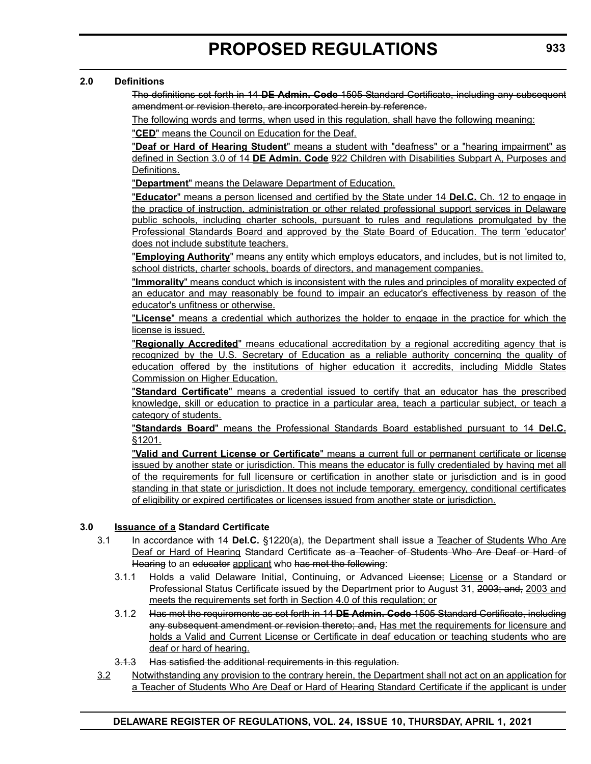**2.0 Definitions**

~~The definitions set forth in 14 **DE Admin. Code** 1505 Standard Certificate, including any subsequent amendment or revision thereto, are incorporated herein by reference.~~

<u>The following words and terms, when used in this regulation, shall have the following meaning:</u>

<u>"**CED**" means the Council on Education for the Deaf.</u>

<u>"**Deaf or Hard of Hearing Student**" means a student with "deafness" or a "hearing impairment" as defined in Section 3.0 of 14 **DE Admin. Code** 922 Children with Disabilities Subpart A, Purposes and Definitions.</u>

<u>"**Department**" means the Delaware Department of Education.</u>

<u>"**Educator**" means a person licensed and certified by the State under 14 **Del.C.** Ch. 12 to engage in the practice of instruction, administration or other related professional support services in Delaware public schools, including charter schools, pursuant to rules and regulations promulgated by the Professional Standards Board and approved by the State Board of Education. The term 'educator' does not include substitute teachers.</u>

<u>"**Employing Authority**" means any entity which employs educators, and includes, but is not limited to, school districts, charter schools, boards of directors, and management companies.</u>

<u>"**Immorality**" means conduct which is inconsistent with the rules and principles of morality expected of an educator and may reasonably be found to impair an educator's effectiveness by reason of the educator's unfitness or otherwise.</u>

<u>"**License**" means a credential which authorizes the holder to engage in the practice for which the license is issued.</u>

<u>"**Regionally Accredited**" means educational accreditation by a regional accrediting agency that is recognized by the U.S. Secretary of Education as a reliable authority concerning the quality of education offered by the institutions of higher education it accredits, including Middle States Commission on Higher Education.</u>

<u>"**Standard Certificate**" means a credential issued to certify that an educator has the prescribed knowledge, skill or education to practice in a particular area, teach a particular subject, or teach a category of students.</u>

<u>"**Standards Board**" means the Professional Standards Board established pursuant to 14 **Del.C.** §1201.</u>

<u>"**Valid and Current License or Certificate**" means a current full or permanent certificate or license issued by another state or jurisdiction. This means the educator is fully credentialed by having met all of the requirements for full licensure or certification in another state or jurisdiction and is in good standing in that state or jurisdiction. It does not include temporary, emergency, conditional certificates of eligibility or expired certificates or licenses issued from another state or jurisdiction.</u>

**3.0 <u>Issuance of a</u> Standard Certificate**

3.1 In accordance with 14 **Del.C.** §1220(a), the Department shall issue a <u>Teacher of Students Who Are Deaf or Hard of Hearing</u> Standard Certificate ~~as a Teacher of Students Who Are Deaf or Hard of Hearing~~ to an ~~educator~~ <u>applicant</u> who ~~has met the following~~:

3.1.1 Holds a valid Delaware Initial, Continuing, or Advanced ~~License;~~ <u>License</u> or a Standard or Professional Status Certificate issued by the Department prior to August 31, ~~2003; and,~~ <u>2003 and meets the requirements set forth in Section 4.0 of this regulation; or</u>

3.1.2 ~~Has met the requirements as set forth in 14 **DE Admin. Code** 1505 Standard Certificate, including any subsequent amendment or revision thereto; and,~~ <u>Has met the requirements for licensure and holds a Valid and Current License or Certificate in deaf education or teaching students who are deaf or hard of hearing.</u>

~~3.1.3 Has satisfied the additional requirements in this regulation.~~

<u>3.2</u> <u>Notwithstanding any provision to the contrary herein, the Department shall not act on an application for a Teacher of Students Who Are Deaf or Hard of Hearing Standard Certificate if the applicant is under</u>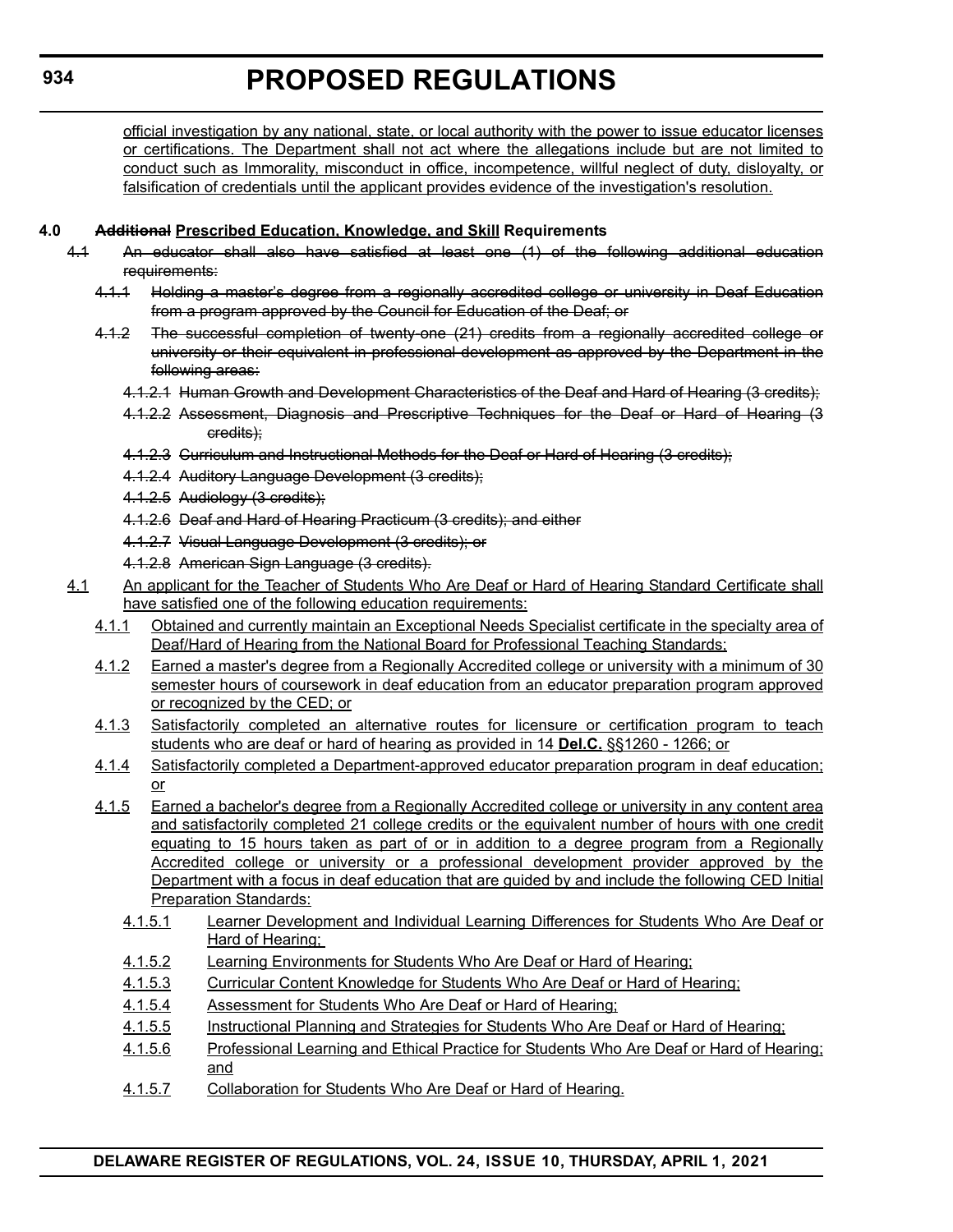official investigation by any national, state, or local authority with the power to issue educator licenses or certifications. The Department shall not act where the allegations include but are not limited to conduct such as Immorality, misconduct in office, incompetence, willful neglect of duty, disloyalty, or falsification of credentials until the applicant provides evidence of the investigation's resolution.

**4.0 ~~Additional~~ Prescribed Education, Knowledge, and Skill Requirements**

~~4.1 An educator shall also have satisfied at least one (1) of the following additional education requirements:~~

~~4.1.1 Holding a master's degree from a regionally accredited college or university in Deaf Education from a program approved by the Council for Education of the Deaf; or~~

~~4.1.2 The successful completion of twenty-one (21) credits from a regionally accredited college or university or their equivalent in professional development as approved by the Department in the following areas:~~

~~4.1.2.1 Human Growth and Development Characteristics of the Deaf and Hard of Hearing (3 credits);~~

~~4.1.2.2 Assessment, Diagnosis and Prescriptive Techniques for the Deaf or Hard of Hearing (3 credits);~~

~~4.1.2.3 Curriculum and Instructional Methods for the Deaf or Hard of Hearing (3 credits);~~

~~4.1.2.4 Auditory Language Development (3 credits);~~

~~4.1.2.5 Audiology (3 credits);~~

~~4.1.2.6 Deaf and Hard of Hearing Practicum (3 credits); and either~~

~~4.1.2.7 Visual Language Development (3 credits); or~~

~~4.1.2.8 American Sign Language (3 credits).~~

4.1 An applicant for the Teacher of Students Who Are Deaf or Hard of Hearing Standard Certificate shall have satisfied one of the following education requirements:

4.1.1 Obtained and currently maintain an Exceptional Needs Specialist certificate in the specialty area of Deaf/Hard of Hearing from the National Board for Professional Teaching Standards;

4.1.2 Earned a master's degree from a Regionally Accredited college or university with a minimum of 30 semester hours of coursework in deaf education from an educator preparation program approved or recognized by the CED; or

4.1.3 Satisfactorily completed an alternative routes for licensure or certification program to teach students who are deaf or hard of hearing as provided in 14 **Del.C.** §§1260 - 1266; or

4.1.4 Satisfactorily completed a Department-approved educator preparation program in deaf education; or

4.1.5 Earned a bachelor's degree from a Regionally Accredited college or university in any content area and satisfactorily completed 21 college credits or the equivalent number of hours with one credit equating to 15 hours taken as part of or in addition to a degree program from a Regionally Accredited college or university or a professional development provider approved by the Department with a focus in deaf education that are guided by and include the following CED Initial Preparation Standards:

4.1.5.1 Learner Development and Individual Learning Differences for Students Who Are Deaf or Hard of Hearing;

4.1.5.2 Learning Environments for Students Who Are Deaf or Hard of Hearing;

4.1.5.3 Curricular Content Knowledge for Students Who Are Deaf or Hard of Hearing;

4.1.5.4 Assessment for Students Who Are Deaf or Hard of Hearing;

4.1.5.5 Instructional Planning and Strategies for Students Who Are Deaf or Hard of Hearing;

4.1.5.6 Professional Learning and Ethical Practice for Students Who Are Deaf or Hard of Hearing; and

4.1.5.7 Collaboration for Students Who Are Deaf or Hard of Hearing.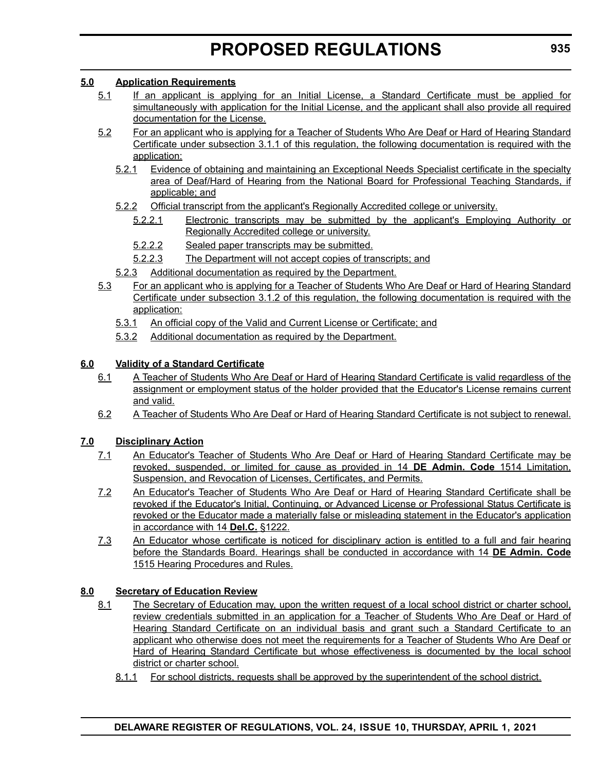**5.0 Application Requirements**

5.1 If an applicant is applying for an Initial License, a Standard Certificate must be applied for simultaneously with application for the Initial License, and the applicant shall also provide all required documentation for the License.

5.2 For an applicant who is applying for a Teacher of Students Who Are Deaf or Hard of Hearing Standard Certificate under subsection 3.1.1 of this regulation, the following documentation is required with the application:

5.2.1 Evidence of obtaining and maintaining an Exceptional Needs Specialist certificate in the specialty area of Deaf/Hard of Hearing from the National Board for Professional Teaching Standards, if applicable; and

5.2.2 Official transcript from the applicant's Regionally Accredited college or university.

5.2.2.1 Electronic transcripts may be submitted by the applicant's Employing Authority or Regionally Accredited college or university.

5.2.2.2 Sealed paper transcripts may be submitted.

5.2.2.3 The Department will not accept copies of transcripts; and

5.2.3 Additional documentation as required by the Department.

5.3 For an applicant who is applying for a Teacher of Students Who Are Deaf or Hard of Hearing Standard Certificate under subsection 3.1.2 of this regulation, the following documentation is required with the application:

5.3.1 An official copy of the Valid and Current License or Certificate; and

5.3.2 Additional documentation as required by the Department.

**6.0 Validity of a Standard Certificate**

6.1 A Teacher of Students Who Are Deaf or Hard of Hearing Standard Certificate is valid regardless of the assignment or employment status of the holder provided that the Educator's License remains current and valid.

6.2 A Teacher of Students Who Are Deaf or Hard of Hearing Standard Certificate is not subject to renewal.

**7.0 Disciplinary Action**

7.1 An Educator's Teacher of Students Who Are Deaf or Hard of Hearing Standard Certificate may be revoked, suspended, or limited for cause as provided in 14 **DE Admin. Code** 1514 Limitation, Suspension, and Revocation of Licenses, Certificates, and Permits.

7.2 An Educator's Teacher of Students Who Are Deaf or Hard of Hearing Standard Certificate shall be revoked if the Educator's Initial, Continuing, or Advanced License or Professional Status Certificate is revoked or the Educator made a materially false or misleading statement in the Educator's application in accordance with 14 **Del.C.** §1222.

7.3 An Educator whose certificate is noticed for disciplinary action is entitled to a full and fair hearing before the Standards Board. Hearings shall be conducted in accordance with 14 **DE Admin. Code** 1515 Hearing Procedures and Rules.

**8.0 Secretary of Education Review**

8.1 The Secretary of Education may, upon the written request of a local school district or charter school, review credentials submitted in an application for a Teacher of Students Who Are Deaf or Hard of Hearing Standard Certificate on an individual basis and grant such a Standard Certificate to an applicant who otherwise does not meet the requirements for a Teacher of Students Who Are Deaf or Hard of Hearing Standard Certificate but whose effectiveness is documented by the local school district or charter school.

8.1.1 For school districts, requests shall be approved by the superintendent of the school district.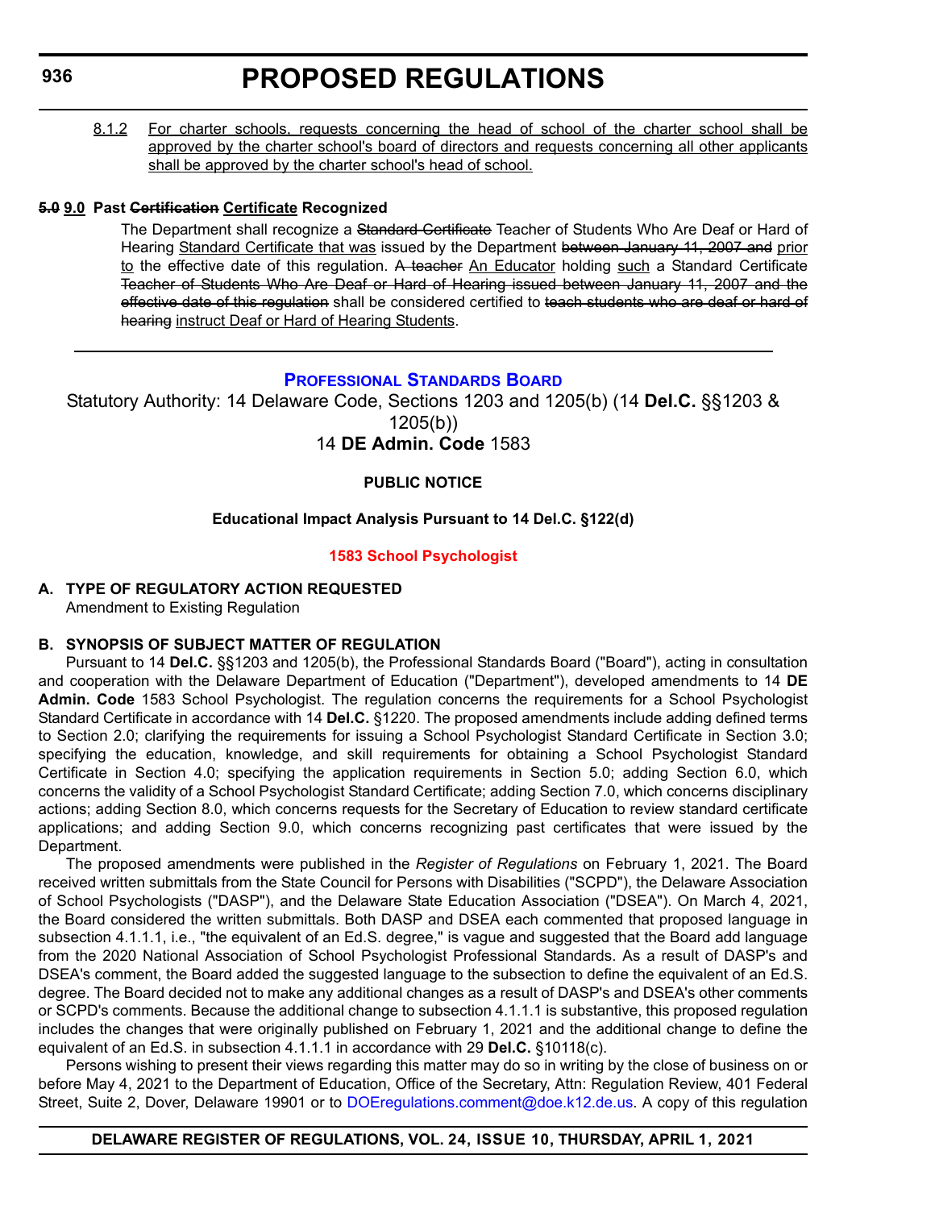8.1.2 <u>For charter schools, requests concerning the head of school of the charter school shall be approved by the charter school's board of directors and requests concerning all other applicants shall be approved by the charter school's head of school.</u>

**~~5.0~~ <u>9.0</u> Past ~~Certification~~ <u>Certificate</u> Recognized**

The Department shall recognize a ~~Standard Certificate~~ Teacher of Students Who Are Deaf or Hard of Hearing <u>Standard Certificate that was</u> issued by the Department ~~between January 11, 2007 and~~ <u>prior to</u> the effective date of this regulation. ~~A teacher~~ <u>An Educator</u> holding <u>such</u> a Standard Certificate ~~Teacher of Students Who Are Deaf or Hard of Hearing issued between January 11, 2007 and the effective date of this regulation~~ shall be considered certified to ~~teach students who are deaf or hard of hearing~~ <u>instruct Deaf or Hard of Hearing Students</u>.

---

## PROFESSIONAL STANDARDS BOARD

Statutory Authority: 14 Delaware Code, Sections 1203 and 1205(b) (14 **Del.C.** §§1203 & 1205(b))
14 **DE Admin. Code** 1583

**PUBLIC NOTICE**

**Educational Impact Analysis Pursuant to 14 Del.C. §122(d)**

**1583 School Psychologist**

**A. TYPE OF REGULATORY ACTION REQUESTED**

Amendment to Existing Regulation

**B. SYNOPSIS OF SUBJECT MATTER OF REGULATION**

Pursuant to 14 **Del.C.** §§1203 and 1205(b), the Professional Standards Board ("Board"), acting in consultation and cooperation with the Delaware Department of Education ("Department"), developed amendments to 14 **DE Admin. Code** 1583 School Psychologist. The regulation concerns the requirements for a School Psychologist Standard Certificate in accordance with 14 **Del.C.** §1220. The proposed amendments include adding defined terms to Section 2.0; clarifying the requirements for issuing a School Psychologist Standard Certificate in Section 3.0; specifying the education, knowledge, and skill requirements for obtaining a School Psychologist Standard Certificate in Section 4.0; specifying the application requirements in Section 5.0; adding Section 6.0, which concerns the validity of a School Psychologist Standard Certificate; adding Section 7.0, which concerns disciplinary actions; adding Section 8.0, which concerns requests for the Secretary of Education to review standard certificate applications; and adding Section 9.0, which concerns recognizing past certificates that were issued by the Department.

The proposed amendments were published in the *Register of Regulations* on February 1, 2021. The Board received written submittals from the State Council for Persons with Disabilities ("SCPD"), the Delaware Association of School Psychologists ("DASP"), and the Delaware State Education Association ("DSEA"). On March 4, 2021, the Board considered the written submittals. Both DASP and DSEA each commented that proposed language in subsection 4.1.1.1, i.e., "the equivalent of an Ed.S. degree," is vague and suggested that the Board add language from the 2020 National Association of School Psychologist Professional Standards. As a result of DASP's and DSEA's comment, the Board added the suggested language to the subsection to define the equivalent of an Ed.S. degree. The Board decided not to make any additional changes as a result of DASP's and DSEA's other comments or SCPD's comments. Because the additional change to subsection 4.1.1.1 is substantive, this proposed regulation includes the changes that were originally published on February 1, 2021 and the additional change to define the equivalent of an Ed.S. in subsection 4.1.1.1 in accordance with 29 **Del.C.** §10118(c).

Persons wishing to present their views regarding this matter may do so in writing by the close of business on or before May 4, 2021 to the Department of Education, Office of the Secretary, Attn: Regulation Review, 401 Federal Street, Suite 2, Dover, Delaware 19901 or to DOEregulations.comment@doe.k12.de.us. A copy of this regulation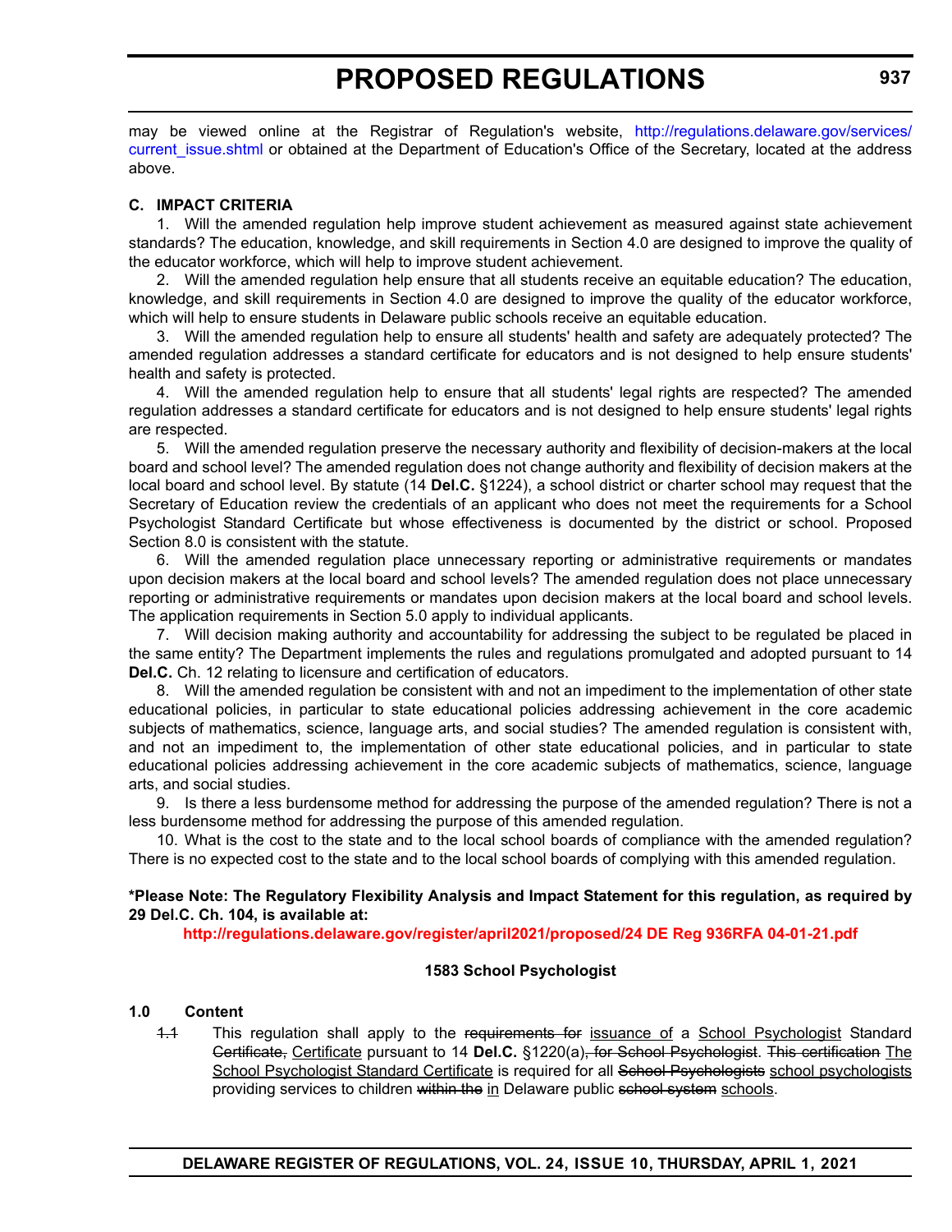may be viewed online at the Registrar of Regulation's website, http://regulations.delaware.gov/services/current_issue.shtml or obtained at the Department of Education's Office of the Secretary, located at the address above.

**C. IMPACT CRITERIA**

1. Will the amended regulation help improve student achievement as measured against state achievement standards? The education, knowledge, and skill requirements in Section 4.0 are designed to improve the quality of the educator workforce, which will help to improve student achievement.

2. Will the amended regulation help ensure that all students receive an equitable education? The education, knowledge, and skill requirements in Section 4.0 are designed to improve the quality of the educator workforce, which will help to ensure students in Delaware public schools receive an equitable education.

3. Will the amended regulation help to ensure all students' health and safety are adequately protected? The amended regulation addresses a standard certificate for educators and is not designed to help ensure students' health and safety is protected.

4. Will the amended regulation help to ensure that all students' legal rights are respected? The amended regulation addresses a standard certificate for educators and is not designed to help ensure students' legal rights are respected.

5. Will the amended regulation preserve the necessary authority and flexibility of decision-makers at the local board and school level? The amended regulation does not change authority and flexibility of decision makers at the local board and school level. By statute (14 **Del.C.** §1224), a school district or charter school may request that the Secretary of Education review the credentials of an applicant who does not meet the requirements for a School Psychologist Standard Certificate but whose effectiveness is documented by the district or school. Proposed Section 8.0 is consistent with the statute.

6. Will the amended regulation place unnecessary reporting or administrative requirements or mandates upon decision makers at the local board and school levels? The amended regulation does not place unnecessary reporting or administrative requirements or mandates upon decision makers at the local board and school levels. The application requirements in Section 5.0 apply to individual applicants.

7. Will decision making authority and accountability for addressing the subject to be regulated be placed in the same entity? The Department implements the rules and regulations promulgated and adopted pursuant to 14 **Del.C.** Ch. 12 relating to licensure and certification of educators.

8. Will the amended regulation be consistent with and not an impediment to the implementation of other state educational policies, in particular to state educational policies addressing achievement in the core academic subjects of mathematics, science, language arts, and social studies? The amended regulation is consistent with, and not an impediment to, the implementation of other state educational policies, and in particular to state educational policies addressing achievement in the core academic subjects of mathematics, science, language arts, and social studies.

9. Is there a less burdensome method for addressing the purpose of the amended regulation? There is not a less burdensome method for addressing the purpose of this amended regulation.

10. What is the cost to the state and to the local school boards of compliance with the amended regulation? There is no expected cost to the state and to the local school boards of complying with this amended regulation.

**\*Please Note: The Regulatory Flexibility Analysis and Impact Statement for this regulation, as required by 29 Del.C. Ch. 104, is available at:**

**http://regulations.delaware.gov/register/april2021/proposed/24 DE Reg 936RFA 04-01-21.pdf**

**1583 School Psychologist**

**1.0 Content**

~~1.1~~ This regulation shall apply to the ~~requirements for~~ issuance of a School Psychologist Standard ~~Certificate,~~ Certificate pursuant to 14 **Del.C.** §1220(a)~~, for School Psychologist~~. ~~This certification~~ The School Psychologist Standard Certificate is required for all ~~School Psychologists~~ school psychologists providing services to children ~~within the~~ in Delaware public ~~school system~~ schools.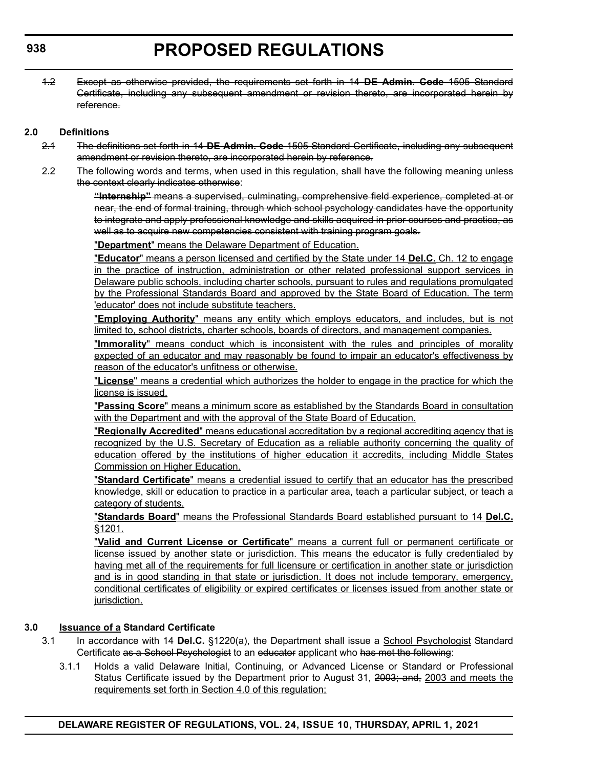~~1.2 Except as otherwise provided, the requirements set forth in 14 **DE Admin. Code** 1505 Standard Certificate, including any subsequent amendment or revision thereto, are incorporated herein by reference.~~

**2.0 Definitions**

~~2.1 The definitions set forth in 14 **DE Admin. Code** 1505 Standard Certificate, including any subsequent amendment or revision thereto, are incorporated herein by reference.~~

~~2.2~~ The following words and terms, when used in this regulation, shall have the following meaning ~~unless the context clearly indicates otherwise~~:

~~**"Internship"** means a supervised, culminating, comprehensive field experience, completed at or near, the end of formal training, through which school psychology candidates have the opportunity to integrate and apply professional knowledge and skills acquired in prior courses and practica, as well as to acquire new competencies consistent with training program goals.~~

<u>"**Department**" means the Delaware Department of Education.</u>

<u>"**Educator**" means a person licensed and certified by the State under 14 **Del.C.** Ch. 12 to engage in the practice of instruction, administration or other related professional support services in Delaware public schools, including charter schools, pursuant to rules and regulations promulgated by the Professional Standards Board and approved by the State Board of Education. The term 'educator' does not include substitute teachers.</u>

<u>"**Employing Authority**" means any entity which employs educators, and includes, but is not limited to, school districts, charter schools, boards of directors, and management companies.</u>

<u>"**Immorality**" means conduct which is inconsistent with the rules and principles of morality expected of an educator and may reasonably be found to impair an educator's effectiveness by reason of the educator's unfitness or otherwise.</u>

<u>"**License**" means a credential which authorizes the holder to engage in the practice for which the license is issued.</u>

<u>"**Passing Score**" means a minimum score as established by the Standards Board in consultation with the Department and with the approval of the State Board of Education.</u>

<u>"**Regionally Accredited**" means educational accreditation by a regional accrediting agency that is recognized by the U.S. Secretary of Education as a reliable authority concerning the quality of education offered by the institutions of higher education it accredits, including Middle States Commission on Higher Education.</u>

<u>"**Standard Certificate**" means a credential issued to certify that an educator has the prescribed knowledge, skill or education to practice in a particular area, teach a particular subject, or teach a category of students.</u>

<u>"**Standards Board**" means the Professional Standards Board established pursuant to 14 **Del.C.** §1201.</u>

<u>"**Valid and Current License or Certificate**" means a current full or permanent certificate or license issued by another state or jurisdiction. This means the educator is fully credentialed by having met all of the requirements for full licensure or certification in another state or jurisdiction and is in good standing in that state or jurisdiction. It does not include temporary, emergency, conditional certificates of eligibility or expired certificates or licenses issued from another state or jurisdiction.</u>

**3.0 <u>Issuance of a</u> Standard Certificate**

3.1 In accordance with 14 **Del.C.** §1220(a), the Department shall issue a <u>School Psychologist</u> Standard Certificate ~~as a School Psychologist~~ to an ~~educator~~ <u>applicant</u> who ~~has met the following~~:

3.1.1 Holds a valid Delaware Initial, Continuing, or Advanced License or Standard or Professional Status Certificate issued by the Department prior to August 31, ~~2003; and,~~ <u>2003 and meets the requirements set forth in Section 4.0 of this regulation;</u>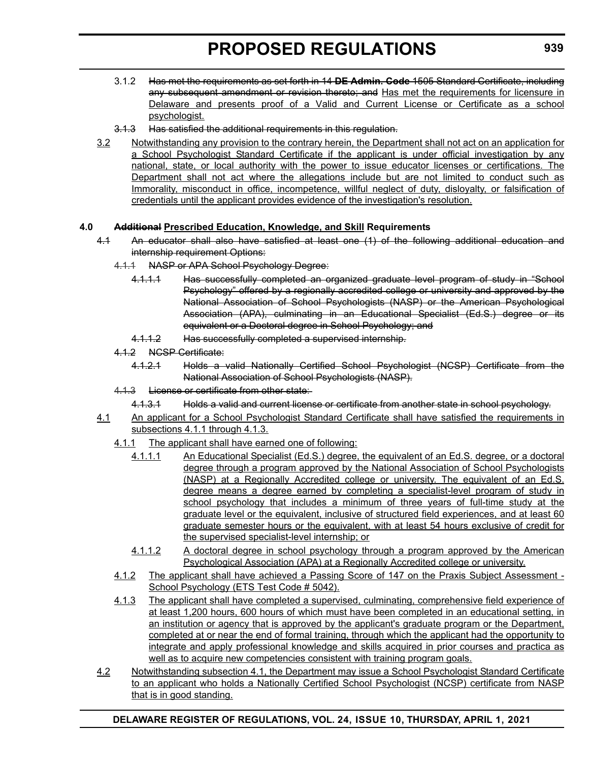3.1.2 ~~Has met the requirements as set forth in 14 **DE Admin. Code** 1505 Standard Certificate, including any subsequent amendment or revision thereto; and~~ <u>Has met the requirements for licensure in Delaware and presents proof of a Valid and Current License or Certificate as a school psychologist.</u>

~~3.1.3 Has satisfied the additional requirements in this regulation.~~

<u>3.2</u> <u>Notwithstanding any provision to the contrary herein, the Department shall not act on an application for a School Psychologist Standard Certificate if the applicant is under official investigation by any national, state, or local authority with the power to issue educator licenses or certifications. The Department shall not act where the allegations include but are not limited to conduct such as Immorality, misconduct in office, incompetence, willful neglect of duty, disloyalty, or falsification of credentials until the applicant provides evidence of the investigation's resolution.</u>

**4.0 ~~Additional~~ <u>Prescribed Education, Knowledge, and Skill</u> Requirements**

~~4.1 An educator shall also have satisfied at least one (1) of the following additional education and internship requirement Options:~~

~~4.1.1 NASP or APA School Psychology Degree:~~

~~4.1.1.1 Has successfully completed an organized graduate level program of study in "School Psychology" offered by a regionally accredited college or university and approved by the National Association of School Psychologists (NASP) or the American Psychological Association (APA), culminating in an Educational Specialist (Ed.S.) degree or its equivalent or a Doctoral degree in School Psychology; and~~

~~4.1.1.2 Has successfully completed a supervised internship.~~

~~4.1.2 NCSP Certificate:~~

~~4.1.2.1 Holds a valid Nationally Certified School Psychologist (NCSP) Certificate from the National Association of School Psychologists (NASP).~~

~~4.1.3 License or certificate from other state:~~

~~4.1.3.1 Holds a valid and current license or certificate from another state in school psychology.~~

<u>4.1</u> <u>An applicant for a School Psychologist Standard Certificate shall have satisfied the requirements in subsections 4.1.1 through 4.1.3.</u>

<u>4.1.1</u> <u>The applicant shall have earned one of following:</u>

<u>4.1.1.1</u> <u>An Educational Specialist (Ed.S.) degree, the equivalent of an Ed.S. degree, or a doctoral degree through a program approved by the National Association of School Psychologists (NASP) at a Regionally Accredited college or university. The equivalent of an Ed.S. degree means a degree earned by completing a specialist-level program of study in school psychology that includes a minimum of three years of full-time study at the graduate level or the equivalent, inclusive of structured field experiences, and at least 60 graduate semester hours or the equivalent, with at least 54 hours exclusive of credit for the supervised specialist-level internship; or</u>

<u>4.1.1.2</u> <u>A doctoral degree in school psychology through a program approved by the American Psychological Association (APA) at a Regionally Accredited college or university.</u>

<u>4.1.2</u> <u>The applicant shall have achieved a Passing Score of 147 on the Praxis Subject Assessment - School Psychology (ETS Test Code # 5042).</u>

<u>4.1.3</u> <u>The applicant shall have completed a supervised, culminating, comprehensive field experience of at least 1,200 hours, 600 hours of which must have been completed in an educational setting, in an institution or agency that is approved by the applicant's graduate program or the Department, completed at or near the end of formal training, through which the applicant had the opportunity to integrate and apply professional knowledge and skills acquired in prior courses and practica as well as to acquire new competencies consistent with training program goals.</u>

<u>4.2</u> <u>Notwithstanding subsection 4.1, the Department may issue a School Psychologist Standard Certificate to an applicant who holds a Nationally Certified School Psychologist (NCSP) certificate from NASP that is in good standing.</u>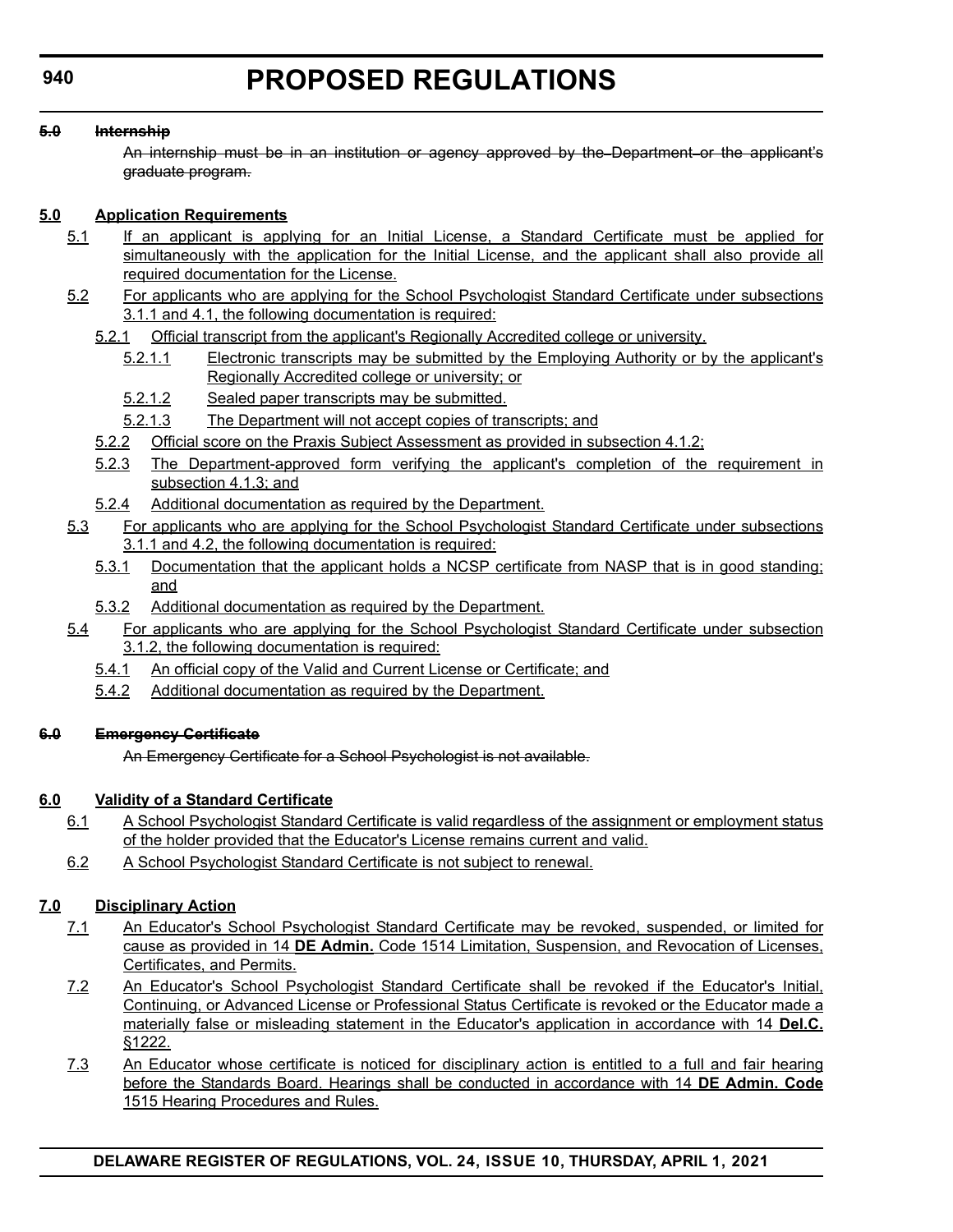~~**5.0 Internship**~~

~~An internship must be in an institution or agency approved by the Department or the applicant's graduate program.~~

**<u>5.0 Application Requirements</u>**

<u>5.1 If an applicant is applying for an Initial License, a Standard Certificate must be applied for simultaneously with the application for the Initial License, and the applicant shall also provide all required documentation for the License.</u>

<u>5.2 For applicants who are applying for the School Psychologist Standard Certificate under subsections 3.1.1 and 4.1, the following documentation is required:</u>

<u>5.2.1 Official transcript from the applicant's Regionally Accredited college or university.</u>

<u>5.2.1.1 Electronic transcripts may be submitted by the Employing Authority or by the applicant's Regionally Accredited college or university; or</u>

<u>5.2.1.2 Sealed paper transcripts may be submitted.</u>

<u>5.2.1.3 The Department will not accept copies of transcripts; and</u>

<u>5.2.2 Official score on the Praxis Subject Assessment as provided in subsection 4.1.2;</u>

<u>5.2.3 The Department-approved form verifying the applicant's completion of the requirement in subsection 4.1.3; and</u>

<u>5.2.4 Additional documentation as required by the Department.</u>

<u>5.3 For applicants who are applying for the School Psychologist Standard Certificate under subsections 3.1.1 and 4.2, the following documentation is required:</u>

<u>5.3.1 Documentation that the applicant holds a NCSP certificate from NASP that is in good standing; and</u>

<u>5.3.2 Additional documentation as required by the Department.</u>

<u>5.4 For applicants who are applying for the School Psychologist Standard Certificate under subsection 3.1.2, the following documentation is required:</u>

<u>5.4.1 An official copy of the Valid and Current License or Certificate; and</u>

<u>5.4.2 Additional documentation as required by the Department.</u>

~~**6.0 Emergency Certificate**~~

~~An Emergency Certificate for a School Psychologist is not available.~~

**<u>6.0 Validity of a Standard Certificate</u>**

<u>6.1 A School Psychologist Standard Certificate is valid regardless of the assignment or employment status of the holder provided that the Educator's License remains current and valid.</u>

<u>6.2 A School Psychologist Standard Certificate is not subject to renewal.</u>

**<u>7.0 Disciplinary Action</u>**

<u>7.1 An Educator's School Psychologist Standard Certificate may be revoked, suspended, or limited for cause as provided in 14 **DE Admin.** Code 1514 Limitation, Suspension, and Revocation of Licenses, Certificates, and Permits.</u>

<u>7.2 An Educator's School Psychologist Standard Certificate shall be revoked if the Educator's Initial, Continuing, or Advanced License or Professional Status Certificate is revoked or the Educator made a materially false or misleading statement in the Educator's application in accordance with 14 **Del.C.** §1222.</u>

<u>7.3 An Educator whose certificate is noticed for disciplinary action is entitled to a full and fair hearing before the Standards Board. Hearings shall be conducted in accordance with 14 **DE Admin. Code** 1515 Hearing Procedures and Rules.</u>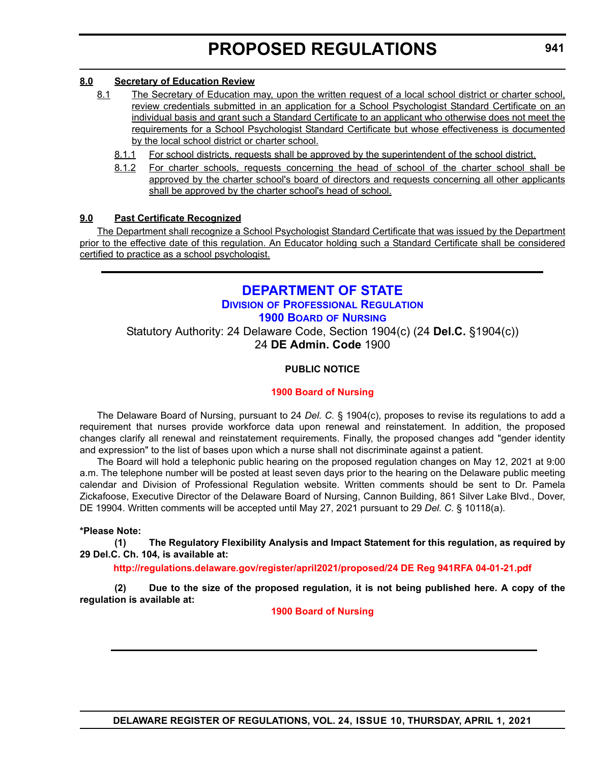**8.0 Secretary of Education Review**

8.1 The Secretary of Education may, upon the written request of a local school district or charter school, review credentials submitted in an application for a School Psychologist Standard Certificate on an individual basis and grant such a Standard Certificate to an applicant who otherwise does not meet the requirements for a School Psychologist Standard Certificate but whose effectiveness is documented by the local school district or charter school.

8.1.1 For school districts, requests shall be approved by the superintendent of the school district.

8.1.2 For charter schools, requests concerning the head of school of the charter school shall be approved by the charter school's board of directors and requests concerning all other applicants shall be approved by the charter school's head of school.

**9.0 Past Certificate Recognized**

The Department shall recognize a School Psychologist Standard Certificate that was issued by the Department prior to the effective date of this regulation. An Educator holding such a Standard Certificate shall be considered certified to practice as a school psychologist.

---

# DEPARTMENT OF STATE

## DIVISION OF PROFESSIONAL REGULATION

### 1900 BOARD OF NURSING

Statutory Authority: 24 Delaware Code, Section 1904(c) (24 **Del.C.** §1904(c))
24 **DE Admin. Code** 1900

**PUBLIC NOTICE**

**1900 Board of Nursing**

The Delaware Board of Nursing, pursuant to 24 *Del. C.* § 1904(c), proposes to revise its regulations to add a requirement that nurses provide workforce data upon renewal and reinstatement. In addition, the proposed changes clarify all renewal and reinstatement requirements. Finally, the proposed changes add "gender identity and expression" to the list of bases upon which a nurse shall not discriminate against a patient.

The Board will hold a telephonic public hearing on the proposed regulation changes on May 12, 2021 at 9:00 a.m. The telephone number will be posted at least seven days prior to the hearing on the Delaware public meeting calendar and Division of Professional Regulation website. Written comments should be sent to Dr. Pamela Zickafoose, Executive Director of the Delaware Board of Nursing, Cannon Building, 861 Silver Lake Blvd., Dover, DE 19904. Written comments will be accepted until May 27, 2021 pursuant to 29 *Del. C.* § 10118(a).

**\*Please Note:**

**(1) The Regulatory Flexibility Analysis and Impact Statement for this regulation, as required by 29 Del.C. Ch. 104, is available at:**

**http://regulations.delaware.gov/register/april2021/proposed/24 DE Reg 941RFA 04-01-21.pdf**

**(2) Due to the size of the proposed regulation, it is not being published here. A copy of the regulation is available at:**

**1900 Board of Nursing**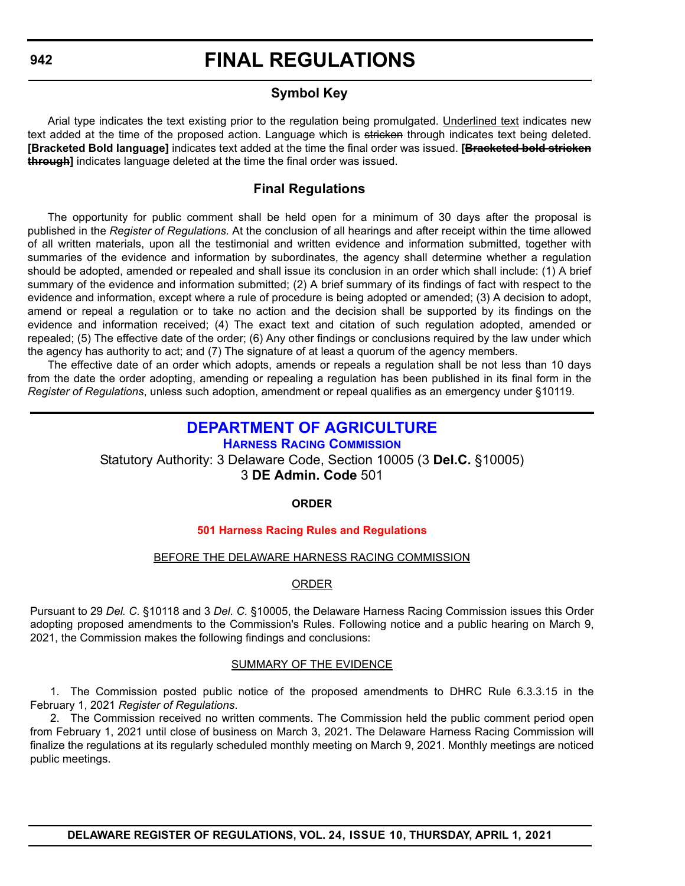# FINAL REGULATIONS

## Symbol Key

Arial type indicates the text existing prior to the regulation being promulgated. Underlined text indicates new text added at the time of the proposed action. Language which is ~~stricken~~ through indicates text being deleted. **[Bracketed Bold language]** indicates text added at the time the final order was issued. **[~~Bracketed bold stricken through~~]** indicates language deleted at the time the final order was issued.

## Final Regulations

The opportunity for public comment shall be held open for a minimum of 30 days after the proposal is published in the *Register of Regulations*. At the conclusion of all hearings and after receipt within the time allowed of all written materials, upon all the testimonial and written evidence and information submitted, together with summaries of the evidence and information by subordinates, the agency shall determine whether a regulation should be adopted, amended or repealed and shall issue its conclusion in an order which shall include: (1) A brief summary of the evidence and information submitted; (2) A brief summary of its findings of fact with respect to the evidence and information, except where a rule of procedure is being adopted or amended; (3) A decision to adopt, amend or repeal a regulation or to take no action and the decision shall be supported by its findings on the evidence and information received; (4) The exact text and citation of such regulation adopted, amended or repealed; (5) The effective date of the order; (6) Any other findings or conclusions required by the law under which the agency has authority to act; and (7) The signature of at least a quorum of the agency members.

The effective date of an order which adopts, amends or repeals a regulation shall be not less than 10 days from the date the order adopting, amending or repealing a regulation has been published in its final form in the *Register of Regulations*, unless such adoption, amendment or repeal qualifies as an emergency under §10119.

## DEPARTMENT OF AGRICULTURE

### Harness Racing Commission

Statutory Authority: 3 Delaware Code, Section 10005 (3 **Del.C.** §10005)
3 **DE Admin. Code** 501

**ORDER**

**501 Harness Racing Rules and Regulations**

BEFORE THE DELAWARE HARNESS RACING COMMISSION

ORDER

Pursuant to 29 *Del. C.* §10118 and 3 *Del. C.* §10005, the Delaware Harness Racing Commission issues this Order adopting proposed amendments to the Commission's Rules. Following notice and a public hearing on March 9, 2021, the Commission makes the following findings and conclusions:

SUMMARY OF THE EVIDENCE

1. The Commission posted public notice of the proposed amendments to DHRC Rule 6.3.3.15 in the February 1, 2021 *Register of Regulations*.

2. The Commission received no written comments. The Commission held the public comment period open from February 1, 2021 until close of business on March 3, 2021. The Delaware Harness Racing Commission will finalize the regulations at its regularly scheduled monthly meeting on March 9, 2021. Monthly meetings are noticed public meetings.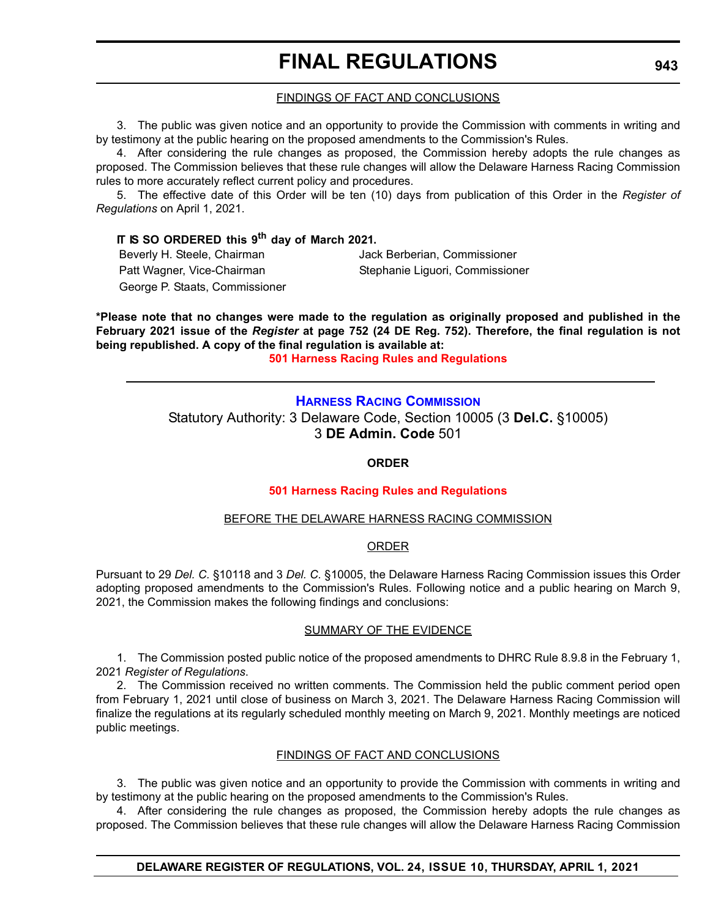<u>FINDINGS OF FACT AND CONCLUSIONS</u>

3. The public was given notice and an opportunity to provide the Commission with comments in writing and by testimony at the public hearing on the proposed amendments to the Commission's Rules.

4. After considering the rule changes as proposed, the Commission hereby adopts the rule changes as proposed. The Commission believes that these rule changes will allow the Delaware Harness Racing Commission rules to more accurately reflect current policy and procedures.

5. The effective date of this Order will be ten (10) days from publication of this Order in the *Register of Regulations* on April 1, 2021.

**IT IS SO ORDERED this 9th day of March 2021.**

Beverly H. Steele, Chairman
Patt Wagner, Vice-Chairman
George P. Staats, Commissioner
Jack Berberian, Commissioner
Stephanie Liguori, Commissioner

**\*Please note that no changes were made to the regulation as originally proposed and published in the February 2021 issue of the *Register* at page 752 (24 DE Reg. 752). Therefore, the final regulation is not being republished. A copy of the final regulation is available at:**

**501 Harness Racing Rules and Regulations**

---

## HARNESS RACING COMMISSION

Statutory Authority: 3 Delaware Code, Section 10005 (3 **Del.C.** §10005)
3 **DE Admin. Code** 501

**ORDER**

**501 Harness Racing Rules and Regulations**

<u>BEFORE THE DELAWARE HARNESS RACING COMMISSION</u>

<u>ORDER</u>

Pursuant to 29 *Del. C.* §10118 and 3 *Del. C.* §10005, the Delaware Harness Racing Commission issues this Order adopting proposed amendments to the Commission's Rules. Following notice and a public hearing on March 9, 2021, the Commission makes the following findings and conclusions:

<u>SUMMARY OF THE EVIDENCE</u>

1. The Commission posted public notice of the proposed amendments to DHRC Rule 8.9.8 in the February 1, 2021 *Register of Regulations*.

2. The Commission received no written comments. The Commission held the public comment period open from February 1, 2021 until close of business on March 3, 2021. The Delaware Harness Racing Commission will finalize the regulations at its regularly scheduled monthly meeting on March 9, 2021. Monthly meetings are noticed public meetings.

<u>FINDINGS OF FACT AND CONCLUSIONS</u>

3. The public was given notice and an opportunity to provide the Commission with comments in writing and by testimony at the public hearing on the proposed amendments to the Commission's Rules.

4. After considering the rule changes as proposed, the Commission hereby adopts the rule changes as proposed. The Commission believes that these rule changes will allow the Delaware Harness Racing Commission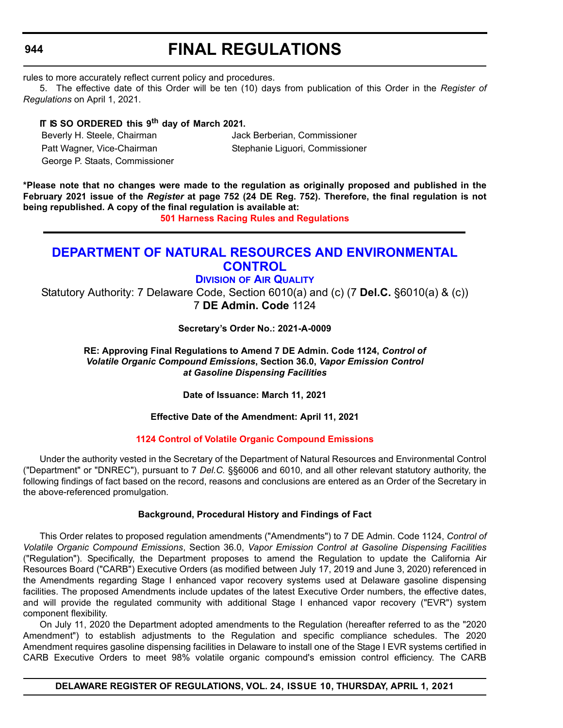rules to more accurately reflect current policy and procedures.

5. The effective date of this Order will be ten (10) days from publication of this Order in the *Register of Regulations* on April 1, 2021.

**IT IS SO ORDERED this 9th day of March 2021.**

Beverly H. Steele, Chairman
Patt Wagner, Vice-Chairman
George P. Staats, Commissioner
Jack Berberian, Commissioner
Stephanie Liguori, Commissioner

**\*Please note that no changes were made to the regulation as originally proposed and published in the February 2021 issue of the *Register* at page 752 (24 DE Reg. 752). Therefore, the final regulation is not being republished. A copy of the final regulation is available at:**

**501 Harness Racing Rules and Regulations**

---

# DEPARTMENT OF NATURAL RESOURCES AND ENVIRONMENTAL CONTROL

## Division of Air Quality

Statutory Authority: 7 Delaware Code, Section 6010(a) and (c) (7 **Del.C.** §6010(a) & (c))
7 **DE Admin. Code** 1124

**Secretary's Order No.: 2021-A-0009**

**RE: Approving Final Regulations to Amend 7 DE Admin. Code 1124, *Control of Volatile Organic Compound Emissions*, Section 36.0, *Vapor Emission Control at Gasoline Dispensing Facilities***

**Date of Issuance: March 11, 2021**

**Effective Date of the Amendment: April 11, 2021**

**1124 Control of Volatile Organic Compound Emissions**

Under the authority vested in the Secretary of the Department of Natural Resources and Environmental Control ("Department" or "DNREC"), pursuant to 7 *Del.C.* §§6006 and 6010, and all other relevant statutory authority, the following findings of fact based on the record, reasons and conclusions are entered as an Order of the Secretary in the above-referenced promulgation.

**Background, Procedural History and Findings of Fact**

This Order relates to proposed regulation amendments ("Amendments") to 7 DE Admin. Code 1124, *Control of Volatile Organic Compound Emissions*, Section 36.0, *Vapor Emission Control at Gasoline Dispensing Facilities* ("Regulation"). Specifically, the Department proposes to amend the Regulation to update the California Air Resources Board ("CARB") Executive Orders (as modified between July 17, 2019 and June 3, 2020) referenced in the Amendments regarding Stage I enhanced vapor recovery systems used at Delaware gasoline dispensing facilities. The proposed Amendments include updates of the latest Executive Order numbers, the effective dates, and will provide the regulated community with additional Stage I enhanced vapor recovery ("EVR") system component flexibility.

On July 11, 2020 the Department adopted amendments to the Regulation (hereafter referred to as the "2020 Amendment") to establish adjustments to the Regulation and specific compliance schedules. The 2020 Amendment requires gasoline dispensing facilities in Delaware to install one of the Stage I EVR systems certified in CARB Executive Orders to meet 98% volatile organic compound's emission control efficiency. The CARB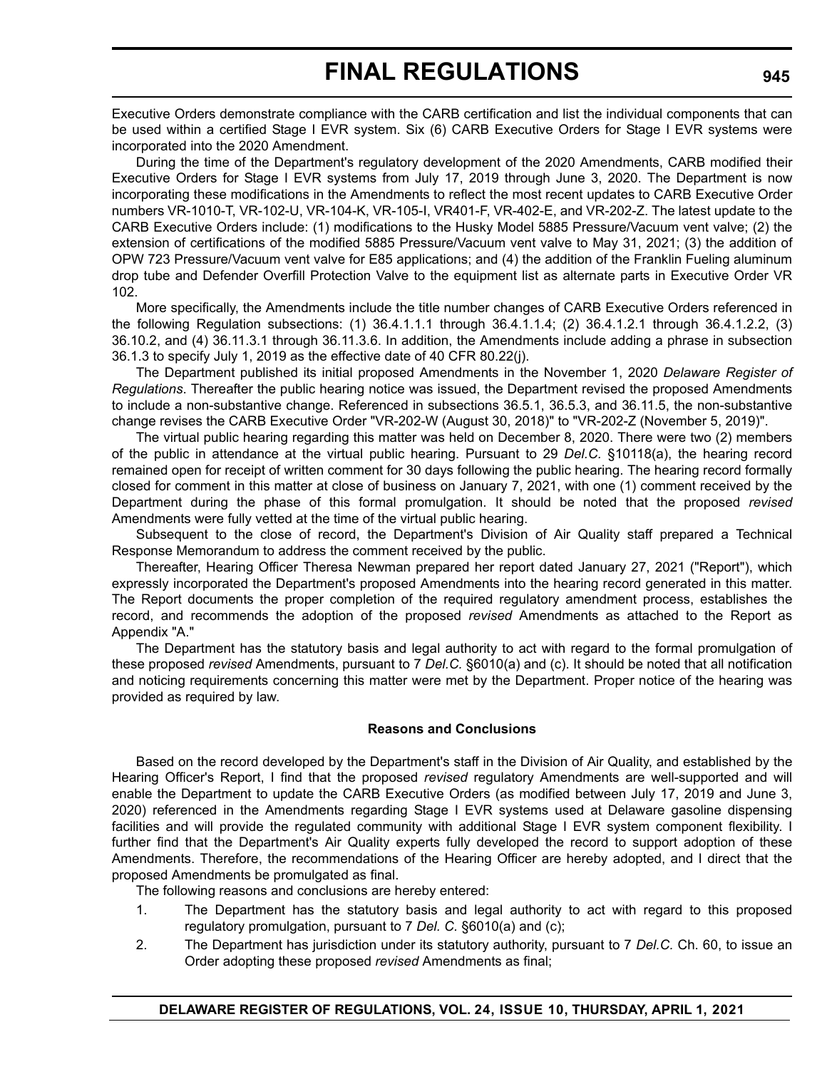Executive Orders demonstrate compliance with the CARB certification and list the individual components that can be used within a certified Stage I EVR system. Six (6) CARB Executive Orders for Stage I EVR systems were incorporated into the 2020 Amendment.

During the time of the Department's regulatory development of the 2020 Amendments, CARB modified their Executive Orders for Stage I EVR systems from July 17, 2019 through June 3, 2020. The Department is now incorporating these modifications in the Amendments to reflect the most recent updates to CARB Executive Order numbers VR-1010-T, VR-102-U, VR-104-K, VR-105-I, VR401-F, VR-402-E, and VR-202-Z. The latest update to the CARB Executive Orders include: (1) modifications to the Husky Model 5885 Pressure/Vacuum vent valve; (2) the extension of certifications of the modified 5885 Pressure/Vacuum vent valve to May 31, 2021; (3) the addition of OPW 723 Pressure/Vacuum vent valve for E85 applications; and (4) the addition of the Franklin Fueling aluminum drop tube and Defender Overfill Protection Valve to the equipment list as alternate parts in Executive Order VR 102.

More specifically, the Amendments include the title number changes of CARB Executive Orders referenced in the following Regulation subsections: (1) 36.4.1.1.1 through 36.4.1.1.4; (2) 36.4.1.2.1 through 36.4.1.2.2, (3) 36.10.2, and (4) 36.11.3.1 through 36.11.3.6. In addition, the Amendments include adding a phrase in subsection 36.1.3 to specify July 1, 2019 as the effective date of 40 CFR 80.22(j).

The Department published its initial proposed Amendments in the November 1, 2020 *Delaware Register of Regulations*. Thereafter the public hearing notice was issued, the Department revised the proposed Amendments to include a non-substantive change. Referenced in subsections 36.5.1, 36.5.3, and 36.11.5, the non-substantive change revises the CARB Executive Order "VR-202-W (August 30, 2018)" to "VR-202-Z (November 5, 2019)".

The virtual public hearing regarding this matter was held on December 8, 2020. There were two (2) members of the public in attendance at the virtual public hearing. Pursuant to 29 *Del.C.* §10118(a), the hearing record remained open for receipt of written comment for 30 days following the public hearing. The hearing record formally closed for comment in this matter at close of business on January 7, 2021, with one (1) comment received by the Department during the phase of this formal promulgation. It should be noted that the proposed *revised* Amendments were fully vetted at the time of the virtual public hearing.

Subsequent to the close of record, the Department's Division of Air Quality staff prepared a Technical Response Memorandum to address the comment received by the public.

Thereafter, Hearing Officer Theresa Newman prepared her report dated January 27, 2021 ("Report"), which expressly incorporated the Department's proposed Amendments into the hearing record generated in this matter. The Report documents the proper completion of the required regulatory amendment process, establishes the record, and recommends the adoption of the proposed *revised* Amendments as attached to the Report as Appendix "A."

The Department has the statutory basis and legal authority to act with regard to the formal promulgation of these proposed *revised* Amendments, pursuant to 7 *Del.C.* §6010(a) and (c). It should be noted that all notification and noticing requirements concerning this matter were met by the Department. Proper notice of the hearing was provided as required by law.

**Reasons and Conclusions**

Based on the record developed by the Department's staff in the Division of Air Quality, and established by the Hearing Officer's Report, I find that the proposed *revised* regulatory Amendments are well-supported and will enable the Department to update the CARB Executive Orders (as modified between July 17, 2019 and June 3, 2020) referenced in the Amendments regarding Stage I EVR systems used at Delaware gasoline dispensing facilities and will provide the regulated community with additional Stage I EVR system component flexibility. I further find that the Department's Air Quality experts fully developed the record to support adoption of these Amendments. Therefore, the recommendations of the Hearing Officer are hereby adopted, and I direct that the proposed Amendments be promulgated as final.

The following reasons and conclusions are hereby entered:

1. The Department has the statutory basis and legal authority to act with regard to this proposed regulatory promulgation, pursuant to 7 *Del. C.* §6010(a) and (c);
2. The Department has jurisdiction under its statutory authority, pursuant to 7 *Del.C.* Ch. 60, to issue an Order adopting these proposed *revised* Amendments as final;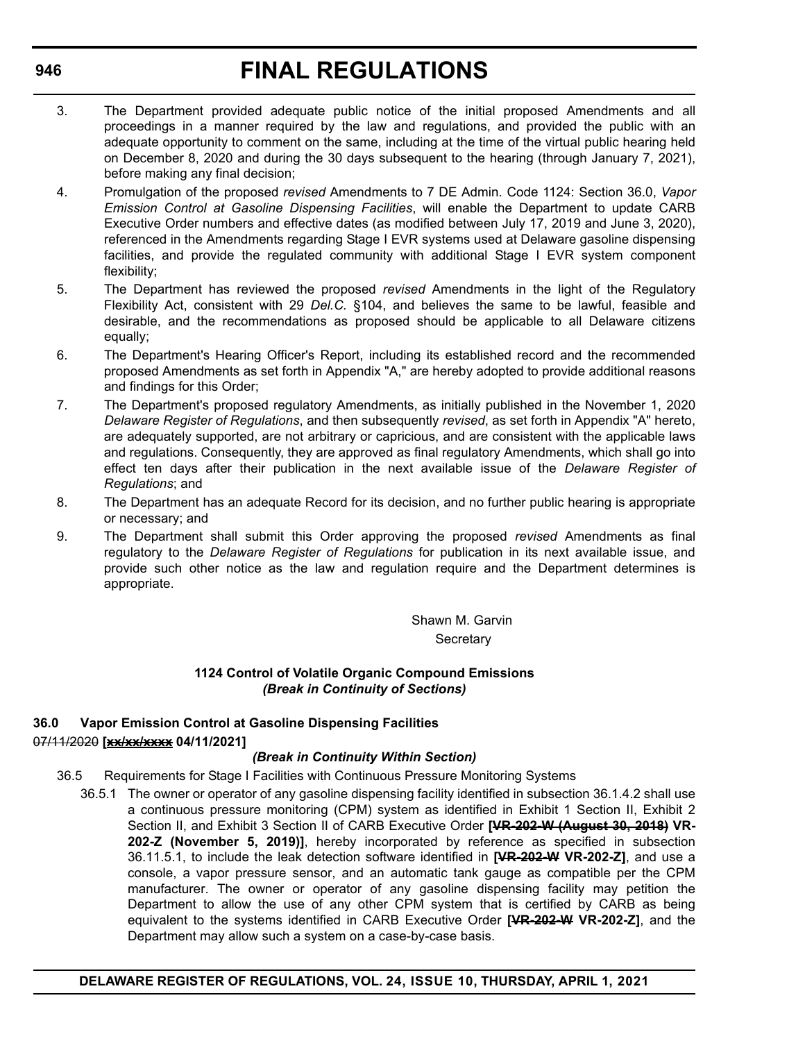3. The Department provided adequate public notice of the initial proposed Amendments and all proceedings in a manner required by the law and regulations, and provided the public with an adequate opportunity to comment on the same, including at the time of the virtual public hearing held on December 8, 2020 and during the 30 days subsequent to the hearing (through January 7, 2021), before making any final decision;
4. Promulgation of the proposed *revised* Amendments to 7 DE Admin. Code 1124: Section 36.0, *Vapor Emission Control at Gasoline Dispensing Facilities*, will enable the Department to update CARB Executive Order numbers and effective dates (as modified between July 17, 2019 and June 3, 2020), referenced in the Amendments regarding Stage I EVR systems used at Delaware gasoline dispensing facilities, and provide the regulated community with additional Stage I EVR system component flexibility;
5. The Department has reviewed the proposed *revised* Amendments in the light of the Regulatory Flexibility Act, consistent with 29 *Del.C.* §104, and believes the same to be lawful, feasible and desirable, and the recommendations as proposed should be applicable to all Delaware citizens equally;
6. The Department's Hearing Officer's Report, including its established record and the recommended proposed Amendments as set forth in Appendix "A," are hereby adopted to provide additional reasons and findings for this Order;
7. The Department's proposed regulatory Amendments, as initially published in the November 1, 2020 *Delaware Register of Regulations*, and then subsequently *revised*, as set forth in Appendix "A" hereto, are adequately supported, are not arbitrary or capricious, and are consistent with the applicable laws and regulations. Consequently, they are approved as final regulatory Amendments, which shall go into effect ten days after their publication in the next available issue of the *Delaware Register of Regulations*; and
8. The Department has an adequate Record for its decision, and no further public hearing is appropriate or necessary; and
9. The Department shall submit this Order approving the proposed *revised* Amendments as final regulatory to the *Delaware Register of Regulations* for publication in its next available issue, and provide such other notice as the law and regulation require and the Department determines is appropriate.

Shawn M. Garvin
Secretary

**1124 Control of Volatile Organic Compound Emissions**
***(Break in Continuity of Sections)***

**36.0 Vapor Emission Control at Gasoline Dispensing Facilities**

~~07/11/2020~~ **[~~xx/xx/xxxx~~ 04/11/2021]**

***(Break in Continuity Within Section)***

36.5 Requirements for Stage I Facilities with Continuous Pressure Monitoring Systems

36.5.1 The owner or operator of any gasoline dispensing facility identified in subsection 36.1.4.2 shall use a continuous pressure monitoring (CPM) system as identified in Exhibit 1 Section II, Exhibit 2 Section II, and Exhibit 3 Section II of CARB Executive Order **[~~VR-202-W (August 30, 2018)~~ VR-202-Z (November 5, 2019)]**, hereby incorporated by reference as specified in subsection 36.11.5.1, to include the leak detection software identified in **[~~VR-202-W~~ VR-202-Z]**, and use a console, a vapor pressure sensor, and an automatic tank gauge as compatible per the CPM manufacturer. The owner or operator of any gasoline dispensing facility may petition the Department to allow the use of any other CPM system that is certified by CARB as being equivalent to the systems identified in CARB Executive Order **[~~VR-202-W~~ VR-202-Z]**, and the Department may allow such a system on a case-by-case basis.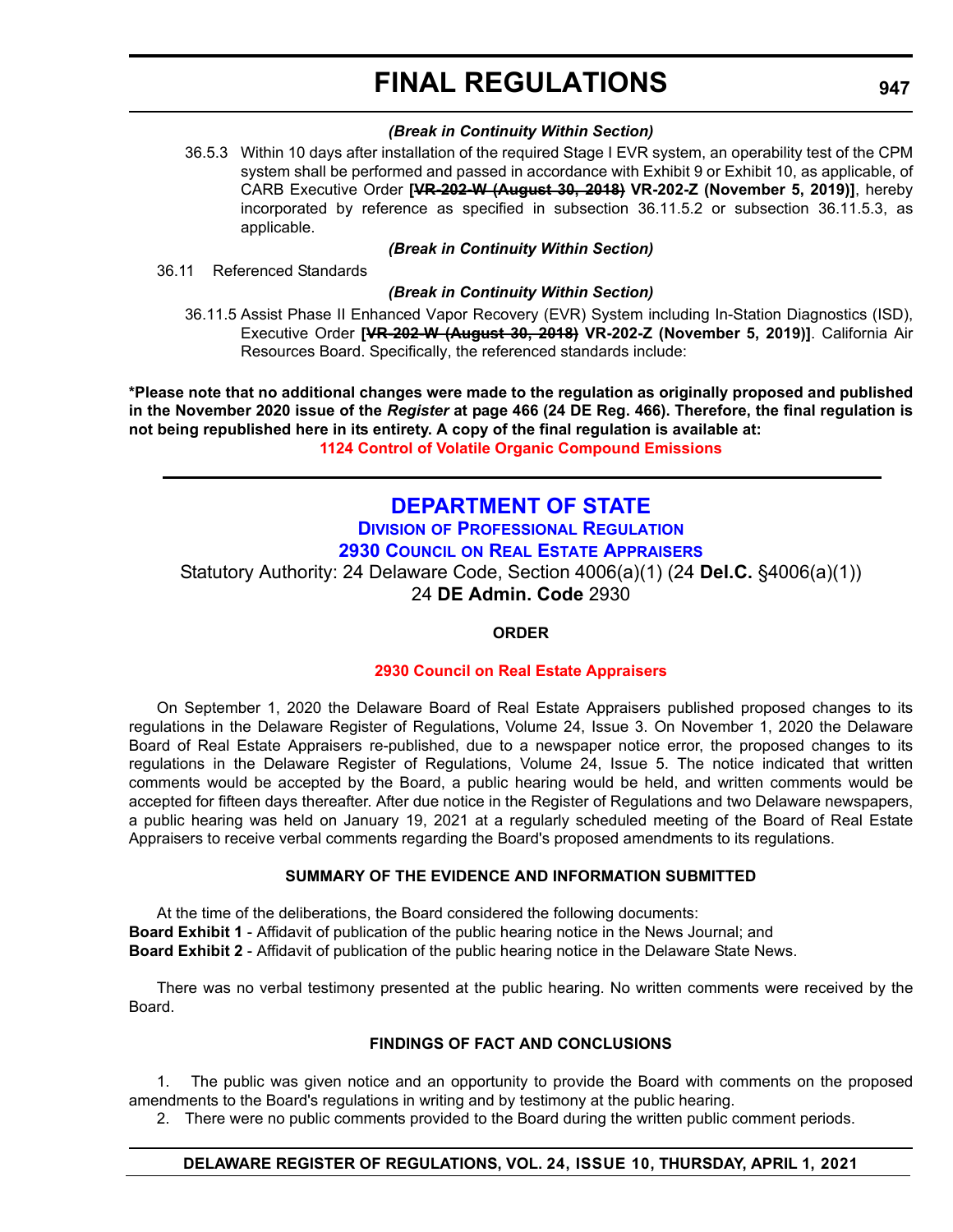***(Break in Continuity Within Section)***

36.5.3 Within 10 days after installation of the required Stage I EVR system, an operability test of the CPM system shall be performed and passed in accordance with Exhibit 9 or Exhibit 10, as applicable, of CARB Executive Order **[~~VR-202-W (August 30, 2018)~~ VR-202-Z (November 5, 2019)]**, hereby incorporated by reference as specified in subsection 36.11.5.2 or subsection 36.11.5.3, as applicable.

***(Break in Continuity Within Section)***

36.11 Referenced Standards

***(Break in Continuity Within Section)***

36.11.5 Assist Phase II Enhanced Vapor Recovery (EVR) System including In-Station Diagnostics (ISD), Executive Order **[~~VR-202-W (August 30, 2018)~~ VR-202-Z (November 5, 2019)]**. California Air Resources Board. Specifically, the referenced standards include:

**\*Please note that no additional changes were made to the regulation as originally proposed and published in the November 2020 issue of the *Register* at page 466 (24 DE Reg. 466). Therefore, the final regulation is not being republished here in its entirety. A copy of the final regulation is available at:**

**1124 Control of Volatile Organic Compound Emissions**

---

# DEPARTMENT OF STATE

## Division of Professional Regulation

## 2930 Council on Real Estate Appraisers

Statutory Authority: 24 Delaware Code, Section 4006(a)(1) (24 **Del.C.** §4006(a)(1))
24 **DE Admin. Code** 2930

### ORDER

**2930 Council on Real Estate Appraisers**

On September 1, 2020 the Delaware Board of Real Estate Appraisers published proposed changes to its regulations in the Delaware Register of Regulations, Volume 24, Issue 3. On November 1, 2020 the Delaware Board of Real Estate Appraisers re-published, due to a newspaper notice error, the proposed changes to its regulations in the Delaware Register of Regulations, Volume 24, Issue 5. The notice indicated that written comments would be accepted by the Board, a public hearing would be held, and written comments would be accepted for fifteen days thereafter. After due notice in the Register of Regulations and two Delaware newspapers, a public hearing was held on January 19, 2021 at a regularly scheduled meeting of the Board of Real Estate Appraisers to receive verbal comments regarding the Board's proposed amendments to its regulations.

### SUMMARY OF THE EVIDENCE AND INFORMATION SUBMITTED

At the time of the deliberations, the Board considered the following documents:
**Board Exhibit 1** - Affidavit of publication of the public hearing notice in the News Journal; and
**Board Exhibit 2** - Affidavit of publication of the public hearing notice in the Delaware State News.

There was no verbal testimony presented at the public hearing. No written comments were received by the Board.

### FINDINGS OF FACT AND CONCLUSIONS

1. The public was given notice and an opportunity to provide the Board with comments on the proposed amendments to the Board's regulations in writing and by testimony at the public hearing.
2. There were no public comments provided to the Board during the written public comment periods.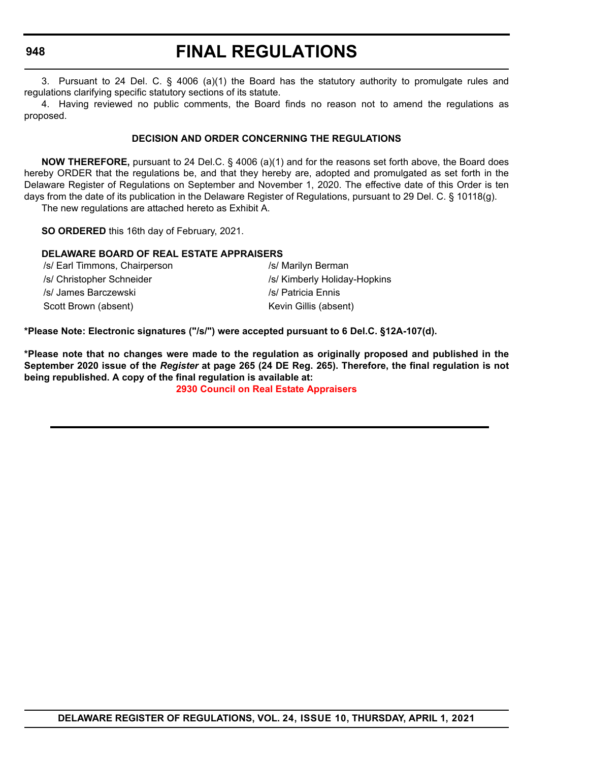3. Pursuant to 24 Del. C. § 4006 (a)(1) the Board has the statutory authority to promulgate rules and regulations clarifying specific statutory sections of its statute.

4. Having reviewed no public comments, the Board finds no reason not to amend the regulations as proposed.

**DECISION AND ORDER CONCERNING THE REGULATIONS**

**NOW THEREFORE,** pursuant to 24 Del.C. § 4006 (a)(1) and for the reasons set forth above, the Board does hereby ORDER that the regulations be, and that they hereby are, adopted and promulgated as set forth in the Delaware Register of Regulations on September and November 1, 2020. The effective date of this Order is ten days from the date of its publication in the Delaware Register of Regulations, pursuant to 29 Del. C. § 10118(g).

The new regulations are attached hereto as Exhibit A.

**SO ORDERED** this 16th day of February, 2021.

**DELAWARE BOARD OF REAL ESTATE APPRAISERS**

/s/ Earl Timmons, Chairperson
/s/ Christopher Schneider
/s/ James Barczewski
Scott Brown (absent)
/s/ Marilyn Berman
/s/ Kimberly Holiday-Hopkins
/s/ Patricia Ennis
Kevin Gillis (absent)

**\*Please Note: Electronic signatures ("/s/") were accepted pursuant to 6 Del.C. §12A-107(d).**

**\*Please note that no changes were made to the regulation as originally proposed and published in the September 2020 issue of the *Register* at page 265 (24 DE Reg. 265). Therefore, the final regulation is not being republished. A copy of the final regulation is available at:**

**2930 Council on Real Estate Appraisers**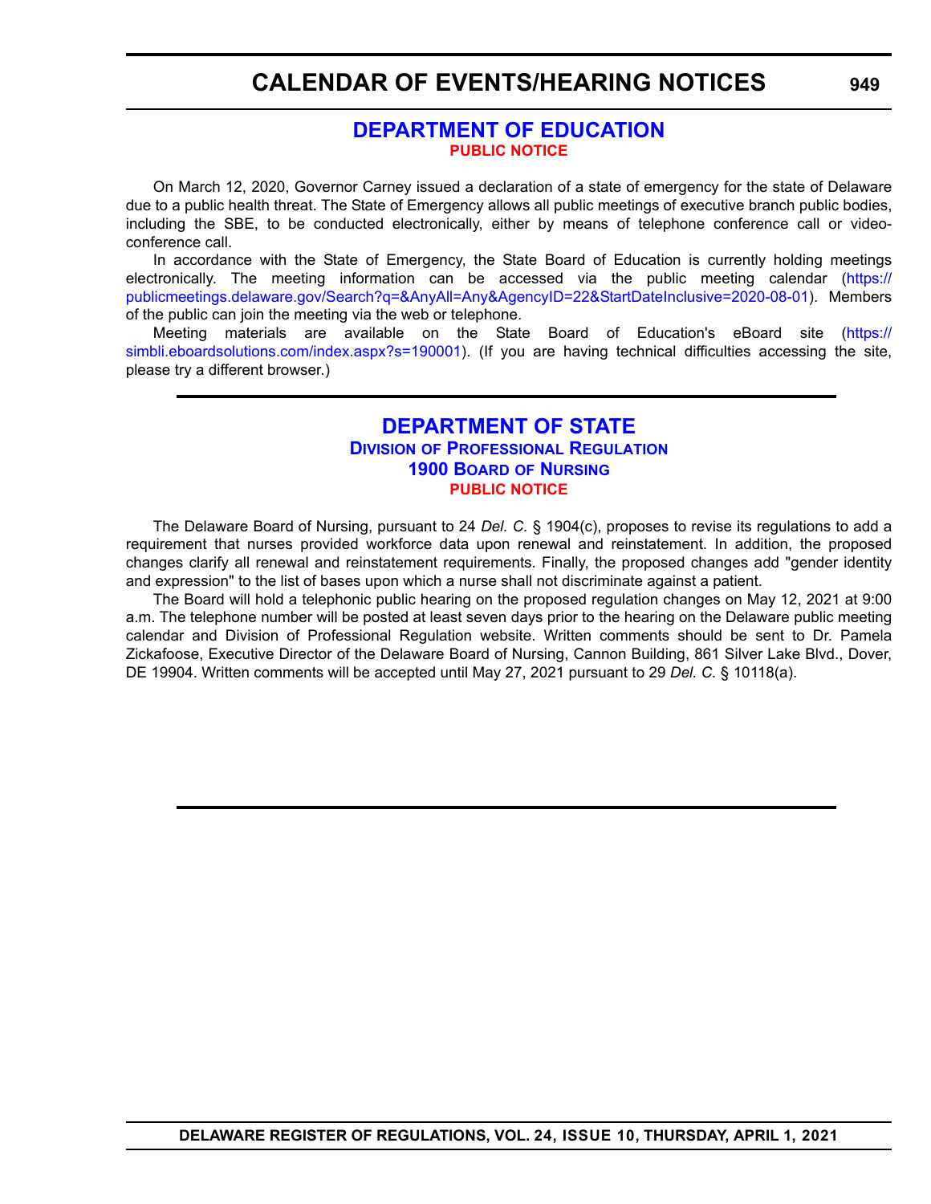# DEPARTMENT OF EDUCATION

### PUBLIC NOTICE

On March 12, 2020, Governor Carney issued a declaration of a state of emergency for the state of Delaware due to a public health threat. The State of Emergency allows all public meetings of executive branch public bodies, including the SBE, to be conducted electronically, either by means of telephone conference call or video-conference call.

In accordance with the State of Emergency, the State Board of Education is currently holding meetings electronically. The meeting information can be accessed via the public meeting calendar (https://publicmeetings.delaware.gov/Search?q=&AnyAll=Any&AgencyID=22&StartDateInclusive=2020-08-01). Members of the public can join the meeting via the web or telephone.

Meeting materials are available on the State Board of Education's eBoard site (https://simbli.eboardsolutions.com/index.aspx?s=190001). (If you are having technical difficulties accessing the site, please try a different browser.)

---

# DEPARTMENT OF STATE

## DIVISION OF PROFESSIONAL REGULATION

## 1900 BOARD OF NURSING

### PUBLIC NOTICE

The Delaware Board of Nursing, pursuant to 24 *Del. C.* § 1904(c), proposes to revise its regulations to add a requirement that nurses provided workforce data upon renewal and reinstatement. In addition, the proposed changes clarify all renewal and reinstatement requirements. Finally, the proposed changes add "gender identity and expression" to the list of bases upon which a nurse shall not discriminate against a patient.

The Board will hold a telephonic public hearing on the proposed regulation changes on May 12, 2021 at 9:00 a.m. The telephone number will be posted at least seven days prior to the hearing on the Delaware public meeting calendar and Division of Professional Regulation website. Written comments should be sent to Dr. Pamela Zickafoose, Executive Director of the Delaware Board of Nursing, Cannon Building, 861 Silver Lake Blvd., Dover, DE 19904. Written comments will be accepted until May 27, 2021 pursuant to 29 *Del. C.* § 10118(a).